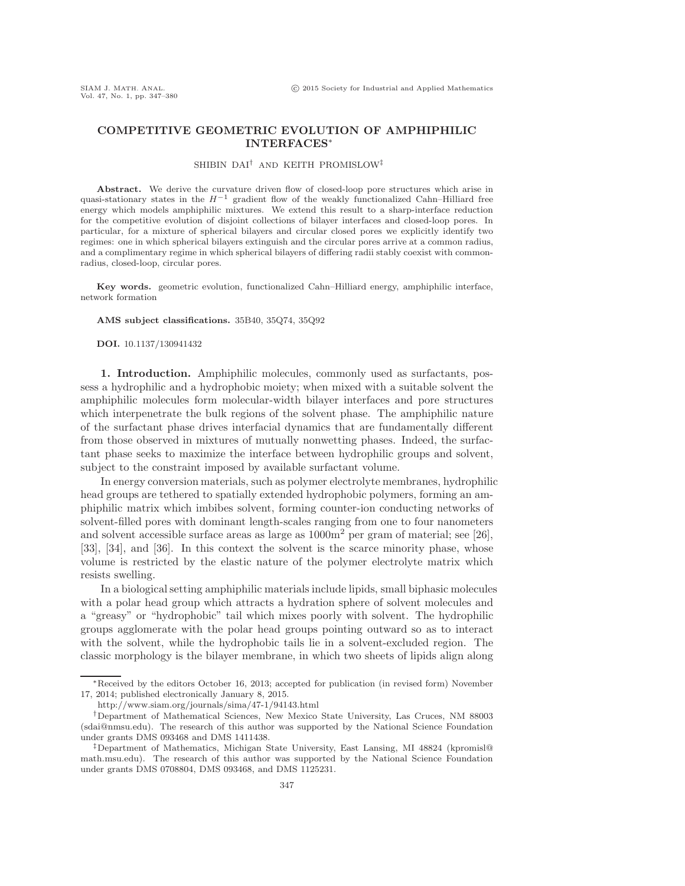# COMPETITIVE GEOMETRIC EVOLUTION OF AMPHIPHILIC INTERFACES*

SHIBIN DAI† AND KEITH PROMISLOW‡

**Abstract.** We derive the curvature driven flow of closed-loop pore structures which arise in quasi-stationary states in the $H^{-1}$ gradient flow of the weakly functionalized Cahn–Hilliard free energy which models amphiphilic mixtures. We extend this result to a sharp-interface reduction for the competitive evolution of disjoint collections of bilayer interfaces and closed-loop pores. In particular, for a mixture of spherical bilayers and circular closed pores we explicitly identify two regimes: one in which spherical bilayers extinguish and the circular pores arrive at a common radius, and a complimentary regime in which spherical bilayers of differing radii stably coexist with common-radius, closed-loop, circular pores.

**Key words.** geometric evolution, functionalized Cahn–Hilliard energy, amphiphilic interface, network formation

**AMS subject classifications.** 35B40, 35Q74, 35Q92

**DOI.** 10.1137/130941432

## 1. Introduction.

Amphiphilic molecules, commonly used as surfactants, possess a hydrophilic and a hydrophobic moiety; when mixed with a suitable solvent the amphiphilic molecules form molecular-width bilayer interfaces and pore structures which interpenetrate the bulk regions of the solvent phase. The amphiphilic nature of the surfactant phase drives interfacial dynamics that are fundamentally different from those observed in mixtures of mutually nonwetting phases. Indeed, the surfactant phase seeks to maximize the interface between hydrophilic groups and solvent, subject to the constraint imposed by available surfactant volume.

In energy conversion materials, such as polymer electrolyte membranes, hydrophilic head groups are tethered to spatially extended hydrophobic polymers, forming an amphiphilic matrix which imbibes solvent, forming counter-ion conducting networks of solvent-filled pores with dominant length-scales ranging from one to four nanometers and solvent accessible surface areas as large as $1000\text{m}^2$ per gram of material; see [26], [33], [34], and [36]. In this context the solvent is the scarce minority phase, whose volume is restricted by the elastic nature of the polymer electrolyte matrix which resists swelling.

In a biological setting amphiphilic materials include lipids, small biphasic molecules with a polar head group which attracts a hydration sphere of solvent molecules and a "greasy" or "hydrophobic" tail which mixes poorly with solvent. The hydrophilic groups agglomerate with the polar head groups pointing outward so as to interact with the solvent, while the hydrophobic tails lie in a solvent-excluded region. The classic morphology is the bilayer membrane, in which two sheets of lipids align along

---

*Received by the editors October 16, 2013; accepted for publication (in revised form) November 17, 2014; published electronically January 8, 2015.

http://www.siam.org/journals/sima/47-1/94143.html

†Department of Mathematical Sciences, New Mexico State University, Las Cruces, NM 88003 (sdai@nmsu.edu). The research of this author was supported by the National Science Foundation under grants DMS 093468 and DMS 1411438.

‡Department of Mathematics, Michigan State University, East Lansing, MI 48824 (kpromisl@math.msu.edu). The research of this author was supported by the National Science Foundation under grants DMS 0708804, DMS 093468, and DMS 1125231.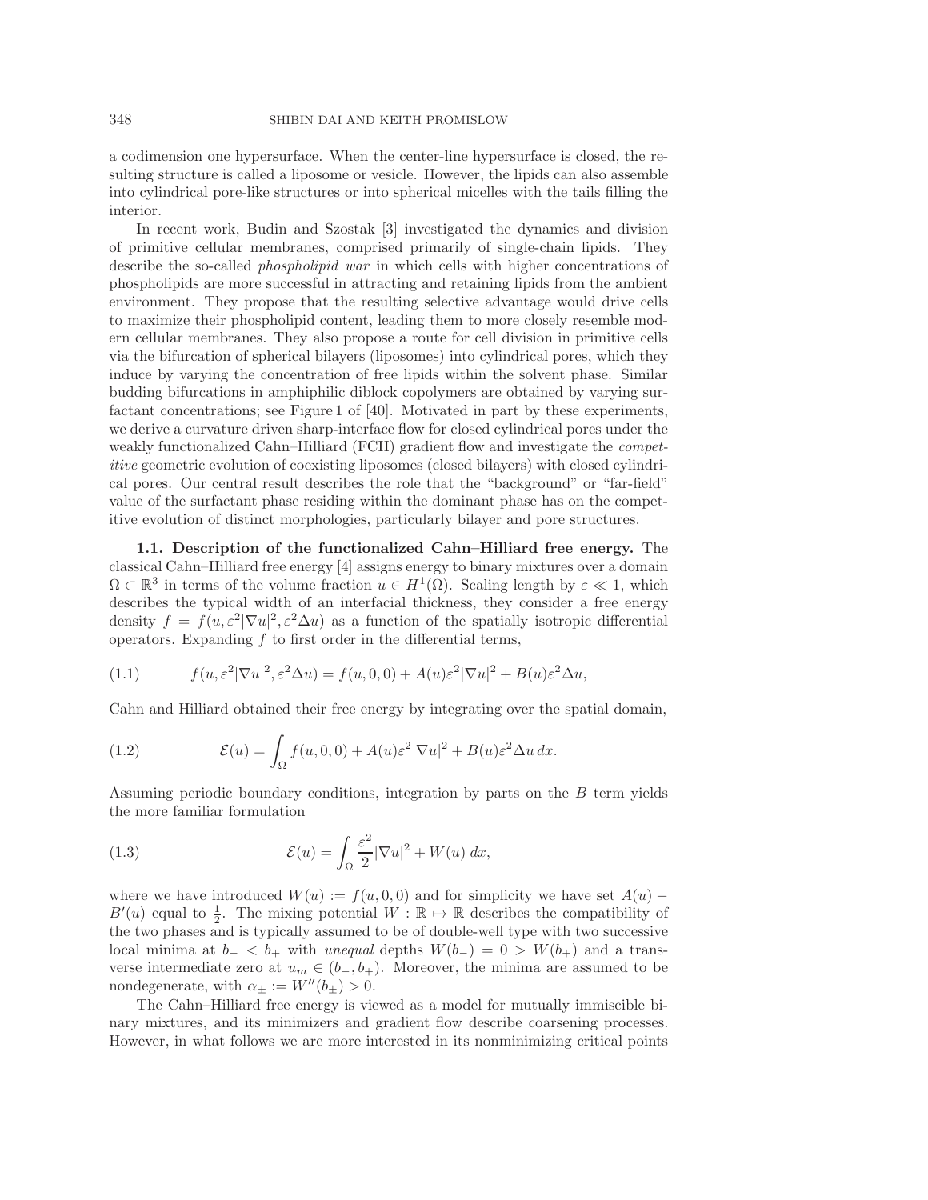a codimension one hypersurface. When the center-line hypersurface is closed, the resulting structure is called a liposome or vesicle. However, the lipids can also assemble into cylindrical pore-like structures or into spherical micelles with the tails filling the interior.

In recent work, Budin and Szostak [3] investigated the dynamics and division of primitive cellular membranes, comprised primarily of single-chain lipids. They describe the so-called *phospholipid war* in which cells with higher concentrations of phospholipids are more successful in attracting and retaining lipids from the ambient environment. They propose that the resulting selective advantage would drive cells to maximize their phospholipid content, leading them to more closely resemble modern cellular membranes. They also propose a route for cell division in primitive cells via the bifurcation of spherical bilayers (liposomes) into cylindrical pores, which they induce by varying the concentration of free lipids within the solvent phase. Similar budding bifurcations in amphiphilic diblock copolymers are obtained by varying surfactant concentrations; see Figure 1 of [40]. Motivated in part by these experiments, we derive a curvature driven sharp-interface flow for closed cylindrical pores under the weakly functionalized Cahn–Hilliard (FCH) gradient flow and investigate the *competitive* geometric evolution of coexisting liposomes (closed bilayers) with closed cylindrical pores. Our central result describes the role that the "background" or "far-field" value of the surfactant phase residing within the dominant phase has on the competitive evolution of distinct morphologies, particularly bilayer and pore structures.

**1.1. Description of the functionalized Cahn–Hilliard free energy.** The classical Cahn–Hilliard free energy [4] assigns energy to binary mixtures over a domain $\Omega \subset \mathbb{R}^3$ in terms of the volume fraction $u \in H^1(\Omega)$. Scaling length by $\varepsilon \ll 1$, which describes the typical width of an interfacial thickness, they consider a free energy density $f = f(u, \varepsilon^2|\nabla u|^2, \varepsilon^2\Delta u)$ as a function of the spatially isotropic differential operators. Expanding $f$ to first order in the differential terms,

$$f(u, \varepsilon^2|\nabla u|^2, \varepsilon^2\Delta u) = f(u, 0, 0) + A(u)\varepsilon^2|\nabla u|^2 + B(u)\varepsilon^2\Delta u, \tag{1.1}$$

Cahn and Hilliard obtained their free energy by integrating over the spatial domain,

$$\mathcal{E}(u) = \int_\Omega f(u, 0, 0) + A(u)\varepsilon^2|\nabla u|^2 + B(u)\varepsilon^2\Delta u \, dx. \tag{1.2}$$

Assuming periodic boundary conditions, integration by parts on the $B$ term yields the more familiar formulation

$$\mathcal{E}(u) = \int_\Omega \frac{\varepsilon^2}{2}|\nabla u|^2 + W(u)\, dx, \tag{1.3}$$

where we have introduced $W(u) := f(u, 0, 0)$ and for simplicity we have set $A(u) - B'(u)$ equal to $\frac{1}{2}$. The mixing potential $W : \mathbb{R} \mapsto \mathbb{R}$ describes the compatibility of the two phases and is typically assumed to be of double-well type with two successive local minima at $b_- < b_+$ with *unequal* depths $W(b_-) = 0 > W(b_+)$ and a transverse intermediate zero at $u_m \in (b_-, b_+)$. Moreover, the minima are assumed to be nondegenerate, with $\alpha_\pm := W''(b_\pm) > 0$.

The Cahn–Hilliard free energy is viewed as a model for mutually immiscible binary mixtures, and its minimizers and gradient flow describe coarsening processes. However, in what follows we are more interested in its nonminimizing critical points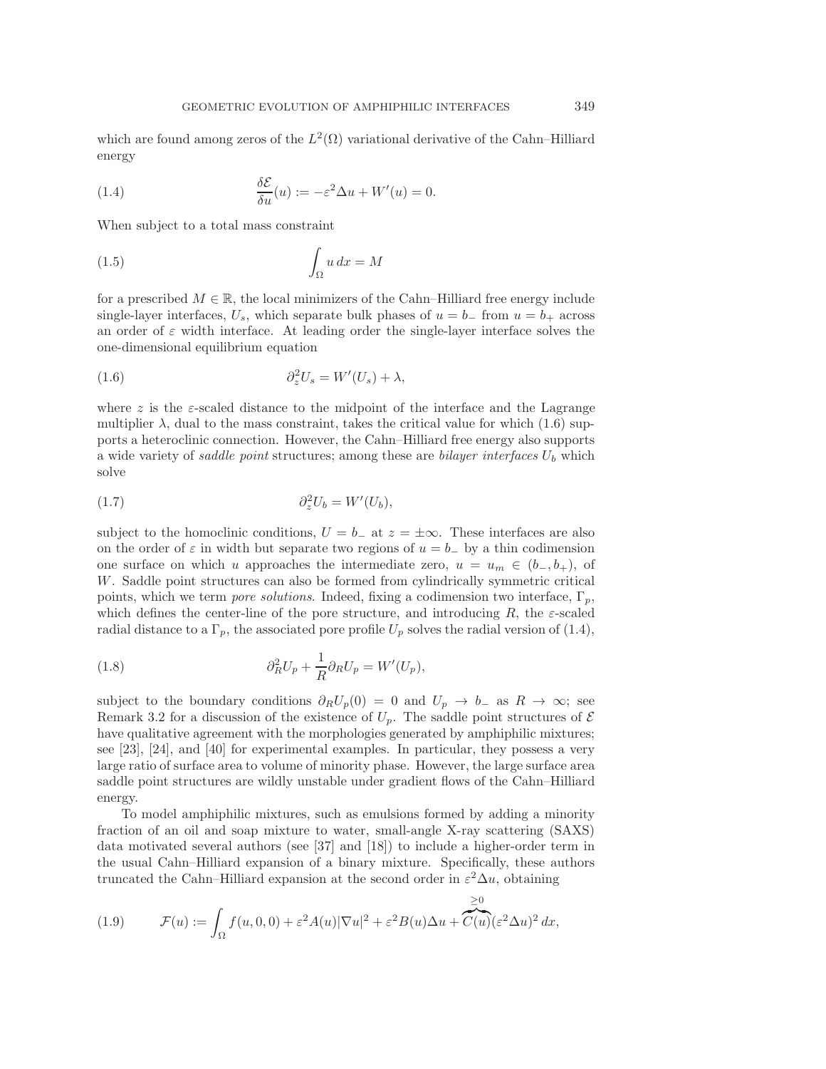which are found among zeros of the $L^2(\Omega)$ variational derivative of the Cahn–Hilliard energy

$$\frac{\delta \mathcal{E}}{\delta u}(u) := -\varepsilon^2 \Delta u + W'(u) = 0. \tag{1.4}$$

When subject to a total mass constraint

$$\int_\Omega u \, dx = M \tag{1.5}$$

for a prescribed $M \in \mathbb{R}$, the local minimizers of the Cahn–Hilliard free energy include single-layer interfaces, $U_s$, which separate bulk phases of $u = b_-$ from $u = b_+$ across an order of $\varepsilon$ width interface. At leading order the single-layer interface solves the one-dimensional equilibrium equation

$$\partial_z^2 U_s = W'(U_s) + \lambda, \tag{1.6}$$

where $z$ is the $\varepsilon$-scaled distance to the midpoint of the interface and the Lagrange multiplier $\lambda$, dual to the mass constraint, takes the critical value for which (1.6) supports a heteroclinic connection. However, the Cahn–Hilliard free energy also supports a wide variety of *saddle point* structures; among these are *bilayer interfaces* $U_b$ which solve

$$\partial_z^2 U_b = W'(U_b), \tag{1.7}$$

subject to the homoclinic conditions, $U = b_-$ at $z = \pm\infty$. These interfaces are also on the order of $\varepsilon$ in width but separate two regions of $u = b_-$ by a thin codimension one surface on which $u$ approaches the intermediate zero, $u = u_m \in (b_-, b_+)$, of $W$. Saddle point structures can also be formed from cylindrically symmetric critical points, which we term *pore solutions*. Indeed, fixing a codimension two interface, $\Gamma_p$, which defines the center-line of the pore structure, and introducing $R$, the $\varepsilon$-scaled radial distance to a $\Gamma_p$, the associated pore profile $U_p$ solves the radial version of (1.4),

$$\partial_R^2 U_p + \frac{1}{R}\partial_R U_p = W'(U_p), \tag{1.8}$$

subject to the boundary conditions $\partial_R U_p(0) = 0$ and $U_p \to b_-$ as $R \to \infty$; see Remark 3.2 for a discussion of the existence of $U_p$. The saddle point structures of $\mathcal{E}$ have qualitative agreement with the morphologies generated by amphiphilic mixtures; see [23], [24], and [40] for experimental examples. In particular, they possess a very large ratio of surface area to volume of minority phase. However, the large surface area saddle point structures are wildly unstable under gradient flows of the Cahn–Hilliard energy.

To model amphiphilic mixtures, such as emulsions formed by adding a minority fraction of an oil and soap mixture to water, small-angle X-ray scattering (SAXS) data motivated several authors (see [37] and [18]) to include a higher-order term in the usual Cahn–Hilliard expansion of a binary mixture. Specifically, these authors truncated the Cahn–Hilliard expansion at the second order in $\varepsilon^2 \Delta u$, obtaining

$$\mathcal{F}(u) := \int_\Omega f(u, 0, 0) + \varepsilon^2 A(u)|\nabla u|^2 + \varepsilon^2 B(u)\Delta u + \overbrace{C(u)}^{\geq 0}(\varepsilon^2 \Delta u)^2 \, dx, \tag{1.9}$$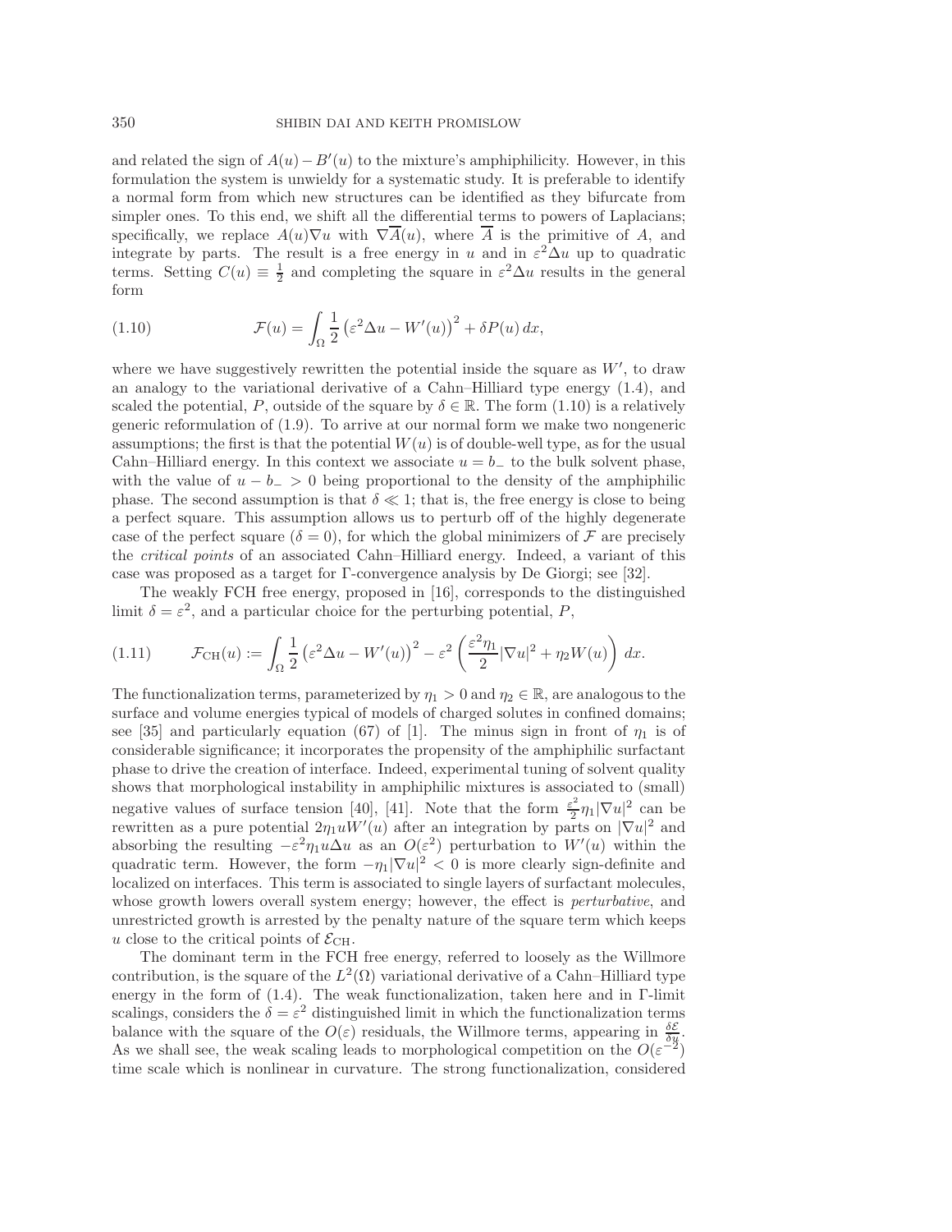and related the sign of $A(u) - B'(u)$ to the mixture's amphiphilicity. However, in this formulation the system is unwieldy for a systematic study. It is preferable to identify a normal form from which new structures can be identified as they bifurcate from simpler ones. To this end, we shift all the differential terms to powers of Laplacians; specifically, we replace $A(u)\nabla u$ with $\nabla \overline{A}(u)$, where $\overline{A}$ is the primitive of $A$, and integrate by parts. The result is a free energy in $u$ and in $\varepsilon^2 \Delta u$ up to quadratic terms. Setting $C(u) \equiv \frac{1}{2}$ and completing the square in $\varepsilon^2 \Delta u$ results in the general form

$$
\mathcal{F}(u) = \int_\Omega \frac{1}{2} \left(\varepsilon^2 \Delta u - W'(u)\right)^2 + \delta P(u)\, dx, \tag{1.10}
$$

where we have suggestively rewritten the potential inside the square as $W'$, to draw an analogy to the variational derivative of a Cahn–Hilliard type energy (1.4), and scaled the potential, $P$, outside of the square by $\delta \in \mathbb{R}$. The form (1.10) is a relatively generic reformulation of (1.9). To arrive at our normal form we make two nongeneric assumptions; the first is that the potential $W(u)$ is of double-well type, as for the usual Cahn–Hilliard energy. In this context we associate $u = b_-$ to the bulk solvent phase, with the value of $u - b_- > 0$ being proportional to the density of the amphiphilic phase. The second assumption is that $\delta \ll 1$; that is, the free energy is close to being a perfect square. This assumption allows us to perturb off of the highly degenerate case of the perfect square ($\delta = 0$), for which the global minimizers of $\mathcal{F}$ are precisely the *critical points* of an associated Cahn–Hilliard energy. Indeed, a variant of this case was proposed as a target for Γ-convergence analysis by De Giorgi; see [32].

The weakly FCH free energy, proposed in [16], corresponds to the distinguished limit $\delta = \varepsilon^2$, and a particular choice for the perturbing potential, $P$,

$$
\mathcal{F}_{\rm CH}(u) := \int_\Omega \frac{1}{2} \left(\varepsilon^2 \Delta u - W'(u)\right)^2 - \varepsilon^2 \left(\frac{\varepsilon^2 \eta_1}{2} |\nabla u|^2 + \eta_2 W(u)\right) dx. \tag{1.11}
$$

The functionalization terms, parameterized by $\eta_1 > 0$ and $\eta_2 \in \mathbb{R}$, are analogous to the surface and volume energies typical of models of charged solutes in confined domains; see [35] and particularly equation (67) of [1]. The minus sign in front of $\eta_1$ is of considerable significance; it incorporates the propensity of the amphiphilic surfactant phase to drive the creation of interface. Indeed, experimental tuning of solvent quality shows that morphological instability in amphiphilic mixtures is associated to (small) negative values of surface tension [40], [41]. Note that the form $\frac{\varepsilon^2}{2}\eta_1 |\nabla u|^2$ can be rewritten as a pure potential $2\eta_1 u W'(u)$ after an integration by parts on $|\nabla u|^2$ and absorbing the resulting $-\varepsilon^2 \eta_1 u \Delta u$ as an $O(\varepsilon^2)$ perturbation to $W'(u)$ within the quadratic term. However, the form $-\eta_1 |\nabla u|^2 < 0$ is more clearly sign-definite and localized on interfaces. This term is associated to single layers of surfactant molecules, whose growth lowers overall system energy; however, the effect is *perturbative*, and unrestricted growth is arrested by the penalty nature of the square term which keeps $u$ close to the critical points of $\mathcal{E}_{\rm CH}$.

The dominant term in the FCH free energy, referred to loosely as the Willmore contribution, is the square of the $L^2(\Omega)$ variational derivative of a Cahn–Hilliard type energy in the form of (1.4). The weak functionalization, taken here and in Γ-limit scalings, considers the $\delta = \varepsilon^2$ distinguished limit in which the functionalization terms balance with the square of the $O(\varepsilon)$ residuals, the Willmore terms, appearing in $\frac{\delta \mathcal{E}}{\delta u}$. As we shall see, the weak scaling leads to morphological competition on the $O(\varepsilon^{-2})$ time scale which is nonlinear in curvature. The strong functionalization, considered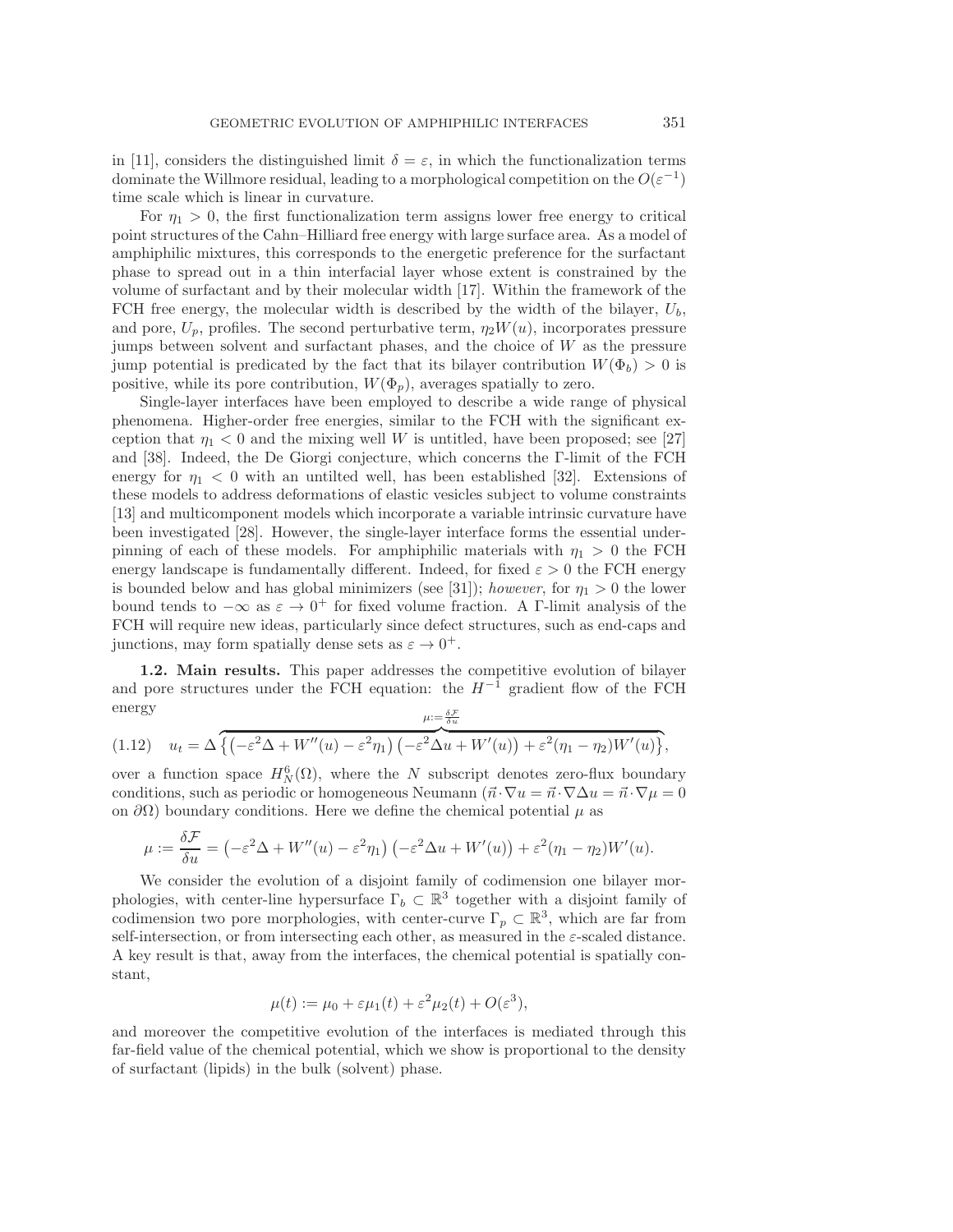in [11], considers the distinguished limit $\delta = \varepsilon$, in which the functionalization terms dominate the Willmore residual, leading to a morphological competition on the $O(\varepsilon^{-1})$ time scale which is linear in curvature.

For $\eta_1 > 0$, the first functionalization term assigns lower free energy to critical point structures of the Cahn–Hilliard free energy with large surface area. As a model of amphiphilic mixtures, this corresponds to the energetic preference for the surfactant phase to spread out in a thin interfacial layer whose extent is constrained by the volume of surfactant and by their molecular width [17]. Within the framework of the FCH free energy, the molecular width is described by the width of the bilayer, $U_b$, and pore, $U_p$, profiles. The second perturbative term, $\eta_2 W(u)$, incorporates pressure jumps between solvent and surfactant phases, and the choice of $W$ as the pressure jump potential is predicated by the fact that its bilayer contribution $W(\Phi_b) > 0$ is positive, while its pore contribution, $W(\Phi_p)$, averages spatially to zero.

Single-layer interfaces have been employed to describe a wide range of physical phenomena. Higher-order free energies, similar to the FCH with the significant exception that $\eta_1 < 0$ and the mixing well $W$ is untitled, have been proposed; see [27] and [38]. Indeed, the De Giorgi conjecture, which concerns the Γ-limit of the FCH energy for $\eta_1 < 0$ with an untilted well, has been established [32]. Extensions of these models to address deformations of elastic vesicles subject to volume constraints [13] and multicomponent models which incorporate a variable intrinsic curvature have been investigated [28]. However, the single-layer interface forms the essential underpinning of each of these models. For amphiphilic materials with $\eta_1 > 0$ the FCH energy landscape is fundamentally different. Indeed, for fixed $\varepsilon > 0$ the FCH energy is bounded below and has global minimizers (see [31]); *however*, for $\eta_1 > 0$ the lower bound tends to $-\infty$ as $\varepsilon \to 0^+$ for fixed volume fraction. A Γ-limit analysis of the FCH will require new ideas, particularly since defect structures, such as end-caps and junctions, may form spatially dense sets as $\varepsilon \to 0^+$.

**1.2. Main results.** This paper addresses the competitive evolution of bilayer and pore structures under the FCH equation: the $H^{-1}$ gradient flow of the FCH energy

$$u_t = \Delta \overbrace{\left\{ \left(-\varepsilon^2\Delta + W''(u) - \varepsilon^2\eta_1\right)\left(-\varepsilon^2\Delta u + W'(u)\right) + \varepsilon^2(\eta_1 - \eta_2)W'(u) \right\}}^{\mu := \frac{\delta \mathcal{F}}{\delta u}}, \tag{1.12}$$

over a function space $H^6_N(\Omega)$, where the $N$ subscript denotes zero-flux boundary conditions, such as periodic or homogeneous Neumann ($\vec{n}\cdot\nabla u = \vec{n}\cdot\nabla\Delta u = \vec{n}\cdot\nabla\mu = 0$ on $\partial\Omega$) boundary conditions. Here we define the chemical potential $\mu$ as

$$\mu := \frac{\delta \mathcal{F}}{\delta u} = \left(-\varepsilon^2\Delta + W''(u) - \varepsilon^2\eta_1\right)\left(-\varepsilon^2\Delta u + W'(u)\right) + \varepsilon^2(\eta_1 - \eta_2)W'(u).$$

We consider the evolution of a disjoint family of codimension one bilayer morphologies, with center-line hypersurface $\Gamma_b \subset \mathbb{R}^3$ together with a disjoint family of codimension two pore morphologies, with center-curve $\Gamma_p \subset \mathbb{R}^3$, which are far from self-intersection, or from intersecting each other, as measured in the $\varepsilon$-scaled distance. A key result is that, away from the interfaces, the chemical potential is spatially constant,

$$\mu(t) := \mu_0 + \varepsilon\mu_1(t) + \varepsilon^2\mu_2(t) + O(\varepsilon^3),$$

and moreover the competitive evolution of the interfaces is mediated through this far-field value of the chemical potential, which we show is proportional to the density of surfactant (lipids) in the bulk (solvent) phase.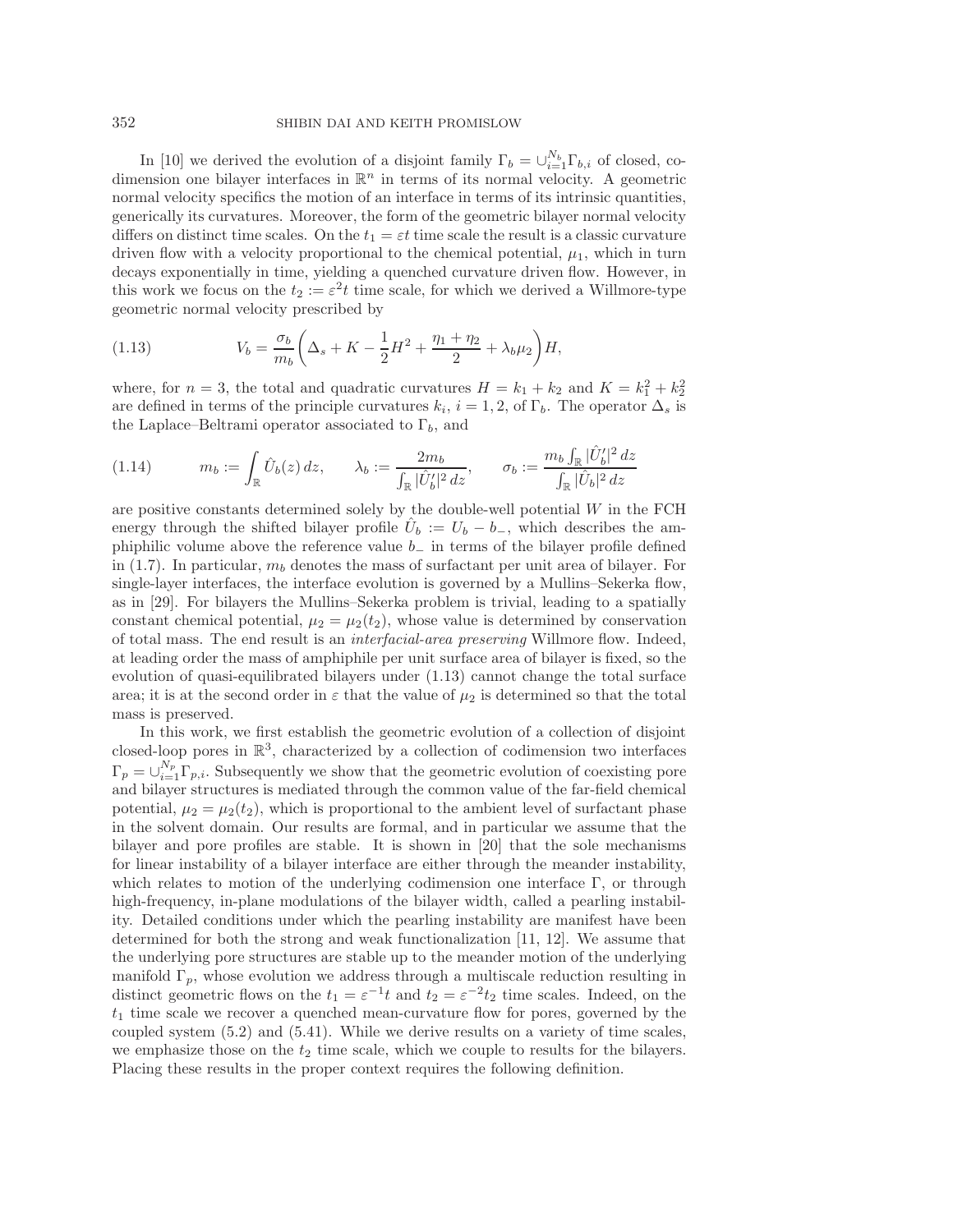In [10] we derived the evolution of a disjoint family $\Gamma_b = \cup_{i=1}^{N_b} \Gamma_{b,i}$ of closed, codimension one bilayer interfaces in $\mathbb{R}^n$ in terms of its normal velocity. A geometric normal velocity specifics the motion of an interface in terms of its intrinsic quantities, generically its curvatures. Moreover, the form of the geometric bilayer normal velocity differs on distinct time scales. On the $t_1 = \varepsilon t$ time scale the result is a classic curvature driven flow with a velocity proportional to the chemical potential, $\mu_1$, which in turn decays exponentially in time, yielding a quenched curvature driven flow. However, in this work we focus on the $t_2 := \varepsilon^2 t$ time scale, for which we derived a Willmore-type geometric normal velocity prescribed by

$$V_b = \frac{\sigma_b}{m_b}\left(\Delta_s + K - \frac{1}{2}H^2 + \frac{\eta_1 + \eta_2}{2} + \lambda_b \mu_2\right) H, \tag{1.13}$$

where, for $n = 3$, the total and quadratic curvatures $H = k_1 + k_2$ and $K = k_1^2 + k_2^2$ are defined in terms of the principle curvatures $k_i$, $i = 1, 2$, of $\Gamma_b$. The operator $\Delta_s$ is the Laplace–Beltrami operator associated to $\Gamma_b$, and

$$m_b := \int_{\mathbb{R}} \hat{U}_b(z)\, dz, \qquad \lambda_b := \frac{2 m_b}{\int_{\mathbb{R}} |\hat{U}_b'|^2\, dz}, \qquad \sigma_b := \frac{m_b \int_{\mathbb{R}} |\hat{U}_b'|^2\, dz}{\int_{\mathbb{R}} |\hat{U}_b|^2\, dz} \tag{1.14}$$

are positive constants determined solely by the double-well potential $W$ in the FCH energy through the shifted bilayer profile $\hat{U}_b := U_b - b_-$, which describes the amphiphilic volume above the reference value $b_-$ in terms of the bilayer profile defined in (1.7). In particular, $m_b$ denotes the mass of surfactant per unit area of bilayer. For single-layer interfaces, the interface evolution is governed by a Mullins–Sekerka flow, as in [29]. For bilayers the Mullins–Sekerka problem is trivial, leading to a spatially constant chemical potential, $\mu_2 = \mu_2(t_2)$, whose value is determined by conservation of total mass. The end result is an *interfacial-area preserving* Willmore flow. Indeed, at leading order the mass of amphiphile per unit surface area of bilayer is fixed, so the evolution of quasi-equilibrated bilayers under (1.13) cannot change the total surface area; it is at the second order in $\varepsilon$ that the value of $\mu_2$ is determined so that the total mass is preserved.

In this work, we first establish the geometric evolution of a collection of disjoint closed-loop pores in $\mathbb{R}^3$, characterized by a collection of codimension two interfaces $\Gamma_p = \cup_{i=1}^{N_p} \Gamma_{p,i}$. Subsequently we show that the geometric evolution of coexisting pore and bilayer structures is mediated through the common value of the far-field chemical potential, $\mu_2 = \mu_2(t_2)$, which is proportional to the ambient level of surfactant phase in the solvent domain. Our results are formal, and in particular we assume that the bilayer and pore profiles are stable. It is shown in [20] that the sole mechanisms for linear instability of a bilayer interface are either through the meander instability, which relates to motion of the underlying codimension one interface $\Gamma$, or through high-frequency, in-plane modulations of the bilayer width, called a pearling instability. Detailed conditions under which the pearling instability are manifest have been determined for both the strong and weak functionalization [11, 12]. We assume that the underlying pore structures are stable up to the meander motion of the underlying manifold $\Gamma_p$, whose evolution we address through a multiscale reduction resulting in distinct geometric flows on the $t_1 = \varepsilon^{-1} t$ and $t_2 = \varepsilon^{-2} t_2$ time scales. Indeed, on the $t_1$ time scale we recover a quenched mean-curvature flow for pores, governed by the coupled system (5.2) and (5.41). While we derive results on a variety of time scales, we emphasize those on the $t_2$ time scale, which we couple to results for the bilayers. Placing these results in the proper context requires the following definition.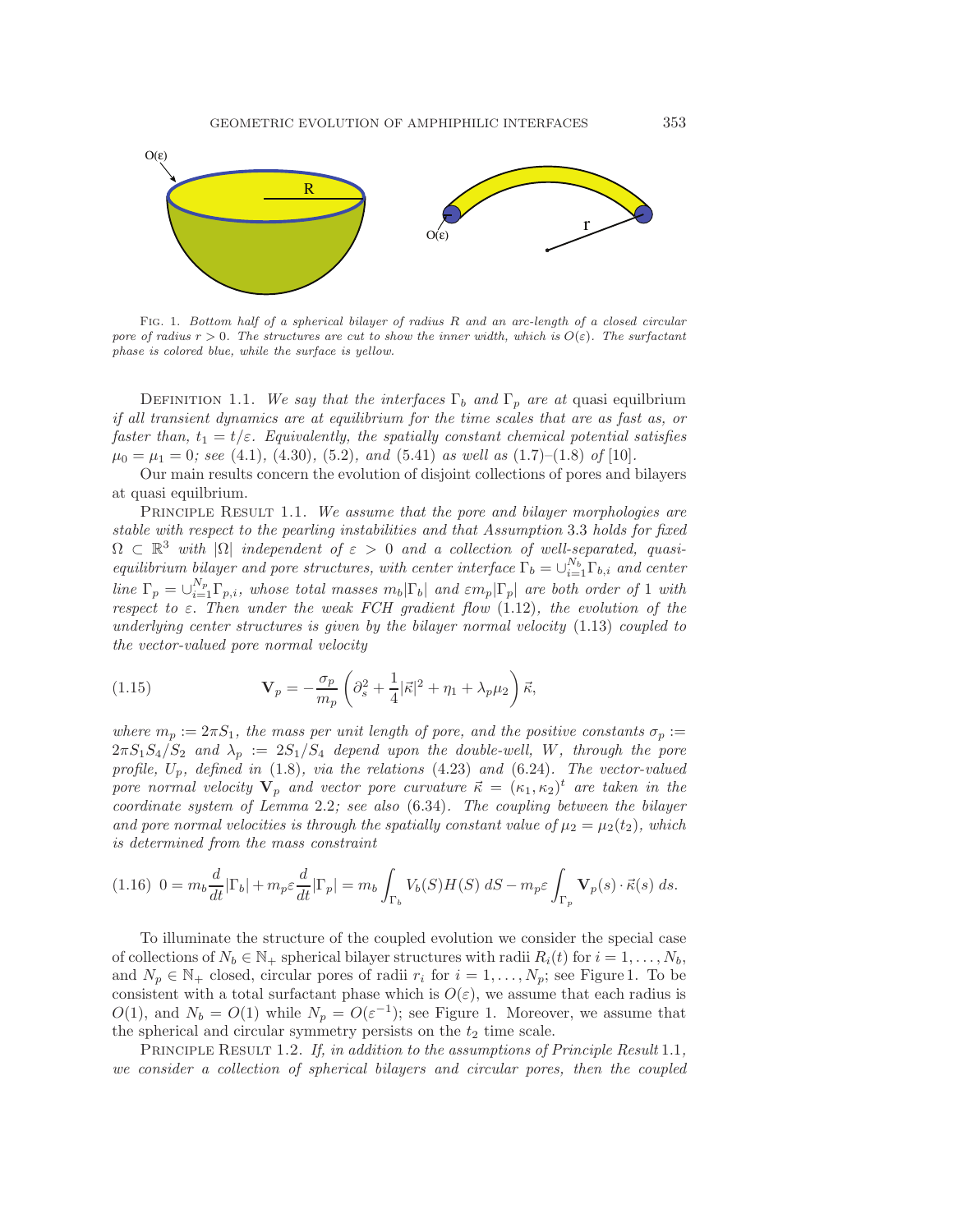O(ε)

R

O(ε)

r

Fig. 1. *Bottom half of a spherical bilayer of radius $R$ and an arc-length of a closed circular pore of radius $r > 0$. The structures are cut to show the inner width, which is $O(\varepsilon)$. The surfactant phase is colored blue, while the surface is yellow.*

Definition 1.1. *We say that the interfaces $\Gamma_b$ and $\Gamma_p$ are at* quasi equilbrium *if all transient dynamics are at equilibrium for the time scales that are as fast as, or faster than, $t_1 = t/\varepsilon$. Equivalently, the spatially constant chemical potential satisfies $\mu_0 = \mu_1 = 0$; see* (4.1), (4.30), (5.2), *and* (5.41) *as well as* (1.7)–(1.8) *of* [10].

Our main results concern the evolution of disjoint collections of pores and bilayers at quasi equilibrium.

Principle Result 1.1. *We assume that the pore and bilayer morphologies are stable with respect to the pearling instabilities and that Assumption* 3.3 *holds for fixed $\Omega \subset \mathbb{R}^3$ with $|\Omega|$ independent of $\varepsilon > 0$ and a collection of well-separated, quasi-equilibrium bilayer and pore structures, with center interface $\Gamma_b = \cup_{i=1}^{N_b} \Gamma_{b,i}$ and center line $\Gamma_p = \cup_{i=1}^{N_p} \Gamma_{p,i}$, whose total masses $m_b|\Gamma_b|$ and $\varepsilon m_p|\Gamma_p|$ are both order of* 1 *with respect to $\varepsilon$. Then under the weak FCH gradient flow* (1.12)*, the evolution of the underlying center structures is given by the bilayer normal velocity* (1.13) *coupled to the vector-valued pore normal velocity*

$$\mathbf{V}_p = -\frac{\sigma_p}{m_p}\left(\partial_s^2 + \frac{1}{4}|\vec{\kappa}|^2 + \eta_1 + \lambda_p \mu_2\right)\vec{\kappa}, \tag{1.15}$$

*where $m_p := 2\pi S_1$, the mass per unit length of pore, and the positive constants $\sigma_p := 2\pi S_1 S_4/S_2$ and $\lambda_p := 2S_1/S_4$ depend upon the double-well, $W$, through the pore profile, $U_p$, defined in* (1.8)*, via the relations* (4.23) *and* (6.24)*. The vector-valued pore normal velocity $\mathbf{V}_p$ and vector pore curvature $\vec{\kappa} = (\kappa_1, \kappa_2)^t$ are taken in the coordinate system of Lemma* 2.2*; see also* (6.34)*. The coupling between the bilayer and pore normal velocities is through the spatially constant value of $\mu_2 = \mu_2(t_2)$, which is determined from the mass constraint*

$$0 = m_b \frac{d}{dt}|\Gamma_b| + m_p\varepsilon\frac{d}{dt}|\Gamma_p| = m_b \int_{\Gamma_b} V_b(S)H(S)\, dS - m_p\varepsilon \int_{\Gamma_p} \mathbf{V}_p(s)\cdot\vec{\kappa}(s)\, ds. \tag{1.16}$$

To illuminate the structure of the coupled evolution we consider the special case of collections of $N_b \in \mathbb{N}_+$ spherical bilayer structures with radii $R_i(t)$ for $i = 1, \ldots, N_b$, and $N_p \in \mathbb{N}_+$ closed, circular pores of radii $r_i$ for $i = 1, \ldots, N_p$; see Figure 1. To be consistent with a total surfactant phase which is $O(\varepsilon)$, we assume that each radius is $O(1)$, and $N_b = O(1)$ while $N_p = O(\varepsilon^{-1})$; see Figure 1. Moreover, we assume that the spherical and circular symmetry persists on the $t_2$ time scale.

Principle Result 1.2. *If, in addition to the assumptions of Principle Result* 1.1*, we consider a collection of spherical bilayers and circular pores, then the coupled*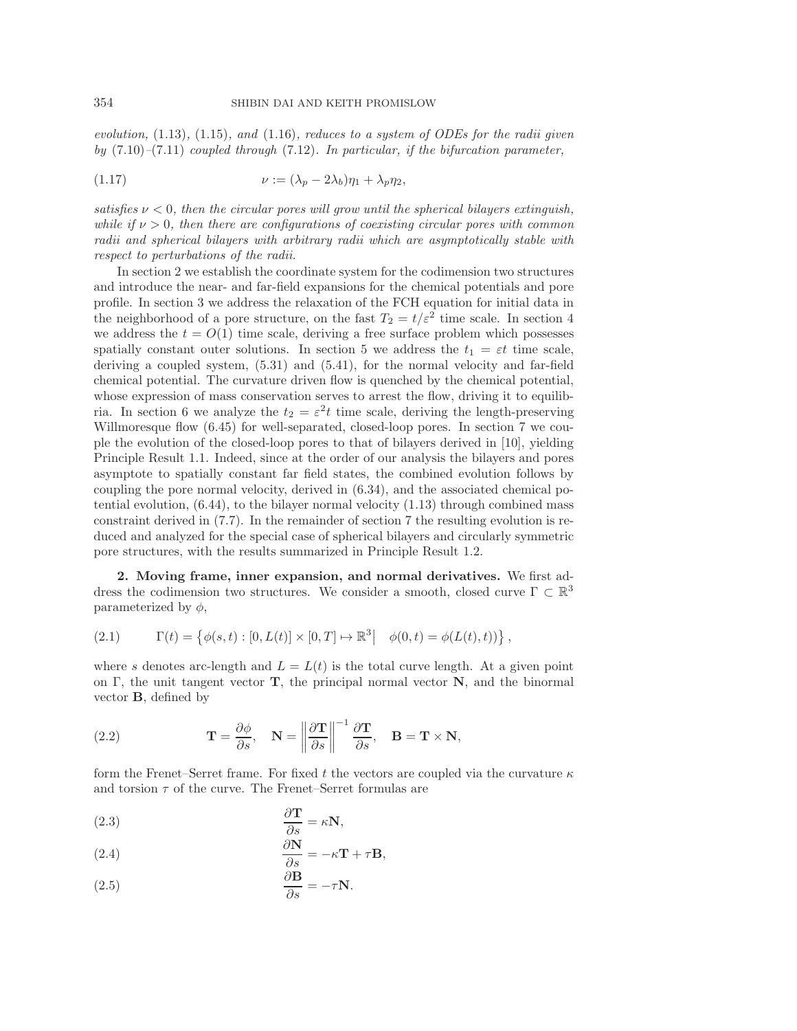*evolution,* (1.13)*,* (1.15)*, and* (1.16)*, reduces to a system of ODEs for the radii given by* (7.10)*–*(7.11) *coupled through* (7.12)*. In particular, if the bifurcation parameter,*

$$\nu := (\lambda_p - 2\lambda_b)\eta_1 + \lambda_p \eta_2, \tag{1.17}$$

*satisfies $\nu < 0$, then the circular pores will grow until the spherical bilayers extinguish, while if $\nu > 0$, then there are configurations of coexisting circular pores with common radii and spherical bilayers with arbitrary radii which are asymptotically stable with respect to perturbations of the radii.*

In section 2 we establish the coordinate system for the codimension two structures and introduce the near- and far-field expansions for the chemical potentials and pore profile. In section 3 we address the relaxation of the FCH equation for initial data in the neighborhood of a pore structure, on the fast $T_2 = t/\varepsilon^2$ time scale. In section 4 we address the $t = O(1)$ time scale, deriving a free surface problem which possesses spatially constant outer solutions. In section 5 we address the $t_1 = \varepsilon t$ time scale, deriving a coupled system, (5.31) and (5.41), for the normal velocity and far-field chemical potential. The curvature driven flow is quenched by the chemical potential, whose expression of mass conservation serves to arrest the flow, driving it to equilibria. In section 6 we analyze the $t_2 = \varepsilon^2 t$ time scale, deriving the length-preserving Willmoresque flow (6.45) for well-separated, closed-loop pores. In section 7 we couple the evolution of the closed-loop pores to that of bilayers derived in [10], yielding Principle Result 1.1. Indeed, since at the order of our analysis the bilayers and pores asymptote to spatially constant far field states, the combined evolution follows by coupling the pore normal velocity, derived in (6.34), and the associated chemical potential evolution, (6.44), to the bilayer normal velocity (1.13) through combined mass constraint derived in (7.7). In the remainder of section 7 the resulting evolution is reduced and analyzed for the special case of spherical bilayers and circularly symmetric pore structures, with the results summarized in Principle Result 1.2.

## 2. Moving frame, inner expansion, and normal derivatives.

We first address the codimension two structures. We consider a smooth, closed curve $\Gamma \subset \mathbb{R}^3$ parameterized by $\phi$,

$$\Gamma(t) = \left\{ \phi(s,t) : [0, L(t)] \times [0,T] \mapsto \mathbb{R}^3 \middle| \quad \phi(0,t) = \phi(L(t),t)) \right\}, \tag{2.1}$$

where $s$ denotes arc-length and $L = L(t)$ is the total curve length. At a given point on $\Gamma$, the unit tangent vector $\mathbf{T}$, the principal normal vector $\mathbf{N}$, and the binormal vector $\mathbf{B}$, defined by

$$\mathbf{T} = \frac{\partial \phi}{\partial s}, \quad \mathbf{N} = \left\| \frac{\partial \mathbf{T}}{\partial s} \right\|^{-1} \frac{\partial \mathbf{T}}{\partial s}, \quad \mathbf{B} = \mathbf{T} \times \mathbf{N}, \tag{2.2}$$

form the Frenet–Serret frame. For fixed $t$ the vectors are coupled via the curvature $\kappa$ and torsion $\tau$ of the curve. The Frenet–Serret formulas are

$$\frac{\partial \mathbf{T}}{\partial s} = \kappa \mathbf{N}, \tag{2.3}$$

$$\frac{\partial \mathbf{N}}{\partial s} = -\kappa \mathbf{T} + \tau \mathbf{B}, \tag{2.4}$$

$$\frac{\partial \mathbf{B}}{\partial s} = -\tau \mathbf{N}. \tag{2.5}$$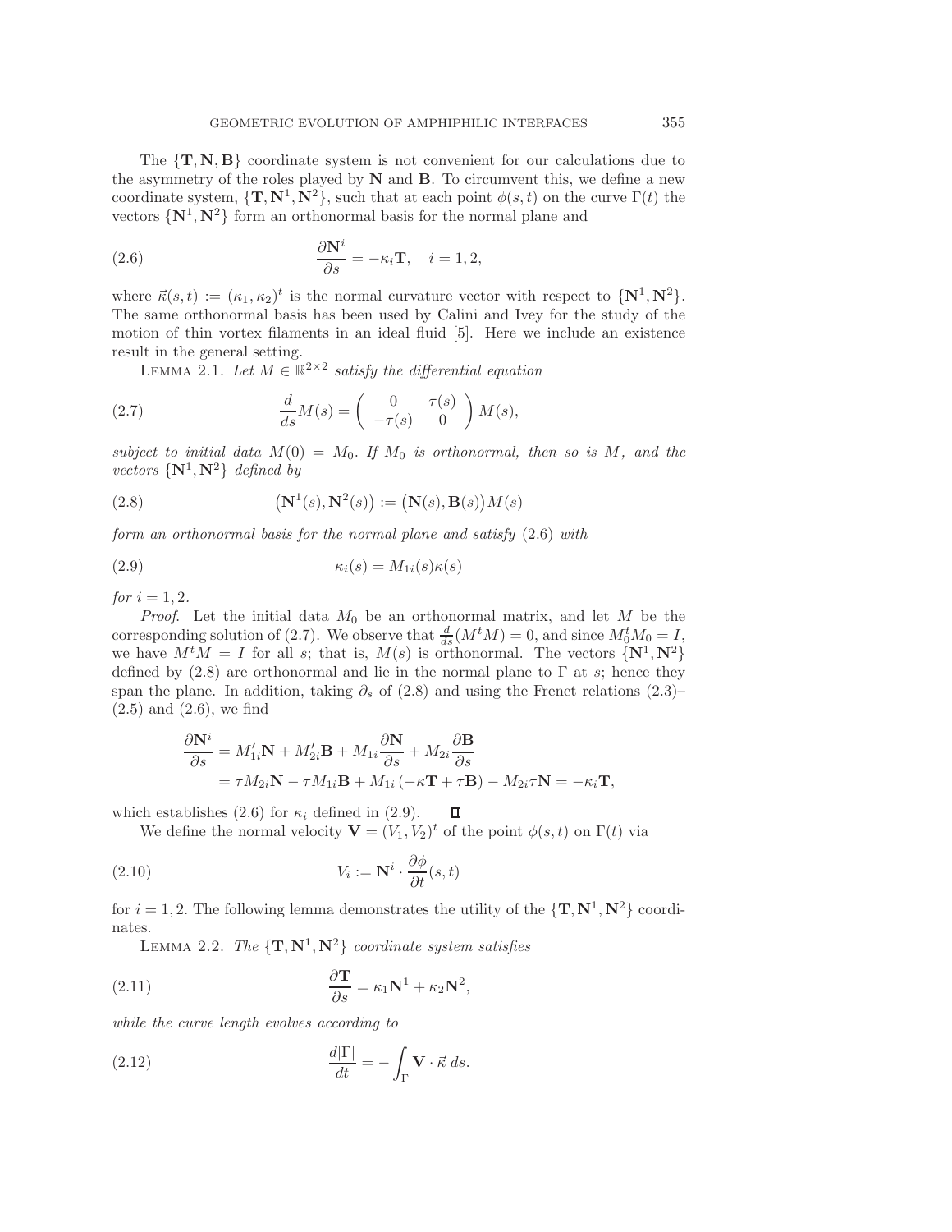The $\{\mathbf{T}, \mathbf{N}, \mathbf{B}\}$ coordinate system is not convenient for our calculations due to the asymmetry of the roles played by $\mathbf{N}$ and $\mathbf{B}$. To circumvent this, we define a new coordinate system, $\{\mathbf{T}, \mathbf{N}^1, \mathbf{N}^2\}$, such that at each point $\phi(s,t)$ on the curve $\Gamma(t)$ the vectors $\{\mathbf{N}^1, \mathbf{N}^2\}$ form an orthonormal basis for the normal plane and

$$\frac{\partial \mathbf{N}^i}{\partial s} = -\kappa_i \mathbf{T}, \quad i = 1, 2, \tag{2.6}$$

where $\vec{\kappa}(s,t) := (\kappa_1, \kappa_2)^t$ is the normal curvature vector with respect to $\{\mathbf{N}^1, \mathbf{N}^2\}$. The same orthonormal basis has been used by Calini and Ivey for the study of the motion of thin vortex filaments in an ideal fluid [5]. Here we include an existence result in the general setting.

Lemma 2.1. *Let $M \in \mathbb{R}^{2\times 2}$ satisfy the differential equation*

$$\frac{d}{ds} M(s) = \begin{pmatrix} 0 & \tau(s) \\ -\tau(s) & 0 \end{pmatrix} M(s), \tag{2.7}$$

*subject to initial data $M(0) = M_0$. If $M_0$ is orthonormal, then so is $M$, and the vectors $\{\mathbf{N}^1, \mathbf{N}^2\}$ defined by*

$$\big(\mathbf{N}^1(s), \mathbf{N}^2(s)\big) := \big(\mathbf{N}(s), \mathbf{B}(s)\big) M(s) \tag{2.8}$$

*form an orthonormal basis for the normal plane and satisfy* (2.6) *with*

$$\kappa_i(s) = M_{1i}(s)\kappa(s) \tag{2.9}$$

*for $i = 1, 2$.*

*Proof.* Let the initial data $M_0$ be an orthonormal matrix, and let $M$ be the corresponding solution of (2.7). We observe that $\frac{d}{ds}(M^t M) = 0$, and since $M_0^t M_0 = I$, we have $M^t M = I$ for all $s$; that is, $M(s)$ is orthonormal. The vectors $\{\mathbf{N}^1, \mathbf{N}^2\}$ defined by (2.8) are orthonormal and lie in the normal plane to $\Gamma$ at $s$; hence they span the plane. In addition, taking $\partial_s$ of (2.8) and using the Frenet relations (2.3)–(2.5) and (2.6), we find

$$\begin{aligned}
\frac{\partial \mathbf{N}^i}{\partial s} &= M'_{1i}\mathbf{N} + M'_{2i}\mathbf{B} + M_{1i}\frac{\partial \mathbf{N}}{\partial s} + M_{2i}\frac{\partial \mathbf{B}}{\partial s} \\
&= \tau M_{2i}\mathbf{N} - \tau M_{1i}\mathbf{B} + M_{1i}\left(-\kappa \mathbf{T} + \tau \mathbf{B}\right) - M_{2i}\tau \mathbf{N} = -\kappa_i \mathbf{T},
\end{aligned}$$

which establishes (2.6) for $\kappa_i$ defined in (2.9). ∎

We define the normal velocity $\mathbf{V} = (V_1, V_2)^t$ of the point $\phi(s,t)$ on $\Gamma(t)$ via

$$V_i := \mathbf{N}^i \cdot \frac{\partial \phi}{\partial t}(s,t) \tag{2.10}$$

for $i = 1, 2$. The following lemma demonstrates the utility of the $\{\mathbf{T}, \mathbf{N}^1, \mathbf{N}^2\}$ coordinates.

Lemma 2.2. *The $\{\mathbf{T}, \mathbf{N}^1, \mathbf{N}^2\}$ coordinate system satisfies*

$$\frac{\partial \mathbf{T}}{\partial s} = \kappa_1 \mathbf{N}^1 + \kappa_2 \mathbf{N}^2, \tag{2.11}$$

*while the curve length evolves according to*

$$\frac{d|\Gamma|}{dt} = -\int_\Gamma \mathbf{V} \cdot \vec{\kappa}\, ds. \tag{2.12}$$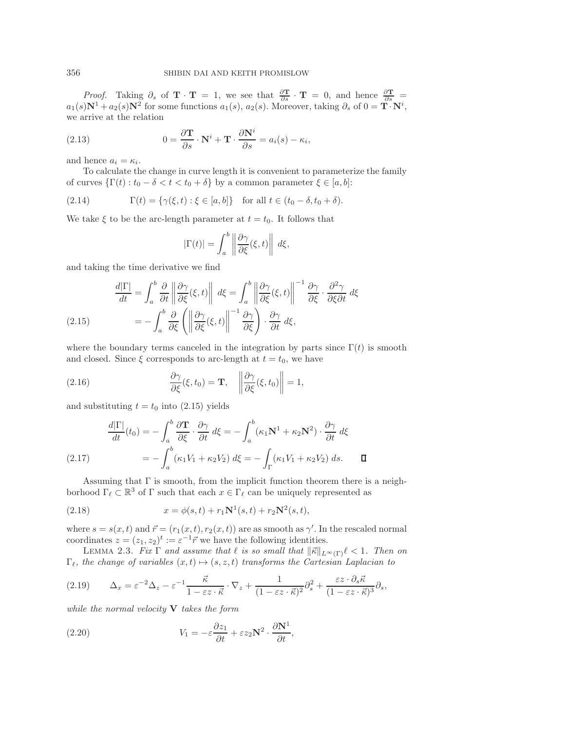*Proof.* Taking $\partial_s$ of $\mathbf{T}\cdot\mathbf{T} = 1$, we see that $\frac{\partial \mathbf{T}}{\partial s}\cdot \mathbf{T} = 0$, and hence $\frac{\partial \mathbf{T}}{\partial s} = a_1(s)\mathbf{N}^1 + a_2(s)\mathbf{N}^2$ for some functions $a_1(s)$, $a_2(s)$. Moreover, taking $\partial_s$ of $0 = \mathbf{T}\cdot\mathbf{N}^i$, we arrive at the relation

$$0 = \frac{\partial \mathbf{T}}{\partial s}\cdot \mathbf{N}^i + \mathbf{T}\cdot\frac{\partial \mathbf{N}^i}{\partial s} = a_i(s) - \kappa_i, \tag{2.13}$$

and hence $a_i = \kappa_i$.

To calculate the change in curve length it is convenient to parameterize the family of curves $\{\Gamma(t) : t_0 - \delta < t < t_0 + \delta\}$ by a common parameter $\xi \in [a, b]$:

$$\Gamma(t) = \{\gamma(\xi, t) : \xi \in [a, b]\} \quad \text{for all } t \in (t_0 - \delta, t_0 + \delta). \tag{2.14}$$

We take $\xi$ to be the arc-length parameter at $t = t_0$. It follows that

$$|\Gamma(t)| = \int_a^b \left\| \frac{\partial \gamma}{\partial \xi}(\xi, t)\right\| \, d\xi,$$

and taking the time derivative we find

$$\begin{aligned}
\frac{d|\Gamma|}{dt} &= \int_a^b \frac{\partial}{\partial t}\left\| \frac{\partial \gamma}{\partial \xi}(\xi, t)\right\| \, d\xi = \int_a^b \left\| \frac{\partial \gamma}{\partial \xi}(\xi, t)\right\|^{-1} \frac{\partial \gamma}{\partial \xi}\cdot\frac{\partial^2 \gamma}{\partial \xi \partial t}\, d\xi \\
&= -\int_a^b \frac{\partial}{\partial \xi}\left( \left\| \frac{\partial \gamma}{\partial \xi}(\xi, t)\right\|^{-1} \frac{\partial \gamma}{\partial \xi}\right)\cdot \frac{\partial \gamma}{\partial t}\, d\xi,
\end{aligned} \tag{2.15}$$

where the boundary terms canceled in the integration by parts since $\Gamma(t)$ is smooth and closed. Since $\xi$ corresponds to arc-length at $t = t_0$, we have

$$\frac{\partial \gamma}{\partial \xi}(\xi, t_0) = \mathbf{T}, \quad \left\| \frac{\partial \gamma}{\partial \xi}(\xi, t_0)\right\| = 1, \tag{2.16}$$

and substituting $t = t_0$ into (2.15) yields

$$\begin{aligned}
\frac{d|\Gamma|}{dt}(t_0) &= -\int_a^b \frac{\partial \mathbf{T}}{\partial \xi}\cdot\frac{\partial \gamma}{\partial t}\, d\xi = -\int_a^b (\kappa_1 \mathbf{N}^1 + \kappa_2 \mathbf{N}^2)\cdot \frac{\partial \gamma}{\partial t}\, d\xi \\
&= -\int_a^b (\kappa_1 V_1 + \kappa_2 V_2)\, d\xi = -\int_\Gamma (\kappa_1 V_1 + \kappa_2 V_2)\, ds. \qquad \square
\end{aligned} \tag{2.17}$$

Assuming that $\Gamma$ is smooth, from the implicit function theorem there is a neighborhood $\Gamma_\ell \subset \mathbb{R}^3$ of $\Gamma$ such that each $x \in \Gamma_\ell$ can be uniquely represented as

$$x = \phi(s, t) + r_1 \mathbf{N}^1(s, t) + r_2 \mathbf{N}^2(s, t), \tag{2.18}$$

where $s = s(x, t)$ and $\vec{r} = (r_1(x, t), r_2(x, t))$ are as smooth as $\gamma'$. In the rescaled normal coordinates $z = (z_1, z_2)^t := \varepsilon^{-1}\vec{r}$ we have the following identities.

LEMMA 2.3. *Fix $\Gamma$ and assume that $\ell$ is so small that $\|\vec{\kappa}\|_{L^\infty(\Gamma)}\ell < 1$. Then on $\Gamma_\ell$, the change of variables $(x, t) \mapsto (s, z, t)$ transforms the Cartesian Laplacian to*

$$\Delta_x = \varepsilon^{-2}\Delta_z - \varepsilon^{-1}\frac{\vec{\kappa}}{1 - \varepsilon z\cdot\vec{\kappa}}\cdot\nabla_z + \frac{1}{(1 - \varepsilon z\cdot\vec{\kappa})^2}\partial_s^2 + \frac{\varepsilon z\cdot\partial_s\vec{\kappa}}{(1 - \varepsilon z\cdot\vec{\kappa})^3}\partial_s, \tag{2.19}$$

*while the normal velocity* $\mathbf{V}$ *takes the form*

$$V_1 = -\varepsilon\frac{\partial z_1}{\partial t} + \varepsilon z_2 \mathbf{N}^2\cdot\frac{\partial \mathbf{N}^1}{\partial t}, \tag{2.20}$$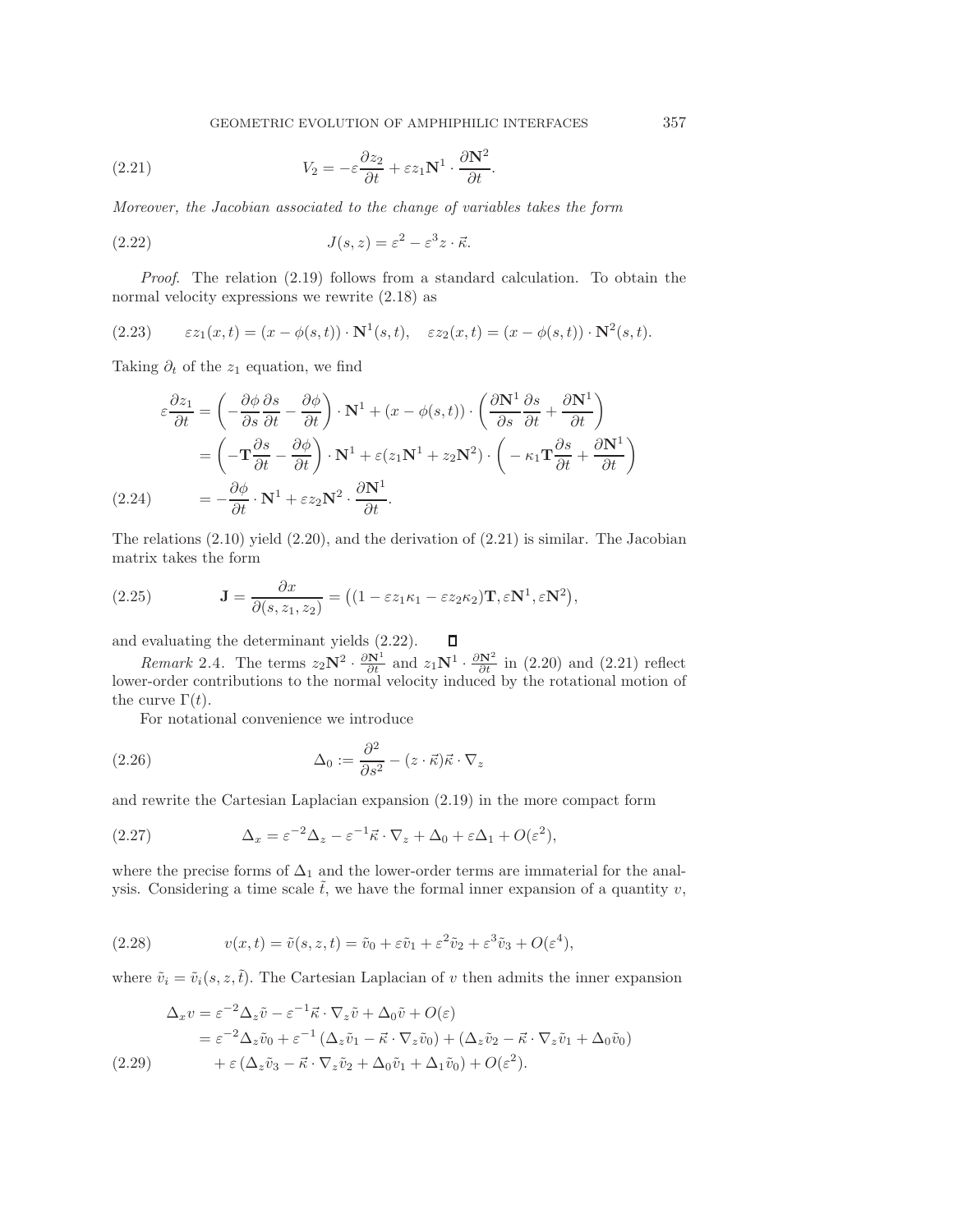$$V_2 = -\varepsilon \frac{\partial z_2}{\partial t} + \varepsilon z_1 \mathbf{N}^1 \cdot \frac{\partial \mathbf{N}^2}{\partial t}. \tag{2.21}$$

*Moreover, the Jacobian associated to the change of variables takes the form*

$$J(s,z) = \varepsilon^2 - \varepsilon^3 z \cdot \vec{\kappa}. \tag{2.22}$$

*Proof.* The relation (2.19) follows from a standard calculation. To obtain the normal velocity expressions we rewrite (2.18) as

$$\varepsilon z_1(x,t) = (x - \phi(s,t)) \cdot \mathbf{N}^1(s,t), \quad \varepsilon z_2(x,t) = (x - \phi(s,t)) \cdot \mathbf{N}^2(s,t). \tag{2.23}$$

Taking $\partial_t$ of the $z_1$ equation, we find

$$\begin{aligned}
\varepsilon \frac{\partial z_1}{\partial t} &= \left( -\frac{\partial \phi}{\partial s}\frac{\partial s}{\partial t} - \frac{\partial \phi}{\partial t} \right) \cdot \mathbf{N}^1 + (x - \phi(s,t)) \cdot \left( \frac{\partial \mathbf{N}^1}{\partial s}\frac{\partial s}{\partial t} + \frac{\partial \mathbf{N}^1}{\partial t} \right) \\
&= \left( -\mathbf{T}\frac{\partial s}{\partial t} - \frac{\partial \phi}{\partial t} \right) \cdot \mathbf{N}^1 + \varepsilon (z_1 \mathbf{N}^1 + z_2 \mathbf{N}^2) \cdot \left( -\kappa_1 \mathbf{T}\frac{\partial s}{\partial t} + \frac{\partial \mathbf{N}^1}{\partial t} \right) \\
&= -\frac{\partial \phi}{\partial t} \cdot \mathbf{N}^1 + \varepsilon z_2 \mathbf{N}^2 \cdot \frac{\partial \mathbf{N}^1}{\partial t}.
\end{aligned} \tag{2.24}$$

The relations (2.10) yield (2.20), and the derivation of (2.21) is similar. The Jacobian matrix takes the form

$$\mathbf{J} = \frac{\partial x}{\partial(s, z_1, z_2)} = \big( (1 - \varepsilon z_1 \kappa_1 - \varepsilon z_2 \kappa_2)\mathbf{T}, \varepsilon \mathbf{N}^1, \varepsilon \mathbf{N}^2 \big), \tag{2.25}$$

and evaluating the determinant yields (2.22). ∎

*Remark* 2.4. The terms $z_2 \mathbf{N}^2 \cdot \frac{\partial \mathbf{N}^1}{\partial t}$ and $z_1 \mathbf{N}^1 \cdot \frac{\partial \mathbf{N}^2}{\partial t}$ in (2.20) and (2.21) reflect lower-order contributions to the normal velocity induced by the rotational motion of the curve $\Gamma(t)$.

For notational convenience we introduce

$$\Delta_0 := \frac{\partial^2}{\partial s^2} - (z \cdot \vec{\kappa})\vec{\kappa} \cdot \nabla_z \tag{2.26}$$

and rewrite the Cartesian Laplacian expansion (2.19) in the more compact form

$$\Delta_x = \varepsilon^{-2}\Delta_z - \varepsilon^{-1}\vec{\kappa} \cdot \nabla_z + \Delta_0 + \varepsilon \Delta_1 + O(\varepsilon^2), \tag{2.27}$$

where the precise forms of $\Delta_1$ and the lower-order terms are immaterial for the analysis. Considering a time scale $\tilde{t}$, we have the formal inner expansion of a quantity $v$,

$$v(x,t) = \tilde{v}(s,z,t) = \tilde{v}_0 + \varepsilon \tilde{v}_1 + \varepsilon^2 \tilde{v}_2 + \varepsilon^3 \tilde{v}_3 + O(\varepsilon^4), \tag{2.28}$$

where $\tilde{v}_i = \tilde{v}_i(s,z,\tilde{t})$. The Cartesian Laplacian of $v$ then admits the inner expansion

$$\begin{aligned}
\Delta_x v &= \varepsilon^{-2}\Delta_z \tilde{v} - \varepsilon^{-1}\vec{\kappa} \cdot \nabla_z \tilde{v} + \Delta_0 \tilde{v} + O(\varepsilon) \\
&= \varepsilon^{-2}\Delta_z \tilde{v}_0 + \varepsilon^{-1}\left( \Delta_z \tilde{v}_1 - \vec{\kappa} \cdot \nabla_z \tilde{v}_0 \right) + \left( \Delta_z \tilde{v}_2 - \vec{\kappa} \cdot \nabla_z \tilde{v}_1 + \Delta_0 \tilde{v}_0 \right) \\
&\quad + \varepsilon \left( \Delta_z \tilde{v}_3 - \vec{\kappa} \cdot \nabla_z \tilde{v}_2 + \Delta_0 \tilde{v}_1 + \Delta_1 \tilde{v}_0 \right) + O(\varepsilon^2).
\end{aligned} \tag{2.29}$$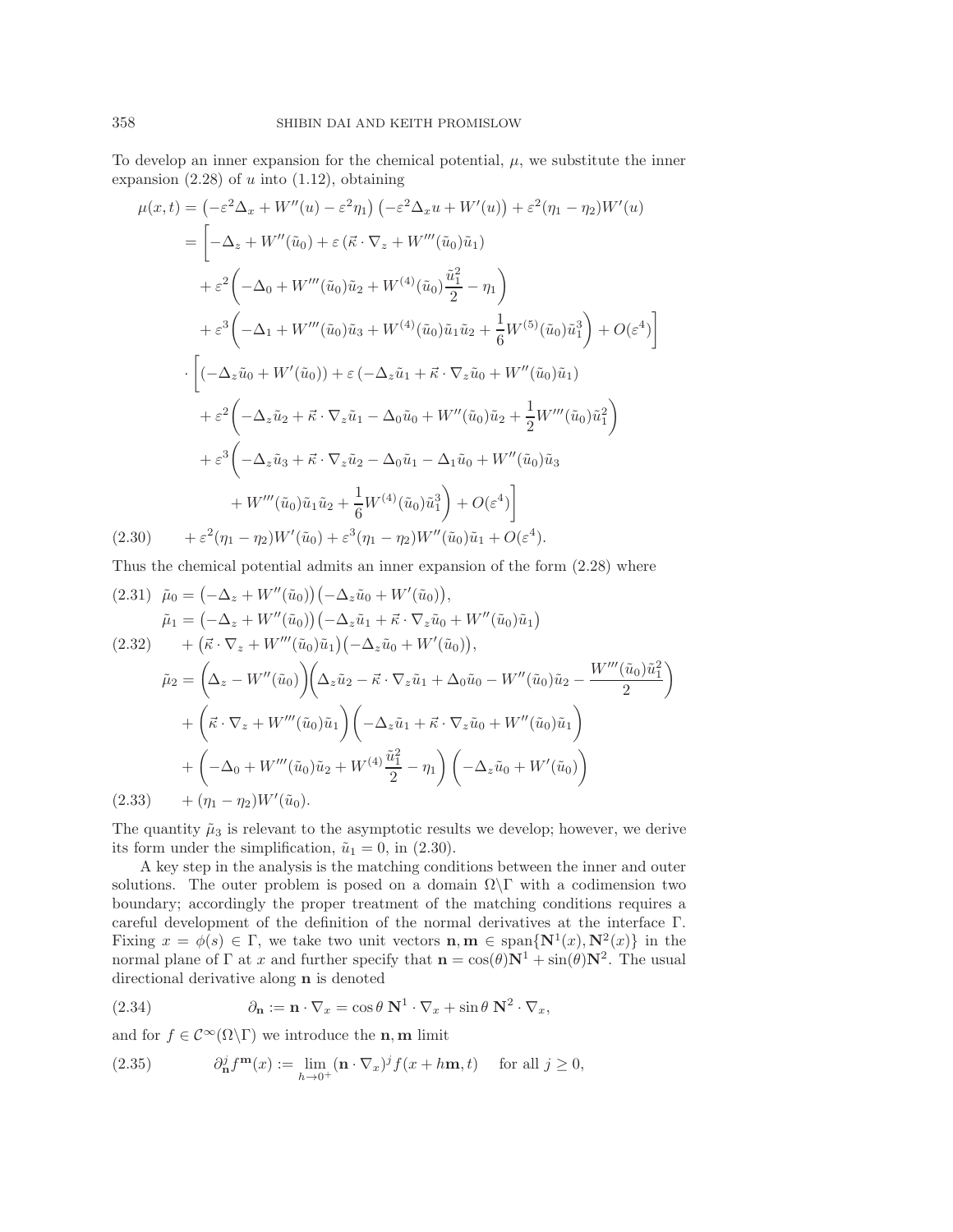To develop an inner expansion for the chemical potential, $\mu$, we substitute the inner expansion (2.28) of $u$ into (1.12), obtaining

$$
\begin{aligned}
\mu(x,t) &= \left(-\varepsilon^2\Delta_x + W''(u) - \varepsilon^2\eta_1\right)\left(-\varepsilon^2\Delta_x u + W'(u)\right) + \varepsilon^2(\eta_1-\eta_2)W'(u) \\
&= \Bigg[-\Delta_z + W''(\tilde{u}_0) + \varepsilon\left(\vec{\kappa}\cdot\nabla_z + W'''(\tilde{u}_0)\tilde{u}_1\right) \\
&\quad + \varepsilon^2\left(-\Delta_0 + W'''(\tilde{u}_0)\tilde{u}_2 + W^{(4)}(\tilde{u}_0)\frac{\tilde{u}_1^2}{2} - \eta_1\right) \\
&\quad + \varepsilon^3\left(-\Delta_1 + W'''(\tilde{u}_0)\tilde{u}_3 + W^{(4)}(\tilde{u}_0)\tilde{u}_1\tilde{u}_2 + \frac{1}{6}W^{(5)}(\tilde{u}_0)\tilde{u}_1^3\right) + O(\varepsilon^4)\Bigg] \\
&\quad \cdot \Bigg[\left(-\Delta_z\tilde{u}_0 + W'(\tilde{u}_0)\right) + \varepsilon\left(-\Delta_z\tilde{u}_1 + \vec{\kappa}\cdot\nabla_z\tilde{u}_0 + W''(\tilde{u}_0)\tilde{u}_1\right) \\
&\quad + \varepsilon^2\left(-\Delta_z\tilde{u}_2 + \vec{\kappa}\cdot\nabla_z\tilde{u}_1 - \Delta_0\tilde{u}_0 + W''(\tilde{u}_0)\tilde{u}_2 + \frac{1}{2}W'''(\tilde{u}_0)\tilde{u}_1^2\right) \\
&\quad + \varepsilon^3\bigg(-\Delta_z\tilde{u}_3 + \vec{\kappa}\cdot\nabla_z\tilde{u}_2 - \Delta_0\tilde{u}_1 - \Delta_1\tilde{u}_0 + W''(\tilde{u}_0)\tilde{u}_3 \\
&\qquad + W'''(\tilde{u}_0)\tilde{u}_1\tilde{u}_2 + \frac{1}{6}W^{(4)}(\tilde{u}_0)\tilde{u}_1^3\bigg) + O(\varepsilon^4)\Bigg] \\
&\quad + \varepsilon^2(\eta_1-\eta_2)W'(\tilde{u}_0) + \varepsilon^3(\eta_1-\eta_2)W''(\tilde{u}_0)\tilde{u}_1 + O(\varepsilon^4).
\end{aligned}
\tag{2.30}
$$

Thus the chemical potential admits an inner expansion of the form (2.28) where

$$
\tilde{\mu}_0 = \left(-\Delta_z + W''(\tilde{u}_0)\right)\left(-\Delta_z\tilde{u}_0 + W'(\tilde{u}_0)\right), \tag{2.31}
$$

$$
\begin{aligned}
\tilde{\mu}_1 &= \left(-\Delta_z + W''(\tilde{u}_0)\right)\left(-\Delta_z\tilde{u}_1 + \vec{\kappa}\cdot\nabla_z\tilde{u}_0 + W''(\tilde{u}_0)\tilde{u}_1\right) \\
&\quad + \left(\vec{\kappa}\cdot\nabla_z + W'''(\tilde{u}_0)\tilde{u}_1\right)\left(-\Delta_z\tilde{u}_0 + W'(\tilde{u}_0)\right),
\end{aligned}
\tag{2.32}
$$

$$
\begin{aligned}
\tilde{\mu}_2 &= \left(\Delta_z - W''(\tilde{u}_0)\right)\left(\Delta_z\tilde{u}_2 - \vec{\kappa}\cdot\nabla_z\tilde{u}_1 + \Delta_0\tilde{u}_0 - W''(\tilde{u}_0)\tilde{u}_2 - \frac{W'''(\tilde{u}_0)\tilde{u}_1^2}{2}\right) \\
&\quad + \left(\vec{\kappa}\cdot\nabla_z + W'''(\tilde{u}_0)\tilde{u}_1\right)\left(-\Delta_z\tilde{u}_1 + \vec{\kappa}\cdot\nabla_z\tilde{u}_0 + W''(\tilde{u}_0)\tilde{u}_1\right) \\
&\quad + \left(-\Delta_0 + W'''(\tilde{u}_0)\tilde{u}_2 + W^{(4)}\frac{\tilde{u}_1^2}{2} - \eta_1\right)\left(-\Delta_z\tilde{u}_0 + W'(\tilde{u}_0)\right) \\
&\quad + (\eta_1-\eta_2)W'(\tilde{u}_0).
\end{aligned}
\tag{2.33}
$$

The quantity $\tilde{\mu}_3$ is relevant to the asymptotic results we develop; however, we derive its form under the simplification, $\tilde{u}_1 = 0$, in (2.30).

A key step in the analysis is the matching conditions between the inner and outer solutions. The outer problem is posed on a domain $\Omega\backslash\Gamma$ with a codimension two boundary; accordingly the proper treatment of the matching conditions requires a careful development of the definition of the normal derivatives at the interface $\Gamma$. Fixing $x = \phi(s) \in \Gamma$, we take two unit vectors $\mathbf{n}, \mathbf{m} \in \text{span}\{\mathbf{N}^1(x), \mathbf{N}^2(x)\}$ in the normal plane of $\Gamma$ at $x$ and further specify that $\mathbf{n} = \cos(\theta)\mathbf{N}^1 + \sin(\theta)\mathbf{N}^2$. The usual directional derivative along $\mathbf{n}$ is denoted

$$
\partial_{\mathbf{n}} := \mathbf{n}\cdot\nabla_x = \cos\theta\;\mathbf{N}^1\cdot\nabla_x + \sin\theta\;\mathbf{N}^2\cdot\nabla_x, \tag{2.34}
$$

and for $f \in \mathcal{C}^\infty(\Omega\backslash\Gamma)$ we introduce the $\mathbf{n}, \mathbf{m}$ limit

$$
\partial_{\mathbf{n}}^j f^{\mathbf{m}}(x) := \lim_{h\to 0^+}(\mathbf{n}\cdot\nabla_x)^j f(x + h\mathbf{m}, t) \quad \text{for all } j \geq 0, \tag{2.35}
$$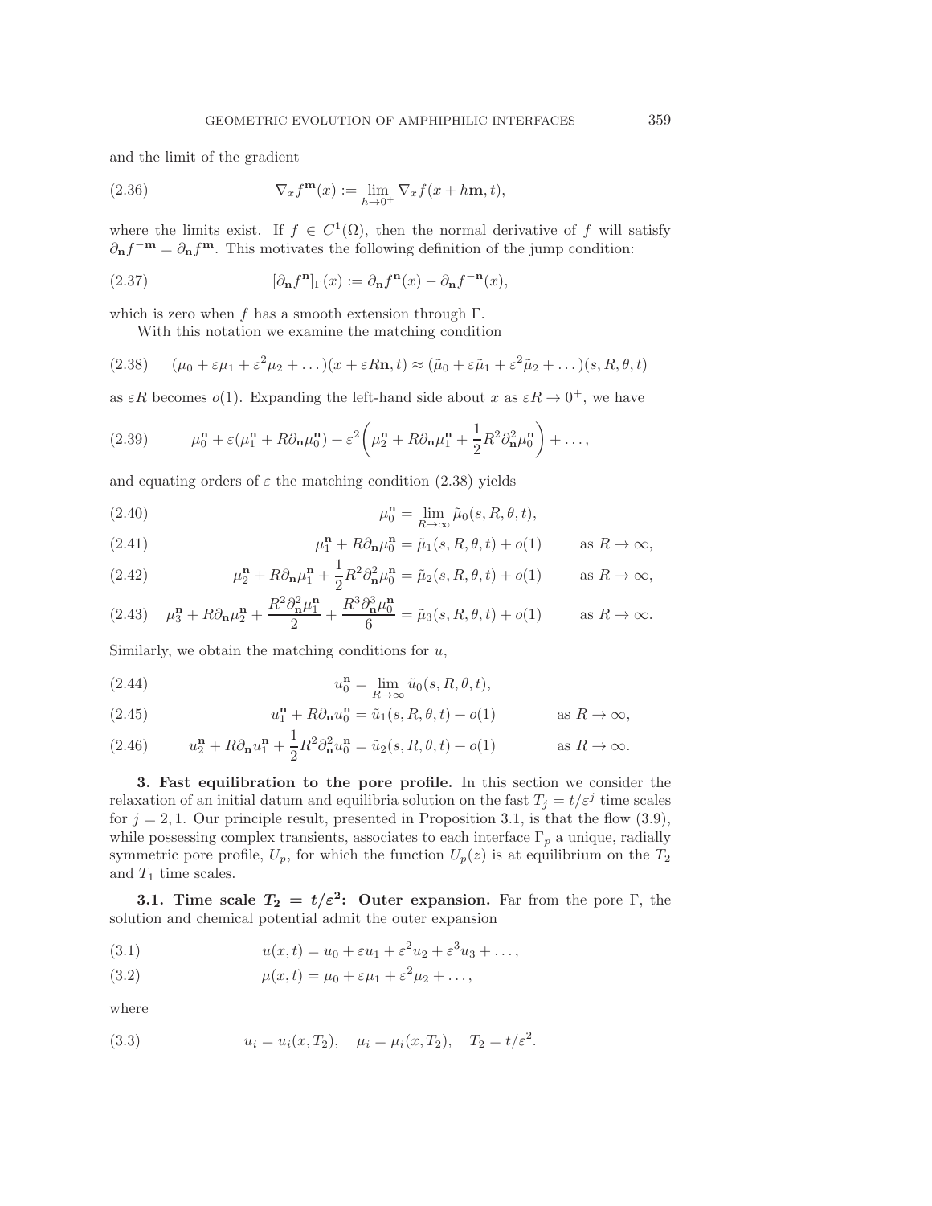and the limit of the gradient

$$\nabla_x f^{\mathbf{m}}(x) := \lim_{h\to 0^+} \nabla_x f(x + h\mathbf{m}, t), \tag{2.36}$$

where the limits exist. If $f \in C^1(\Omega)$, then the normal derivative of $f$ will satisfy $\partial_{\mathbf{n}} f^{-\mathbf{m}} = \partial_{\mathbf{n}} f^{\mathbf{m}}$. This motivates the following definition of the jump condition:

$$[\partial_{\mathbf{n}} f^{\mathbf{n}}]_\Gamma(x) := \partial_{\mathbf{n}} f^{\mathbf{n}}(x) - \partial_{\mathbf{n}} f^{-\mathbf{n}}(x), \tag{2.37}$$

which is zero when $f$ has a smooth extension through $\Gamma$.

With this notation we examine the matching condition

$$(\mu_0 + \varepsilon\mu_1 + \varepsilon^2\mu_2 + \dots)(x + \varepsilon R\mathbf{n}, t) \approx (\tilde{\mu}_0 + \varepsilon\tilde{\mu}_1 + \varepsilon^2\tilde{\mu}_2 + \dots)(s, R, \theta, t) \tag{2.38}$$

as $\varepsilon R$ becomes $o(1)$. Expanding the left-hand side about $x$ as $\varepsilon R \to 0^+$, we have

$$\mu_0^{\mathbf{n}} + \varepsilon(\mu_1^{\mathbf{n}} + R\partial_{\mathbf{n}}\mu_0^{\mathbf{n}}) + \varepsilon^2\left(\mu_2^{\mathbf{n}} + R\partial_{\mathbf{n}}\mu_1^{\mathbf{n}} + \frac{1}{2}R^2\partial_{\mathbf{n}}^2\mu_0^{\mathbf{n}}\right) + \dots, \tag{2.39}$$

and equating orders of $\varepsilon$ the matching condition (2.38) yields

$$\mu_0^{\mathbf{n}} = \lim_{R\to\infty} \tilde{\mu}_0(s, R, \theta, t), \tag{2.40}$$

$$\mu_1^{\mathbf{n}} + R\partial_{\mathbf{n}}\mu_0^{\mathbf{n}} = \tilde{\mu}_1(s, R, \theta, t) + o(1) \qquad \text{as } R \to \infty, \tag{2.41}$$

$$\mu_2^{\mathbf{n}} + R\partial_{\mathbf{n}}\mu_1^{\mathbf{n}} + \frac{1}{2}R^2\partial_{\mathbf{n}}^2\mu_0^{\mathbf{n}} = \tilde{\mu}_2(s, R, \theta, t) + o(1) \qquad \text{as } R \to \infty, \tag{2.42}$$

$$\mu_3^{\mathbf{n}} + R\partial_{\mathbf{n}}\mu_2^{\mathbf{n}} + \frac{R^2\partial_{\mathbf{n}}^2\mu_1^{\mathbf{n}}}{2} + \frac{R^3\partial_{\mathbf{n}}^3\mu_0^{\mathbf{n}}}{6} = \tilde{\mu}_3(s, R, \theta, t) + o(1) \qquad \text{as } R \to \infty. \tag{2.43}$$

Similarly, we obtain the matching conditions for $u$,

$$u_0^{\mathbf{n}} = \lim_{R\to\infty} \tilde{u}_0(s, R, \theta, t), \tag{2.44}$$

$$u_1^{\mathbf{n}} + R\partial_{\mathbf{n}}u_0^{\mathbf{n}} = \tilde{u}_1(s, R, \theta, t) + o(1) \qquad \text{as } R \to \infty, \tag{2.45}$$

$$u_2^{\mathbf{n}} + R\partial_{\mathbf{n}}u_1^{\mathbf{n}} + \frac{1}{2}R^2\partial_{\mathbf{n}}^2u_0^{\mathbf{n}} = \tilde{u}_2(s, R, \theta, t) + o(1) \qquad \text{as } R \to \infty. \tag{2.46}$$

## 3. Fast equilibration to the pore profile.

In this section we consider the relaxation of an initial datum and equilibria solution on the fast $T_j = t/\varepsilon^j$ time scales for $j = 2, 1$. Our principle result, presented in Proposition 3.1, is that the flow (3.9), while possessing complex transients, associates to each interface $\Gamma_p$ a unique, radially symmetric pore profile, $U_p$, for which the function $U_p(z)$ is at equilibrium on the $T_2$ and $T_1$ time scales.

### 3.1. Time scale $T_2 = t/\varepsilon^2$: Outer expansion.

Far from the pore $\Gamma$, the solution and chemical potential admit the outer expansion

$$u(x, t) = u_0 + \varepsilon u_1 + \varepsilon^2 u_2 + \varepsilon^3 u_3 + \dots, \tag{3.1}$$

$$\mu(x, t) = \mu_0 + \varepsilon\mu_1 + \varepsilon^2\mu_2 + \dots, \tag{3.2}$$

where

$$u_i = u_i(x, T_2), \quad \mu_i = \mu_i(x, T_2), \quad T_2 = t/\varepsilon^2. \tag{3.3}$$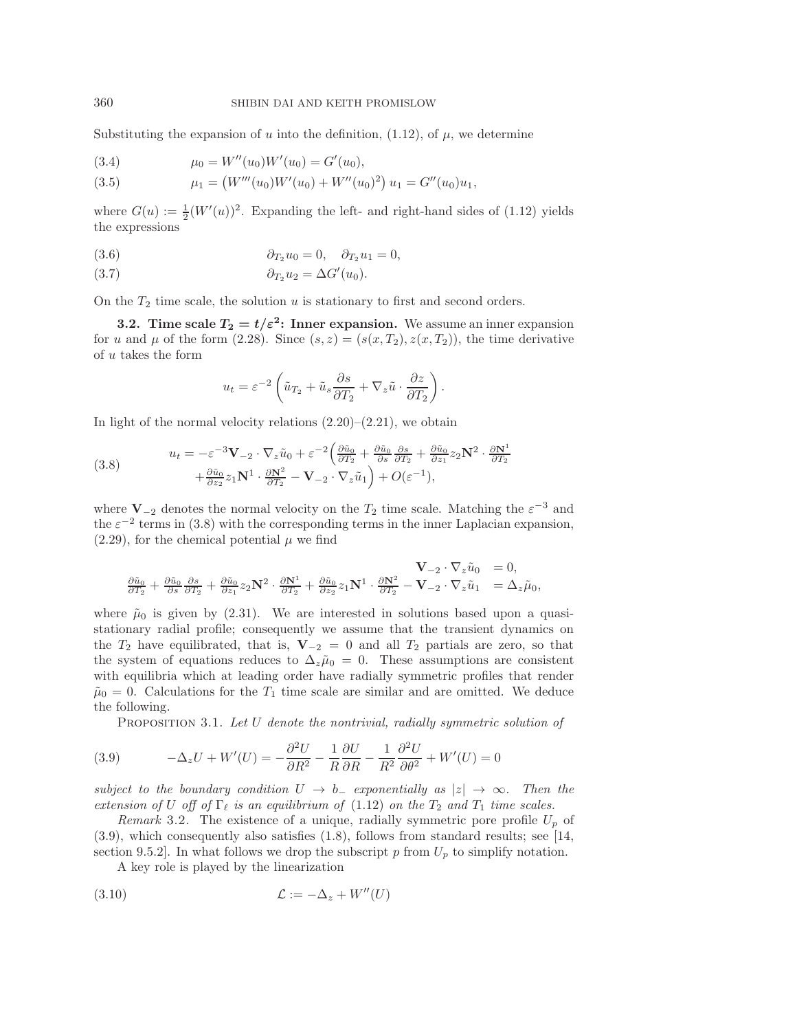Substituting the expansion of $u$ into the definition, (1.12), of $\mu$, we determine

$$\mu_0 = W''(u_0)W'(u_0) = G'(u_0), \tag{3.4}$$

$$\mu_1 = \left(W'''(u_0)W'(u_0) + W''(u_0)^2\right) u_1 = G''(u_0)u_1, \tag{3.5}$$

where $G(u) := \frac{1}{2}(W'(u))^2$. Expanding the left- and right-hand sides of (1.12) yields the expressions

$$\partial_{T_2} u_0 = 0, \quad \partial_{T_2} u_1 = 0, \tag{3.6}$$

$$\partial_{T_2} u_2 = \Delta G'(u_0). \tag{3.7}$$

On the $T_2$ time scale, the solution $u$ is stationary to first and second orders.

**3.2. Time scale $T_2 = t/\varepsilon^2$: Inner expansion.** We assume an inner expansion for $u$ and $\mu$ of the form (2.28). Since $(s, z) = (s(x, T_2), z(x, T_2))$, the time derivative of $u$ takes the form

$$u_t = \varepsilon^{-2}\left(\tilde{u}_{T_2} + \tilde{u}_s \frac{\partial s}{\partial T_2} + \nabla_z \tilde{u} \cdot \frac{\partial z}{\partial T_2}\right).$$

In light of the normal velocity relations (2.20)–(2.21), we obtain

$$\begin{aligned} u_t = -\varepsilon^{-3}\mathbf{V}_{-2} \cdot \nabla_z \tilde{u}_0 + \varepsilon^{-2}\Big(&\tfrac{\partial \tilde{u}_0}{\partial T_2} + \tfrac{\partial \tilde{u}_0}{\partial s}\tfrac{\partial s}{\partial T_2} + \tfrac{\partial \tilde{u}_0}{\partial z_1} z_2 \mathbf{N}^2 \cdot \tfrac{\partial \mathbf{N}^1}{\partial T_2} \\ &+ \tfrac{\partial \tilde{u}_0}{\partial z_2} z_1 \mathbf{N}^1 \cdot \tfrac{\partial \mathbf{N}^2}{\partial T_2} - \mathbf{V}_{-2} \cdot \nabla_z \tilde{u}_1\Big) + O(\varepsilon^{-1}), \end{aligned} \tag{3.8}$$

where $\mathbf{V}_{-2}$ denotes the normal velocity on the $T_2$ time scale. Matching the $\varepsilon^{-3}$ and the $\varepsilon^{-2}$ terms in (3.8) with the corresponding terms in the inner Laplacian expansion, (2.29), for the chemical potential $\mu$ we find

$$\begin{aligned} \mathbf{V}_{-2} \cdot \nabla_z \tilde{u}_0 &= 0, \\ \tfrac{\partial \tilde{u}_0}{\partial T_2} + \tfrac{\partial \tilde{u}_0}{\partial s}\tfrac{\partial s}{\partial T_2} + \tfrac{\partial \tilde{u}_0}{\partial z_1} z_2 \mathbf{N}^2 \cdot \tfrac{\partial \mathbf{N}^1}{\partial T_2} + \tfrac{\partial \tilde{u}_0}{\partial z_2} z_1 \mathbf{N}^1 \cdot \tfrac{\partial \mathbf{N}^2}{\partial T_2} - \mathbf{V}_{-2} \cdot \nabla_z \tilde{u}_1 &= \Delta_z \tilde{\mu}_0, \end{aligned}$$

where $\tilde{\mu}_0$ is given by (2.31). We are interested in solutions based upon a quasi-stationary radial profile; consequently we assume that the transient dynamics on the $T_2$ have equilibrated, that is, $\mathbf{V}_{-2} = 0$ and all $T_2$ partials are zero, so that the system of equations reduces to $\Delta_z \tilde{\mu}_0 = 0$. These assumptions are consistent with equilibria which at leading order have radially symmetric profiles that render $\tilde{\mu}_0 = 0$. Calculations for the $T_1$ time scale are similar and are omitted. We deduce the following.

PROPOSITION 3.1. *Let $U$ denote the nontrivial, radially symmetric solution of*

$$-\Delta_z U + W'(U) = -\frac{\partial^2 U}{\partial R^2} - \frac{1}{R}\frac{\partial U}{\partial R} - \frac{1}{R^2}\frac{\partial^2 U}{\partial \theta^2} + W'(U) = 0 \tag{3.9}$$

*subject to the boundary condition $U \to b_-$ exponentially as $|z| \to \infty$. Then the extension of $U$ off of $\Gamma_\ell$ is an equilibrium of (1.12) on the $T_2$ and $T_1$ time scales.*

*Remark* 3.2. The existence of a unique, radially symmetric pore profile $U_p$ of (3.9), which consequently also satisfies (1.8), follows from standard results; see [14, section 9.5.2]. In what follows we drop the subscript $p$ from $U_p$ to simplify notation.

A key role is played by the linearization

$$\mathcal{L} := -\Delta_z + W''(U) \tag{3.10}$$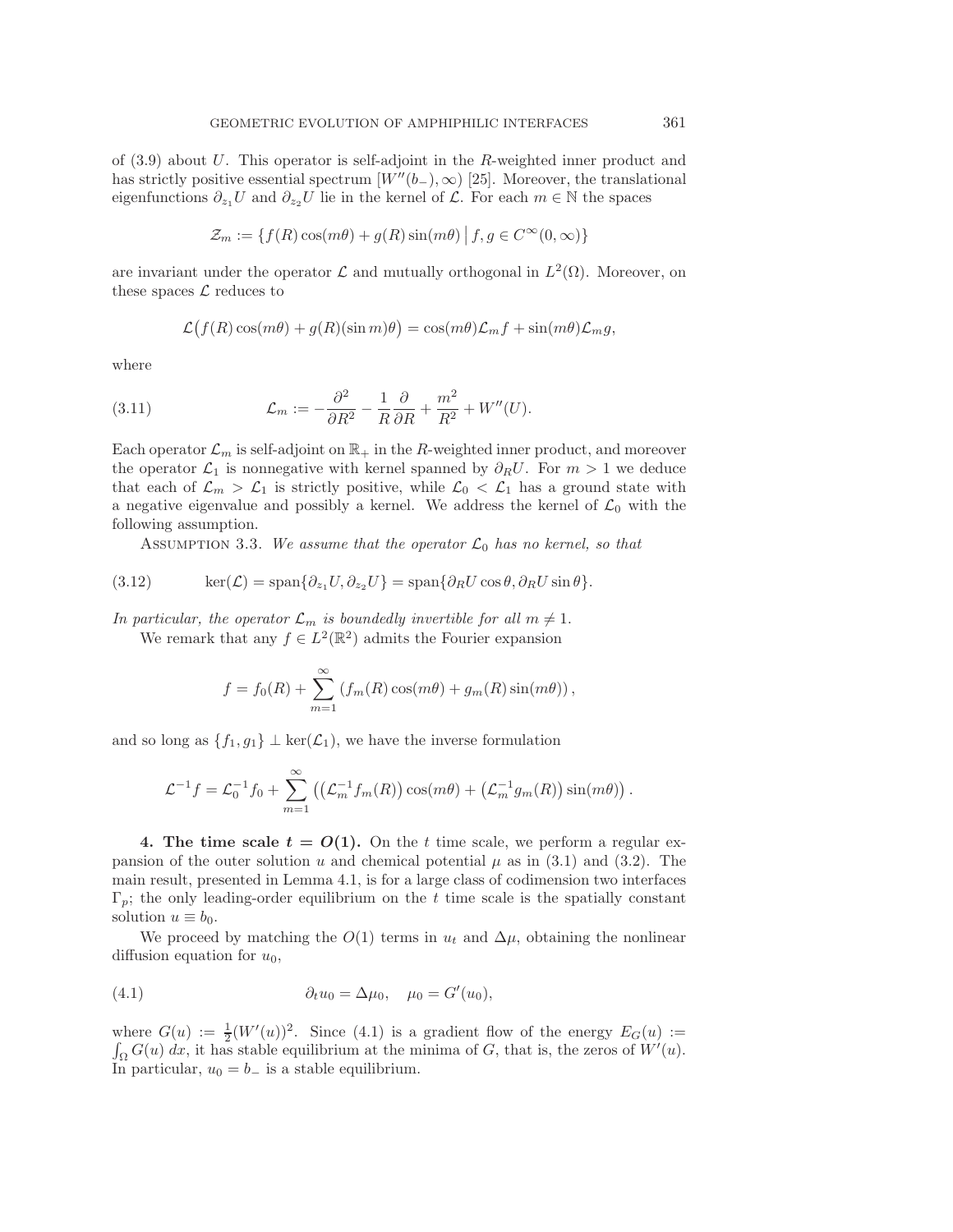of (3.9) about $U$. This operator is self-adjoint in the $R$-weighted inner product and has strictly positive essential spectrum $[W''(b_-), \infty)$ [25]. Moreover, the translational eigenfunctions $\partial_{z_1} U$ and $\partial_{z_2} U$ lie in the kernel of $\mathcal{L}$. For each $m \in \mathbb{N}$ the spaces

$$\mathcal{Z}_m := \{f(R)\cos(m\theta) + g(R)\sin(m\theta) \,\big|\, f, g \in C^\infty(0,\infty)\}$$

are invariant under the operator $\mathcal{L}$ and mutually orthogonal in $L^2(\Omega)$. Moreover, on these spaces $\mathcal{L}$ reduces to

$$\mathcal{L}\big(f(R)\cos(m\theta) + g(R)(\sin m)\theta\big) = \cos(m\theta)\mathcal{L}_m f + \sin(m\theta)\mathcal{L}_m g,$$

where

$$\mathcal{L}_m := -\frac{\partial^2}{\partial R^2} - \frac{1}{R}\frac{\partial}{\partial R} + \frac{m^2}{R^2} + W''(U). \tag{3.11}$$

Each operator $\mathcal{L}_m$ is self-adjoint on $\mathbb{R}_+$ in the $R$-weighted inner product, and moreover the operator $\mathcal{L}_1$ is nonnegative with kernel spanned by $\partial_R U$. For $m > 1$ we deduce that each of $\mathcal{L}_m > \mathcal{L}_1$ is strictly positive, while $\mathcal{L}_0 < \mathcal{L}_1$ has a ground state with a negative eigenvalue and possibly a kernel. We address the kernel of $\mathcal{L}_0$ with the following assumption.

Assumption 3.3. *We assume that the operator $\mathcal{L}_0$ has no kernel, so that*

$$\ker(\mathcal{L}) = \text{span}\{\partial_{z_1} U, \partial_{z_2} U\} = \text{span}\{\partial_R U \cos\theta, \partial_R U \sin\theta\}. \tag{3.12}$$

*In particular, the operator $\mathcal{L}_m$ is boundedly invertible for all $m \neq 1$.*

We remark that any $f \in L^2(\mathbb{R}^2)$ admits the Fourier expansion

$$f = f_0(R) + \sum_{m=1}^{\infty} \left(f_m(R)\cos(m\theta) + g_m(R)\sin(m\theta)\right),$$

and so long as $\{f_1, g_1\} \perp \ker(\mathcal{L}_1)$, we have the inverse formulation

$$\mathcal{L}^{-1} f = \mathcal{L}_0^{-1} f_0 + \sum_{m=1}^{\infty} \left(\left(\mathcal{L}_m^{-1} f_m(R)\right)\cos(m\theta) + \left(\mathcal{L}_m^{-1} g_m(R)\right)\sin(m\theta)\right).$$

## 4. The time scale $t = O(1)$.

On the $t$ time scale, we perform a regular expansion of the outer solution $u$ and chemical potential $\mu$ as in (3.1) and (3.2). The main result, presented in Lemma 4.1, is for a large class of codimension two interfaces $\Gamma_p$; the only leading-order equilibrium on the $t$ time scale is the spatially constant solution $u \equiv b_0$.

We proceed by matching the $O(1)$ terms in $u_t$ and $\Delta\mu$, obtaining the nonlinear diffusion equation for $u_0$,

$$\partial_t u_0 = \Delta\mu_0, \quad \mu_0 = G'(u_0), \tag{4.1}$$

where $G(u) := \frac{1}{2}(W'(u))^2$. Since (4.1) is a gradient flow of the energy $E_G(u) := \int_\Omega G(u)\,dx$, it has stable equilibrium at the minima of $G$, that is, the zeros of $W'(u)$. In particular, $u_0 = b_-$ is a stable equilibrium.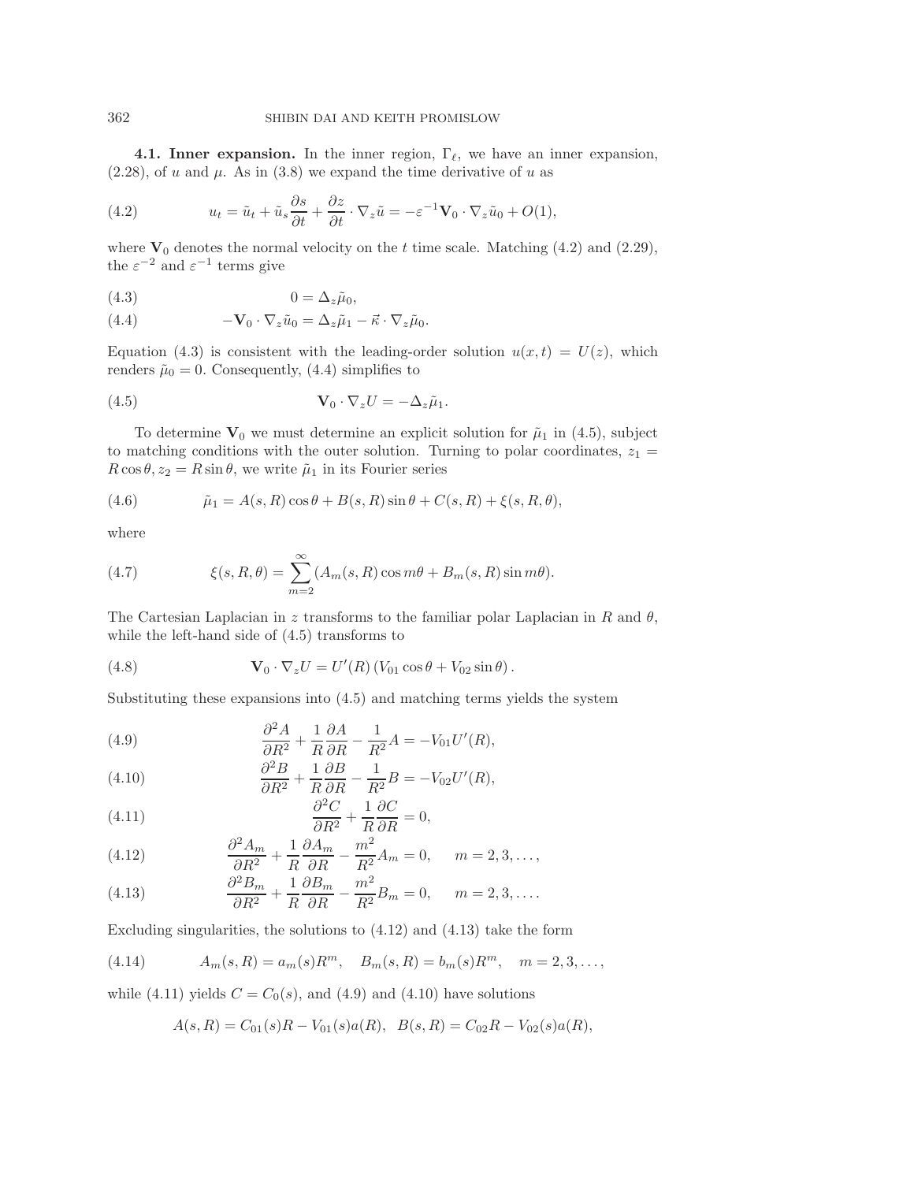**4.1. Inner expansion.** In the inner region, $\Gamma_\ell$, we have an inner expansion, (2.28), of $u$ and $\mu$. As in (3.8) we expand the time derivative of $u$ as

$$u_t = \tilde{u}_t + \tilde{u}_s \frac{\partial s}{\partial t} + \frac{\partial z}{\partial t} \cdot \nabla_z \tilde{u} = -\varepsilon^{-1} \mathbf{V}_0 \cdot \nabla_z \tilde{u}_0 + O(1), \tag{4.2}$$

where $\mathbf{V}_0$ denotes the normal velocity on the $t$ time scale. Matching (4.2) and (2.29), the $\varepsilon^{-2}$ and $\varepsilon^{-1}$ terms give

$$0 = \Delta_z \tilde{\mu}_0, \tag{4.3}$$

$$-\mathbf{V}_0 \cdot \nabla_z \tilde{u}_0 = \Delta_z \tilde{\mu}_1 - \vec{\kappa} \cdot \nabla_z \tilde{\mu}_0. \tag{4.4}$$

Equation (4.3) is consistent with the leading-order solution $u(x,t) = U(z)$, which renders $\tilde{\mu}_0 = 0$. Consequently, (4.4) simplifies to

$$\mathbf{V}_0 \cdot \nabla_z U = -\Delta_z \tilde{\mu}_1. \tag{4.5}$$

To determine $\mathbf{V}_0$ we must determine an explicit solution for $\tilde{\mu}_1$ in (4.5), subject to matching conditions with the outer solution. Turning to polar coordinates, $z_1 = R\cos\theta, z_2 = R\sin\theta$, we write $\tilde{\mu}_1$ in its Fourier series

$$\tilde{\mu}_1 = A(s,R)\cos\theta + B(s,R)\sin\theta + C(s,R) + \xi(s,R,\theta), \tag{4.6}$$

where

$$\xi(s,R,\theta) = \sum_{m=2}^{\infty} \left(A_m(s,R)\cos m\theta + B_m(s,R)\sin m\theta\right). \tag{4.7}$$

The Cartesian Laplacian in $z$ transforms to the familiar polar Laplacian in $R$ and $\theta$, while the left-hand side of (4.5) transforms to

$$\mathbf{V}_0 \cdot \nabla_z U = U'(R)\left(V_{01}\cos\theta + V_{02}\sin\theta\right). \tag{4.8}$$

Substituting these expansions into (4.5) and matching terms yields the system

$$\frac{\partial^2 A}{\partial R^2} + \frac{1}{R}\frac{\partial A}{\partial R} - \frac{1}{R^2}A = -V_{01}U'(R), \tag{4.9}$$

$$\frac{\partial^2 B}{\partial R^2} + \frac{1}{R}\frac{\partial B}{\partial R} - \frac{1}{R^2}B = -V_{02}U'(R), \tag{4.10}$$

$$\frac{\partial^2 C}{\partial R^2} + \frac{1}{R}\frac{\partial C}{\partial R} = 0, \tag{4.11}$$

$$\frac{\partial^2 A_m}{\partial R^2} + \frac{1}{R}\frac{\partial A_m}{\partial R} - \frac{m^2}{R^2}A_m = 0, \quad m = 2, 3, \dots, \tag{4.12}$$

$$\frac{\partial^2 B_m}{\partial R^2} + \frac{1}{R}\frac{\partial B_m}{\partial R} - \frac{m^2}{R^2}B_m = 0, \quad m = 2, 3, \dots. \tag{4.13}$$

Excluding singularities, the solutions to (4.12) and (4.13) take the form

$$A_m(s,R) = a_m(s)R^m, \quad B_m(s,R) = b_m(s)R^m, \quad m = 2, 3, \dots, \tag{4.14}$$

while (4.11) yields $C = C_0(s)$, and (4.9) and (4.10) have solutions

$$A(s,R) = C_{01}(s)R - V_{01}(s)a(R), \quad B(s,R) = C_{02}R - V_{02}(s)a(R),$$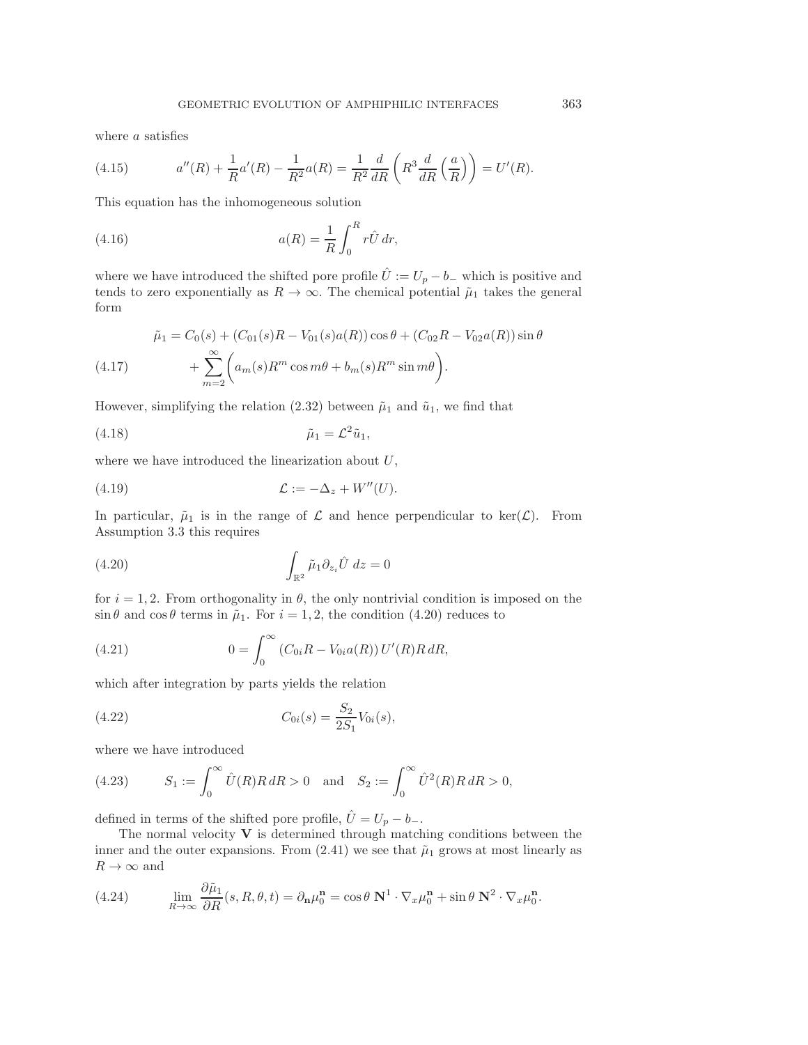where $a$ satisfies

$$a''(R) + \frac{1}{R}a'(R) - \frac{1}{R^2}a(R) = \frac{1}{R^2}\frac{d}{dR}\left(R^3 \frac{d}{dR}\left(\frac{a}{R}\right)\right) = U'(R). \tag{4.15}$$

This equation has the inhomogeneous solution

$$a(R) = \frac{1}{R}\int_0^R r\hat{U}\,dr, \tag{4.16}$$

where we have introduced the shifted pore profile $\hat{U} := U_p - b_-$ which is positive and tends to zero exponentially as $R \to \infty$. The chemical potential $\tilde{\mu}_1$ takes the general form

$$\begin{aligned}\tilde{\mu}_1 = C_0(s) + (C_{01}(s)R - V_{01}(s)a(R))\cos\theta + (C_{02}R - V_{02}a(R))\sin\theta \\ + \sum_{m=2}^{\infty}\left(a_m(s)R^m\cos m\theta + b_m(s)R^m \sin m\theta\right).\end{aligned} \tag{4.17}$$

However, simplifying the relation (2.32) between $\tilde{\mu}_1$ and $\tilde{u}_1$, we find that

$$\tilde{\mu}_1 = \mathcal{L}^2\tilde{u}_1, \tag{4.18}$$

where we have introduced the linearization about $U$,

$$\mathcal{L} := -\Delta_z + W''(U). \tag{4.19}$$

In particular, $\tilde{\mu}_1$ is in the range of $\mathcal{L}$ and hence perpendicular to $\ker(\mathcal{L})$. From Assumption 3.3 this requires

$$\int_{\mathbb{R}^2} \tilde{\mu}_1 \partial_{z_i}\hat{U}\;dz = 0 \tag{4.20}$$

for $i = 1, 2$. From orthogonality in $\theta$, the only nontrivial condition is imposed on the $\sin\theta$ and $\cos\theta$ terms in $\tilde{\mu}_1$. For $i = 1, 2$, the condition (4.20) reduces to

$$0 = \int_0^\infty (C_{0i}R - V_{0i}a(R))\,U'(R)R\,dR, \tag{4.21}$$

which after integration by parts yields the relation

$$C_{0i}(s) = \frac{S_2}{2S_1}V_{0i}(s), \tag{4.22}$$

where we have introduced

$$S_1 := \int_0^\infty \hat{U}(R)R\,dR > 0 \quad \text{and} \quad S_2 := \int_0^\infty \hat{U}^2(R)R\,dR > 0, \tag{4.23}$$

defined in terms of the shifted pore profile, $\hat{U} = U_p - b_-$.

The normal velocity $\mathbf{V}$ is determined through matching conditions between the inner and the outer expansions. From (2.41) we see that $\tilde{\mu}_1$ grows at most linearly as $R \to \infty$ and

$$\lim_{R\to\infty}\frac{\partial\tilde{\mu}_1}{\partial R}(s, R, \theta, t) = \partial_{\mathbf{n}}\mu_0^{\mathbf{n}} = \cos\theta\,\mathbf{N}^1 \cdot \nabla_x \mu_0^{\mathbf{n}} + \sin\theta\,\mathbf{N}^2\cdot\nabla_x\mu_0^{\mathbf{n}}. \tag{4.24}$$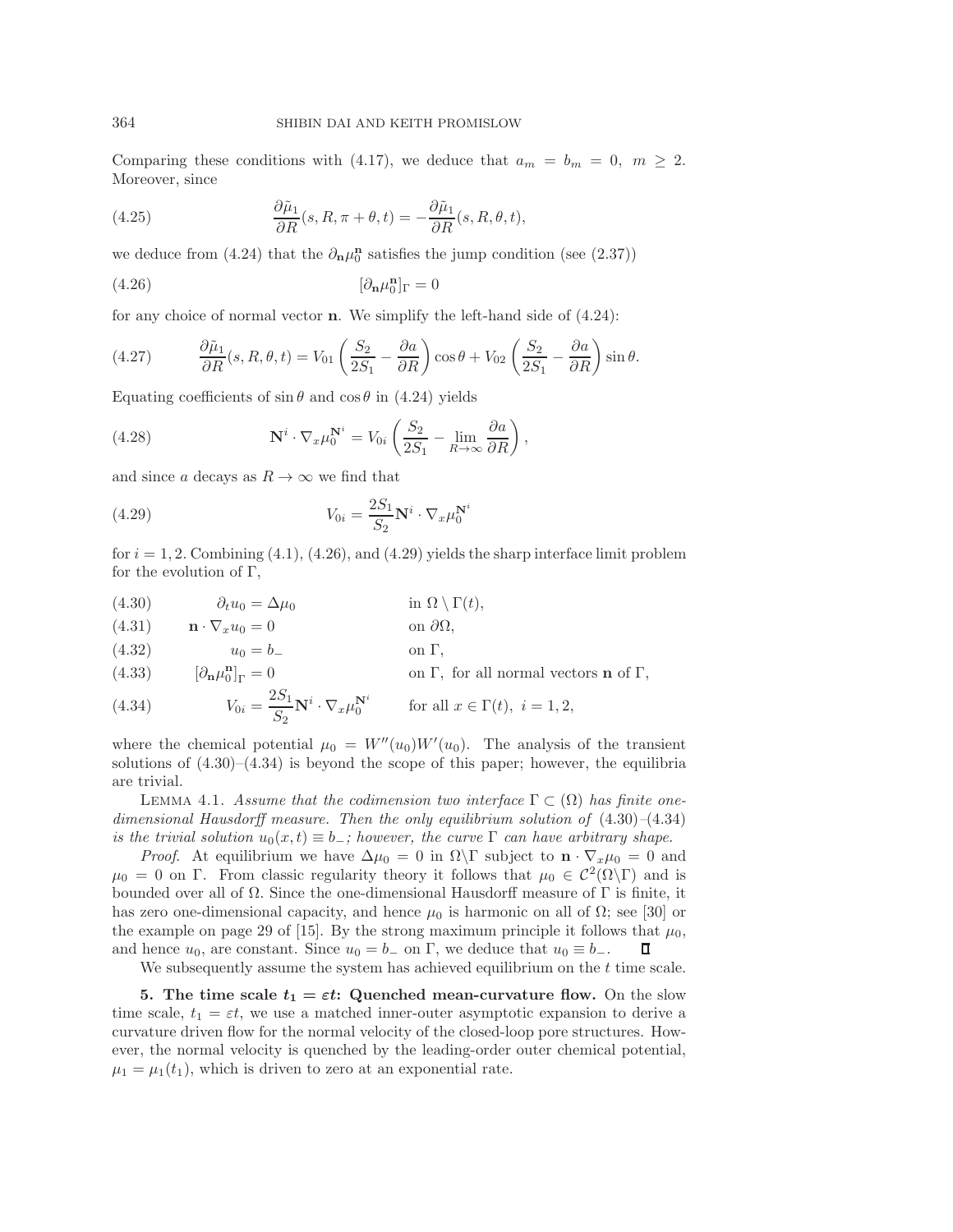Comparing these conditions with (4.17), we deduce that $a_m = b_m = 0,\ m \geq 2$. Moreover, since

$$\frac{\partial \tilde{\mu}_1}{\partial R}(s, R, \pi + \theta, t) = -\frac{\partial \tilde{\mu}_1}{\partial R}(s, R, \theta, t), \tag{4.25}$$

we deduce from (4.24) that the $\partial_{\mathbf{n}}\mu_0^{\mathbf{n}}$ satisfies the jump condition (see (2.37))

$$[\partial_{\mathbf{n}}\mu_0^{\mathbf{n}}]_\Gamma = 0 \tag{4.26}$$

for any choice of normal vector $\mathbf{n}$. We simplify the left-hand side of (4.24):

$$\frac{\partial \tilde{\mu}_1}{\partial R}(s, R, \theta, t) = V_{01}\left(\frac{S_2}{2S_1} - \frac{\partial a}{\partial R}\right)\cos\theta + V_{02}\left(\frac{S_2}{2S_1} - \frac{\partial a}{\partial R}\right)\sin\theta. \tag{4.27}$$

Equating coefficients of $\sin\theta$ and $\cos\theta$ in (4.24) yields

$$\mathbf{N}^i \cdot \nabla_x \mu_0^{\mathbf{N}^i} = V_{0i}\left(\frac{S_2}{2S_1} - \lim_{R\to\infty}\frac{\partial a}{\partial R}\right), \tag{4.28}$$

and since $a$ decays as $R \to \infty$ we find that

$$V_{0i} = \frac{2S_1}{S_2}\mathbf{N}^i \cdot \nabla_x \mu_0^{\mathbf{N}^i} \tag{4.29}$$

for $i = 1, 2$. Combining (4.1), (4.26), and (4.29) yields the sharp interface limit problem for the evolution of $\Gamma$,

$$\partial_t u_0 = \Delta\mu_0 \qquad \text{in } \Omega \setminus \Gamma(t), \tag{4.30}$$

$$\mathbf{n} \cdot \nabla_x u_0 = 0 \qquad \text{on } \partial\Omega, \tag{4.31}$$

$$u_0 = b_- \qquad \text{on } \Gamma, \tag{4.32}$$

$$[\partial_{\mathbf{n}}\mu_0^{\mathbf{n}}]_\Gamma = 0 \qquad \text{on } \Gamma, \text{ for all normal vectors } \mathbf{n} \text{ of } \Gamma, \tag{4.33}$$

$$V_{0i} = \frac{2S_1}{S_2}\mathbf{N}^i \cdot \nabla_x \mu_0^{\mathbf{N}^i} \qquad \text{for all } x \in \Gamma(t),\ i = 1, 2, \tag{4.34}$$

where the chemical potential $\mu_0 = W''(u_0)W'(u_0)$. The analysis of the transient solutions of (4.30)–(4.34) is beyond the scope of this paper; however, the equilibria are trivial.

Lemma 4.1. *Assume that the codimension two interface $\Gamma \subset (\Omega)$ has finite one-dimensional Hausdorff measure. Then the only equilibrium solution of* (4.30)–(4.34) *is the trivial solution $u_0(x, t) \equiv b_-$; however, the curve $\Gamma$ can have arbitrary shape.*

*Proof.* At equilibrium we have $\Delta\mu_0 = 0$ in $\Omega\backslash\Gamma$ subject to $\mathbf{n} \cdot \nabla_x \mu_0 = 0$ and $\mu_0 = 0$ on $\Gamma$. From classic regularity theory it follows that $\mu_0 \in \mathcal{C}^2(\Omega\backslash\Gamma)$ and is bounded over all of $\Omega$. Since the one-dimensional Hausdorff measure of $\Gamma$ is finite, it has zero one-dimensional capacity, and hence $\mu_0$ is harmonic on all of $\Omega$; see [30] or the example on page 29 of [15]. By the strong maximum principle it follows that $\mu_0$, and hence $u_0$, are constant. Since $u_0 = b_-$ on $\Gamma$, we deduce that $u_0 \equiv b_-$. ∎

We subsequently assume the system has achieved equilibrium on the $t$ time scale.

**5. The time scale $t_1 = \varepsilon t$: Quenched mean-curvature flow.** On the slow time scale, $t_1 = \varepsilon t$, we use a matched inner-outer asymptotic expansion to derive a curvature driven flow for the normal velocity of the closed-loop pore structures. However, the normal velocity is quenched by the leading-order outer chemical potential, $\mu_1 = \mu_1(t_1)$, which is driven to zero at an exponential rate.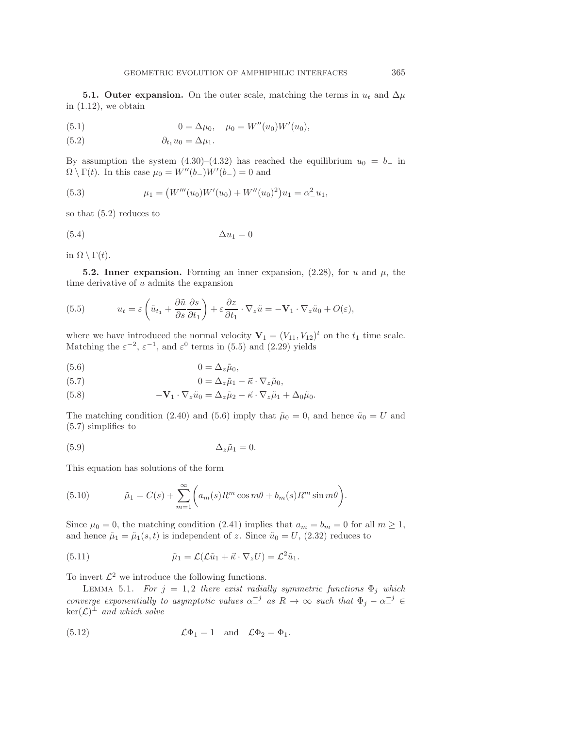**5.1. Outer expansion.** On the outer scale, matching the terms in $u_t$ and $\Delta\mu$ in (1.12), we obtain

$$0 = \Delta\mu_0, \quad \mu_0 = W''(u_0)W'(u_0), \tag{5.1}$$

$$\partial_{t_1} u_0 = \Delta\mu_1. \tag{5.2}$$

By assumption the system (4.30)–(4.32) has reached the equilibrium $u_0 = b_-$ in $\Omega \setminus \Gamma(t)$. In this case $\mu_0 = W''(b_-)W'(b_-) = 0$ and

$$\mu_1 = \big(W'''(u_0)W'(u_0) + W''(u_0)^2\big)u_1 = \alpha_-^2 u_1, \tag{5.3}$$

so that (5.2) reduces to

$$\Delta u_1 = 0 \tag{5.4}$$

in $\Omega \setminus \Gamma(t)$.

**5.2. Inner expansion.** Forming an inner expansion, (2.28), for $u$ and $\mu$, the time derivative of $u$ admits the expansion

$$u_t = \varepsilon\left(\tilde{u}_{t_1} + \frac{\partial \tilde{u}}{\partial s}\frac{\partial s}{\partial t_1}\right) + \varepsilon\frac{\partial z}{\partial t_1}\cdot\nabla_z\tilde{u} = -\mathbf{V}_1\cdot\nabla_z\tilde{u}_0 + O(\varepsilon), \tag{5.5}$$

where we have introduced the normal velocity $\mathbf{V}_1 = (V_{11}, V_{12})^t$ on the $t_1$ time scale. Matching the $\varepsilon^{-2}$, $\varepsilon^{-1}$, and $\varepsilon^0$ terms in (5.5) and (2.29) yields

$$0 = \Delta_z\tilde{\mu}_0, \tag{5.6}$$

$$0 = \Delta_z\tilde{\mu}_1 - \vec{\kappa}\cdot\nabla_z\tilde{\mu}_0, \tag{5.7}$$

$$-\mathbf{V}_1\cdot\nabla_z\tilde{u}_0 = \Delta_z\tilde{\mu}_2 - \vec{\kappa}\cdot\nabla_z\tilde{\mu}_1 + \Delta_0\tilde{\mu}_0. \tag{5.8}$$

The matching condition (2.40) and (5.6) imply that $\tilde{\mu}_0 = 0$, and hence $\tilde{u}_0 = U$ and (5.7) simplifies to

$$\Delta_z\tilde{\mu}_1 = 0. \tag{5.9}$$

This equation has solutions of the form

$$\tilde{\mu}_1 = C(s) + \sum_{m=1}^{\infty}\bigg(a_m(s)R^m\cos m\theta + b_m(s)R^m\sin m\theta\bigg). \tag{5.10}$$

Since $\mu_0 = 0$, the matching condition (2.41) implies that $a_m = b_m = 0$ for all $m \geq 1$, and hence $\tilde{\mu}_1 = \tilde{\mu}_1(s,t)$ is independent of $z$. Since $\tilde{u}_0 = U$, (2.32) reduces to

$$\tilde{\mu}_1 = \mathcal{L}(\mathcal{L}\tilde{u}_1 + \vec{\kappa}\cdot\nabla_z U) = \mathcal{L}^2\tilde{u}_1. \tag{5.11}$$

To invert $\mathcal{L}^2$ we introduce the following functions.

LEMMA 5.1. *For $j = 1, 2$ there exist radially symmetric functions $\Phi_j$ which converge exponentially to asymptotic values $\alpha_-^{-j}$ as $R \to \infty$ such that $\Phi_j - \alpha_-^{-j} \in \ker(\mathcal{L})^\perp$ and which solve*

$$\mathcal{L}\Phi_1 = 1 \quad \text{and} \quad \mathcal{L}\Phi_2 = \Phi_1. \tag{5.12}$$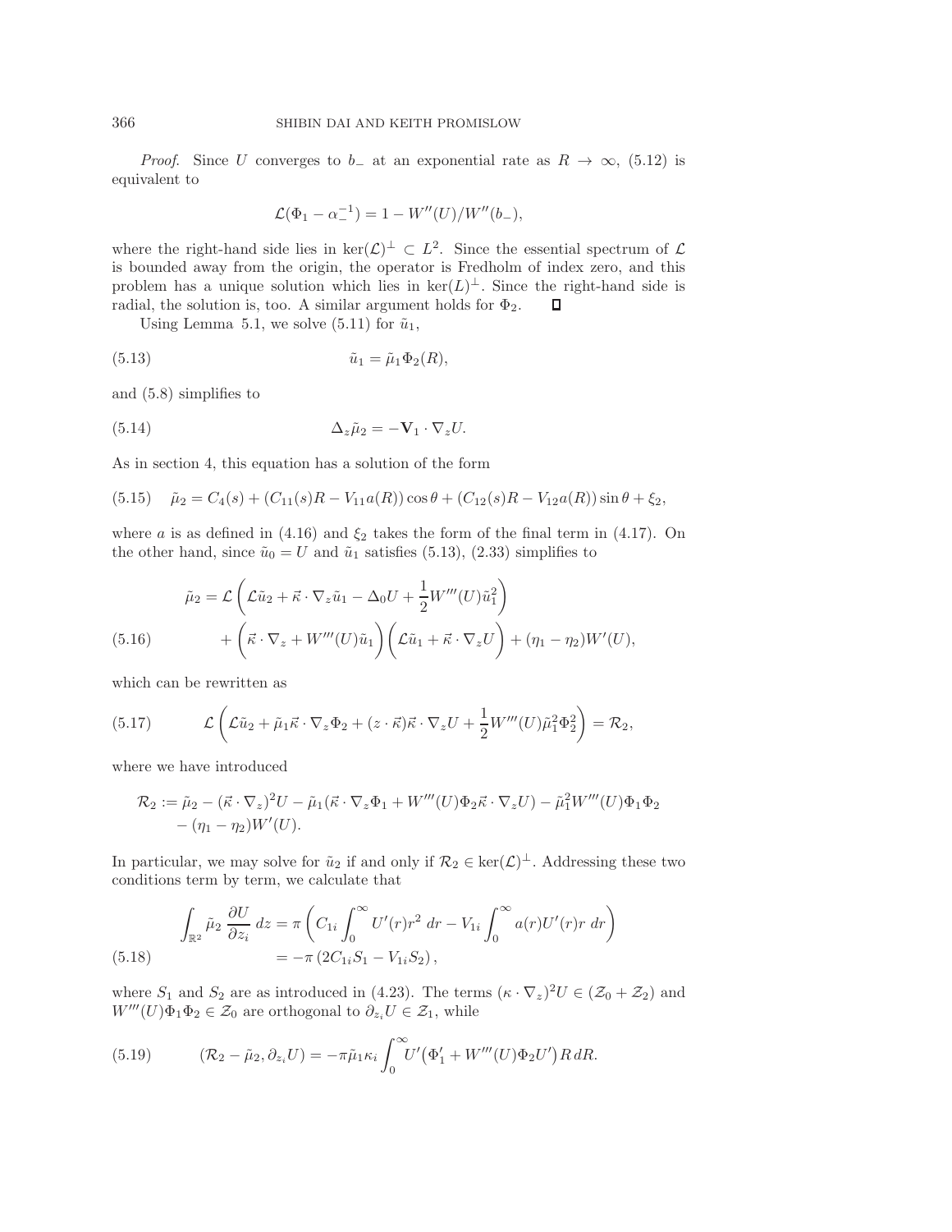*Proof*. Since $U$ converges to $b_-$ at an exponential rate as $R \to \infty$, (5.12) is equivalent to

$$\mathcal{L}(\Phi_1 - \alpha_-^{-1}) = 1 - W''(U)/W''(b_-),$$

where the right-hand side lies in $\ker(\mathcal{L})^\perp \subset L^2$. Since the essential spectrum of $\mathcal{L}$ is bounded away from the origin, the operator is Fredholm of index zero, and this problem has a unique solution which lies in $\ker(L)^\perp$. Since the right-hand side is radial, the solution is, too. A similar argument holds for $\Phi_2$. ◻

Using Lemma 5.1, we solve (5.11) for $\tilde{u}_1$,

$$\tilde{u}_1 = \tilde{\mu}_1 \Phi_2(R), \tag{5.13}$$

and (5.8) simplifies to

$$\Delta_z \tilde{\mu}_2 = -\mathbf{V}_1 \cdot \nabla_z U. \tag{5.14}$$

As in section 4, this equation has a solution of the form

$$\tilde{\mu}_2 = C_4(s) + (C_{11}(s)R - V_{11}a(R))\cos\theta + (C_{12}(s)R - V_{12}a(R))\sin\theta + \xi_2, \tag{5.15}$$

where $a$ is as defined in (4.16) and $\xi_2$ takes the form of the final term in (4.17). On the other hand, since $\tilde{u}_0 = U$ and $\tilde{u}_1$ satisfies (5.13), (2.33) simplifies to

$$\begin{aligned}\tilde{\mu}_2 = {} & \mathcal{L}\left(\mathcal{L}\tilde{u}_2 + \vec{\kappa}\cdot\nabla_z \tilde{u}_1 - \Delta_0 U + \frac{1}{2}W'''(U)\tilde{u}_1^2\right) \\ & + \left(\vec{\kappa}\cdot\nabla_z + W'''(U)\tilde{u}_1\right)\left(\mathcal{L}\tilde{u}_1 + \vec{\kappa}\cdot\nabla_z U\right) + (\eta_1 - \eta_2)W'(U),\end{aligned} \tag{5.16}$$

which can be rewritten as

$$\mathcal{L}\left(\mathcal{L}\tilde{u}_2 + \tilde{\mu}_1 \vec{\kappa}\cdot\nabla_z \Phi_2 + (z\cdot\vec{\kappa})\vec{\kappa}\cdot\nabla_z U + \frac{1}{2}W'''(U)\tilde{\mu}_1^2\Phi_2^2\right) = \mathcal{R}_2, \tag{5.17}$$

where we have introduced

$$\begin{aligned}\mathcal{R}_2 := {} & \tilde{\mu}_2 - (\vec{\kappa}\cdot\nabla_z)^2 U - \tilde{\mu}_1(\vec{\kappa}\cdot\nabla_z\Phi_1 + W'''(U)\Phi_2\vec{\kappa}\cdot\nabla_z U) - \tilde{\mu}_1^2 W'''(U)\Phi_1\Phi_2 \\ & - (\eta_1 - \eta_2)W'(U).\end{aligned}$$

In particular, we may solve for $\tilde{u}_2$ if and only if $\mathcal{R}_2 \in \ker(\mathcal{L})^\perp$. Addressing these two conditions term by term, we calculate that

$$\begin{aligned}\int_{\mathbb{R}^2} \tilde{\mu}_2 \frac{\partial U}{\partial z_i}\, dz &= \pi\left(C_{1i}\int_0^\infty U'(r)r^2\, dr - V_{1i}\int_0^\infty a(r)U'(r)r\, dr\right) \\ &= -\pi\left(2C_{1i}S_1 - V_{1i}S_2\right),\end{aligned} \tag{5.18}$$

where $S_1$ and $S_2$ are as introduced in (4.23). The terms $(\kappa\cdot\nabla_z)^2 U \in (\mathcal{Z}_0 + \mathcal{Z}_2)$ and $W'''(U)\Phi_1\Phi_2 \in \mathcal{Z}_0$ are orthogonal to $\partial_{z_i}U \in \mathcal{Z}_1$, while

$$(\mathcal{R}_2 - \tilde{\mu}_2, \partial_{z_i}U) = -\pi\tilde{\mu}_1\kappa_i\int_0^\infty U'\big(\Phi_1' + W'''(U)\Phi_2 U'\big)R\, dR. \tag{5.19}$$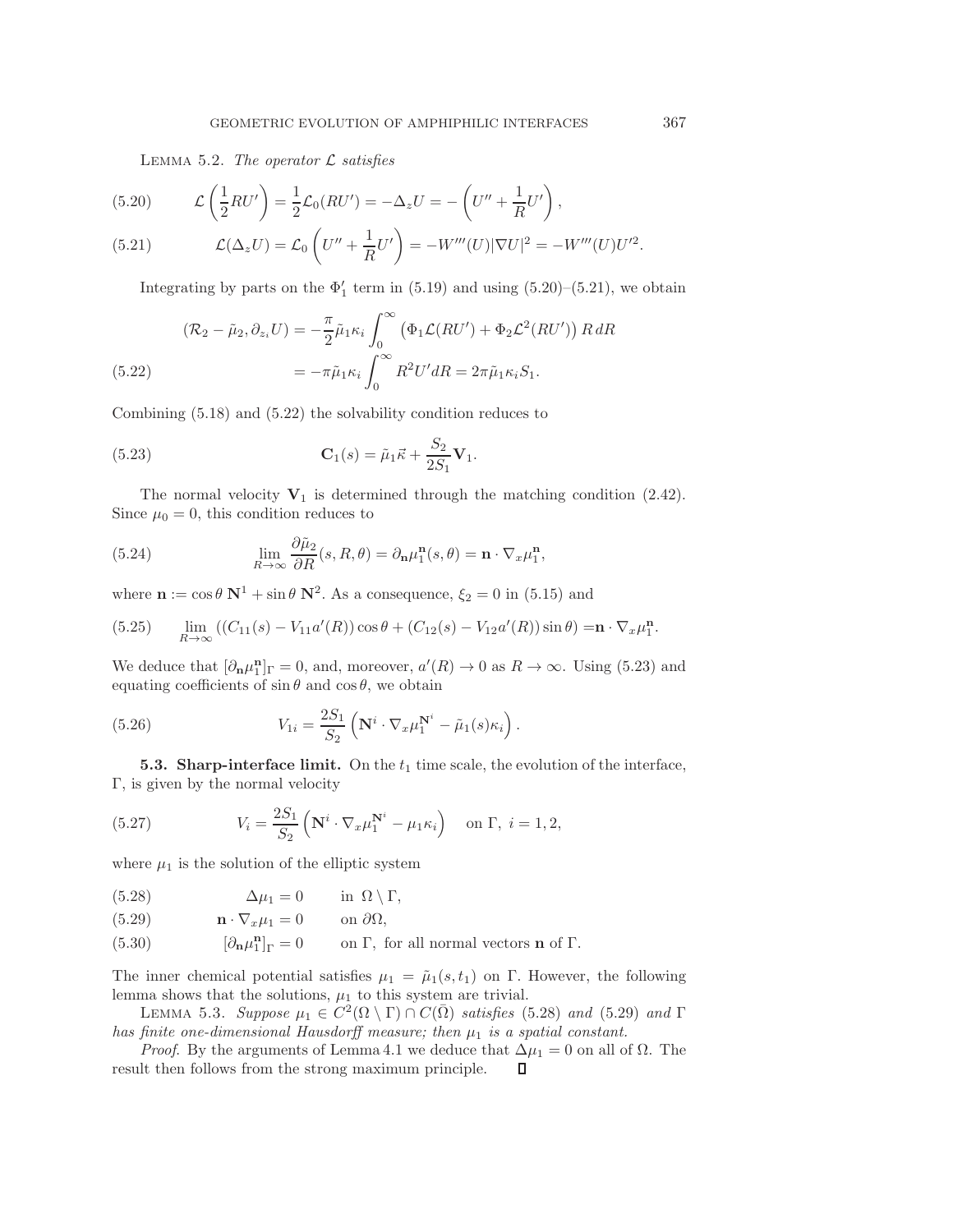LEMMA 5.2. *The operator $\mathcal{L}$ satisfies*

$$\mathcal{L}\left(\frac{1}{2}RU'\right) = \frac{1}{2}\mathcal{L}_0(RU') = -\Delta_z U = -\left(U'' + \frac{1}{R}U'\right), \tag{5.20}$$

$$\mathcal{L}(\Delta_z U) = \mathcal{L}_0\left(U'' + \frac{1}{R}U'\right) = -W'''(U)|\nabla U|^2 = -W'''(U)U'^2. \tag{5.21}$$

Integrating by parts on the $\Phi_1'$ term in (5.19) and using (5.20)–(5.21), we obtain

$$\begin{aligned}(\mathcal{R}_2 - \tilde{\mu}_2, \partial_{z_i}U) &= -\frac{\pi}{2}\tilde{\mu}_1\kappa_i \int_0^\infty \left(\Phi_1\mathcal{L}(RU') + \Phi_2\mathcal{L}^2(RU')\right) R\,dR \\ &= -\pi\tilde{\mu}_1\kappa_i \int_0^\infty R^2U'dR = 2\pi\tilde{\mu}_1\kappa_i S_1.\end{aligned} \tag{5.22}$$

Combining (5.18) and (5.22) the solvability condition reduces to

$$\mathbf{C}_1(s) = \tilde{\mu}_1\vec{\kappa} + \frac{S_2}{2S_1}\mathbf{V}_1. \tag{5.23}$$

The normal velocity $\mathbf{V}_1$ is determined through the matching condition (2.42). Since $\mu_0 = 0$, this condition reduces to

$$\lim_{R\to\infty} \frac{\partial\tilde{\mu}_2}{\partial R}(s, R, \theta) = \partial_{\mathbf{n}}\mu_1^{\mathbf{n}}(s, \theta) = \mathbf{n}\cdot\nabla_x\mu_1^{\mathbf{n}}, \tag{5.24}$$

where $\mathbf{n} := \cos\theta\,\mathbf{N}^1 + \sin\theta\,\mathbf{N}^2$. As a consequence, $\xi_2 = 0$ in (5.15) and

$$\lim_{R\to\infty}\left((C_{11}(s) - V_{11}a'(R))\cos\theta + (C_{12}(s) - V_{12}a'(R))\sin\theta\right) = \mathbf{n}\cdot\nabla_x\mu_1^{\mathbf{n}}. \tag{5.25}$$

We deduce that $[\partial_{\mathbf{n}}\mu_1^{\mathbf{n}}]_\Gamma = 0$, and, moreover, $a'(R) \to 0$ as $R \to \infty$. Using (5.23) and equating coefficients of $\sin\theta$ and $\cos\theta$, we obtain

$$V_{1i} = \frac{2S_1}{S_2}\left(\mathbf{N}^i\cdot\nabla_x\mu_1^{\mathbf{N}^i} - \tilde{\mu}_1(s)\kappa_i\right). \tag{5.26}$$

**5.3. Sharp-interface limit.** On the $t_1$ time scale, the evolution of the interface, $\Gamma$, is given by the normal velocity

$$V_i = \frac{2S_1}{S_2}\left(\mathbf{N}^i\cdot\nabla_x\mu_1^{\mathbf{N}^i} - \mu_1\kappa_i\right) \quad \text{on } \Gamma,\ i = 1, 2, \tag{5.27}$$

where $\mu_1$ is the solution of the elliptic system

$$\Delta\mu_1 = 0 \qquad \text{in } \Omega\setminus\Gamma, \tag{5.28}$$

$$\mathbf{n}\cdot\nabla_x\mu_1 = 0 \qquad \text{on } \partial\Omega, \tag{5.29}$$

$$[\partial_{\mathbf{n}}\mu_1^{\mathbf{n}}]_\Gamma = 0 \qquad \text{on } \Gamma, \text{ for all normal vectors } \mathbf{n} \text{ of } \Gamma. \tag{5.30}$$

The inner chemical potential satisfies $\mu_1 = \tilde{\mu}_1(s, t_1)$ on $\Gamma$. However, the following lemma shows that the solutions, $\mu_1$ to this system are trivial.

LEMMA 5.3. *Suppose $\mu_1 \in C^2(\Omega\setminus\Gamma)\cap C(\bar{\Omega})$ satisfies (5.28) and (5.29) and $\Gamma$ has finite one-dimensional Hausdorff measure; then $\mu_1$ is a spatial constant.*

*Proof.* By the arguments of Lemma 4.1 we deduce that $\Delta\mu_1 = 0$ on all of $\Omega$. The result then follows from the strong maximum principle. ∎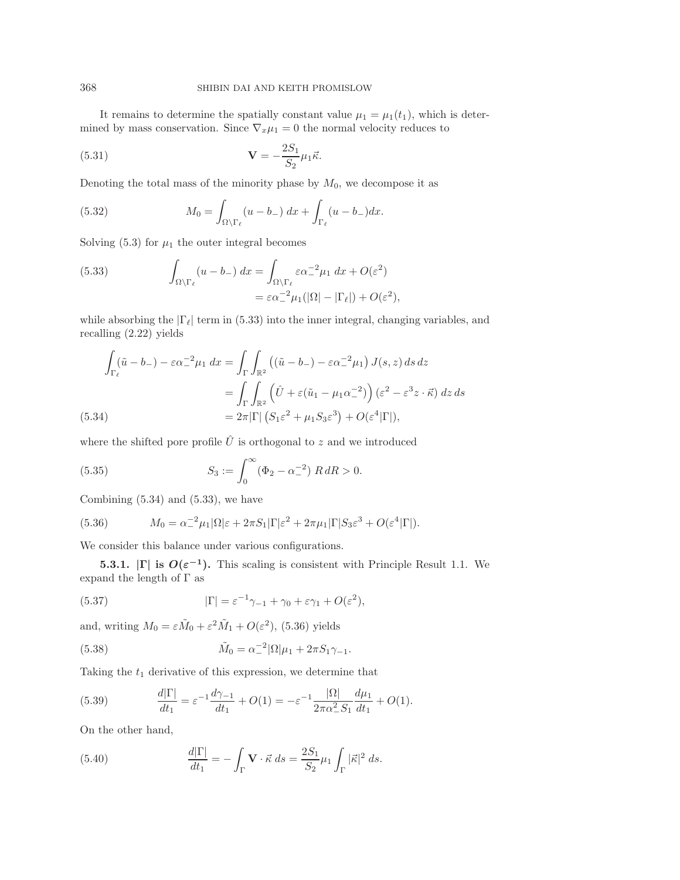It remains to determine the spatially constant value $\mu_1 = \mu_1(t_1)$, which is determined by mass conservation. Since $\nabla_x \mu_1 = 0$ the normal velocity reduces to

$$\mathbf{V} = -\frac{2S_1}{S_2}\mu_1 \vec{\kappa}. \tag{5.31}$$

Denoting the total mass of the minority phase by $M_0$, we decompose it as

$$M_0 = \int_{\Omega\setminus\Gamma_\ell} (u - b_-)\, dx + \int_{\Gamma_\ell} (u - b_-) dx. \tag{5.32}$$

Solving (5.3) for $\mu_1$ the outer integral becomes

$$\begin{aligned}\int_{\Omega\setminus\Gamma_\ell} (u - b_-)\, dx &= \int_{\Omega\setminus\Gamma_\ell} \varepsilon\alpha_-^{-2}\mu_1\, dx + O(\varepsilon^2) \\ &= \varepsilon\alpha_-^{-2}\mu_1(|\Omega| - |\Gamma_\ell|) + O(\varepsilon^2),\end{aligned} \tag{5.33}$$

while absorbing the $|\Gamma_\ell|$ term in (5.33) into the inner integral, changing variables, and recalling (2.22) yields

$$\begin{aligned}\int_{\Gamma_\ell} (\tilde{u} - b_-) - \varepsilon\alpha_-^{-2}\mu_1\, dx &= \int_\Gamma \int_{\mathbb{R}^2} \left((\tilde{u} - b_-) - \varepsilon\alpha_-^{-2}\mu_1\right) J(s,z)\, ds\, dz \\ &= \int_\Gamma \int_{\mathbb{R}^2} \left(\hat{U} + \varepsilon(\tilde{u}_1 - \mu_1\alpha_-^{-2})\right)(\varepsilon^2 - \varepsilon^3 z\cdot\vec{\kappa})\, dz\, ds \\ &= 2\pi|\Gamma|\left(S_1\varepsilon^2 + \mu_1 S_3\varepsilon^3\right) + O(\varepsilon^4|\Gamma|),\end{aligned} \tag{5.34}$$

where the shifted pore profile $\hat{U}$ is orthogonal to $z$ and we introduced

$$S_3 := \int_0^\infty (\Phi_2 - \alpha_-^{-2})\, R\, dR > 0. \tag{5.35}$$

Combining (5.34) and (5.33), we have

$$M_0 = \alpha_-^{-2}\mu_1|\Omega|\varepsilon + 2\pi S_1|\Gamma|\varepsilon^2 + 2\pi\mu_1|\Gamma|S_3\varepsilon^3 + O(\varepsilon^4|\Gamma|). \tag{5.36}$$

We consider this balance under various configurations.

**5.3.1. $|\Gamma|$ is $O(\varepsilon^{-1})$.** This scaling is consistent with Principle Result 1.1. We expand the length of $\Gamma$ as

$$|\Gamma| = \varepsilon^{-1}\gamma_{-1} + \gamma_0 + \varepsilon\gamma_1 + O(\varepsilon^2), \tag{5.37}$$

and, writing $M_0 = \varepsilon\tilde{M}_0 + \varepsilon^2\tilde{M}_1 + O(\varepsilon^2)$, (5.36) yields

$$\tilde{M}_0 = \alpha_-^{-2}|\Omega|\mu_1 + 2\pi S_1\gamma_{-1}. \tag{5.38}$$

Taking the $t_1$ derivative of this expression, we determine that

$$\frac{d|\Gamma|}{dt_1} = \varepsilon^{-1}\frac{d\gamma_{-1}}{dt_1} + O(1) = -\varepsilon^{-1}\frac{|\Omega|}{2\pi\alpha_-^2 S_1}\frac{d\mu_1}{dt_1} + O(1). \tag{5.39}$$

On the other hand,

$$\frac{d|\Gamma|}{dt_1} = -\int_\Gamma \mathbf{V}\cdot\vec{\kappa}\, ds = \frac{2S_1}{S_2}\mu_1\int_\Gamma |\vec{\kappa}|^2\, ds. \tag{5.40}$$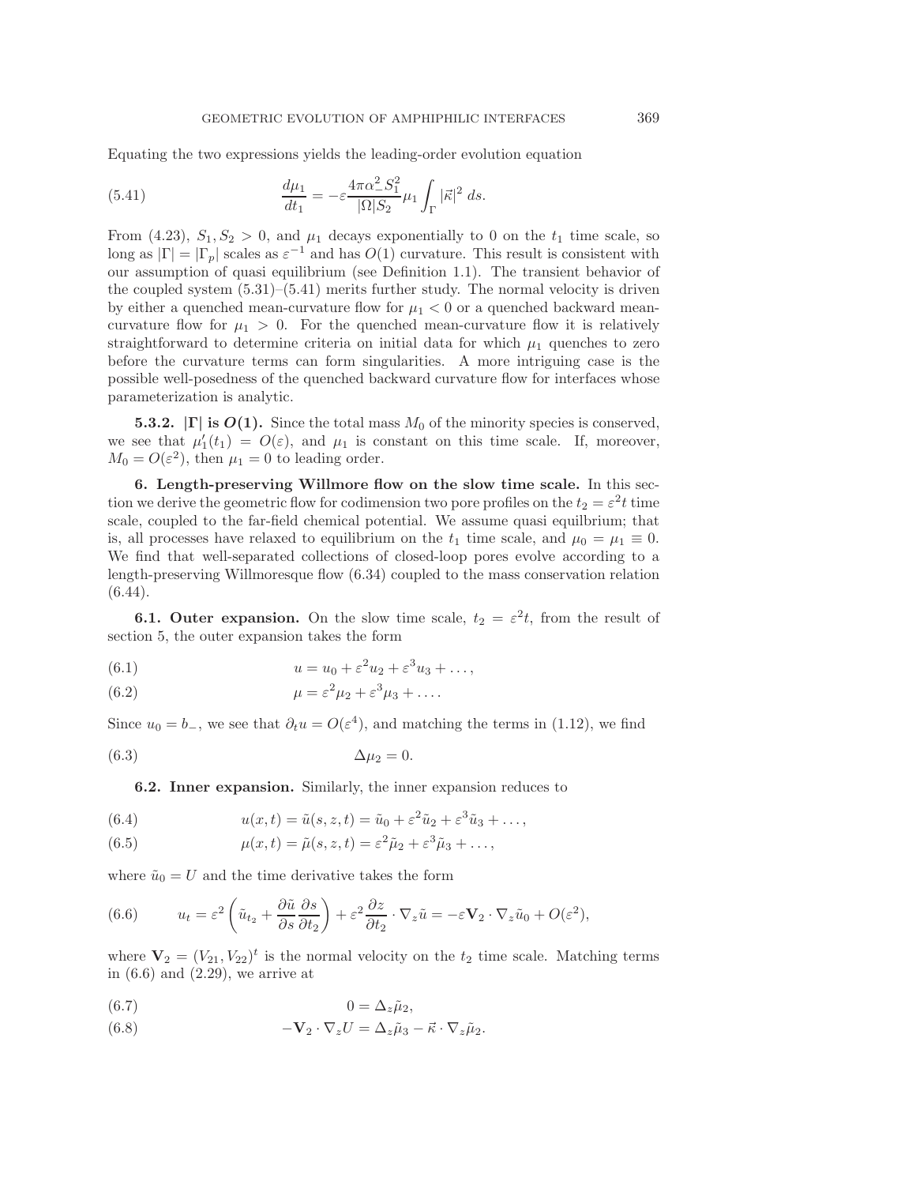Equating the two expressions yields the leading-order evolution equation

$$
\frac{d\mu_1}{dt_1} = -\varepsilon \frac{4\pi\alpha_-^2 S_1^2}{|\Omega| S_2} \mu_1 \int_\Gamma |\vec{\kappa}|^2 \, ds. \tag{5.41}
$$

From (4.23), $S_1, S_2 > 0$, and $\mu_1$ decays exponentially to 0 on the $t_1$ time scale, so long as $|\Gamma| = |\Gamma_p|$ scales as $\varepsilon^{-1}$ and has $O(1)$ curvature. This result is consistent with our assumption of quasi equilibrium (see Definition 1.1). The transient behavior of the coupled system (5.31)–(5.41) merits further study. The normal velocity is driven by either a quenched mean-curvature flow for $\mu_1 < 0$ or a quenched backward mean-curvature flow for $\mu_1 > 0$. For the quenched mean-curvature flow it is relatively straightforward to determine criteria on initial data for which $\mu_1$ quenches to zero before the curvature terms can form singularities. A more intriguing case is the possible well-posedness of the quenched backward curvature flow for interfaces whose parameterization is analytic.

**5.3.2. $|\Gamma|$ is $O(1)$.** Since the total mass $M_0$ of the minority species is conserved, we see that $\mu_1'(t_1) = O(\varepsilon)$, and $\mu_1$ is constant on this time scale. If, moreover, $M_0 = O(\varepsilon^2)$, then $\mu_1 = 0$ to leading order.

## 6. Length-preserving Willmore flow on the slow time scale.

In this section we derive the geometric flow for codimension two pore profiles on the $t_2 = \varepsilon^2 t$ time scale, coupled to the far-field chemical potential. We assume quasi equilbrium; that is, all processes have relaxed to equilibrium on the $t_1$ time scale, and $\mu_0 = \mu_1 \equiv 0$. We find that well-separated collections of closed-loop pores evolve according to a length-preserving Willmoresque flow (6.34) coupled to the mass conservation relation (6.44).

**6.1. Outer expansion.** On the slow time scale, $t_2 = \varepsilon^2 t$, from the result of section 5, the outer expansion takes the form

$$
u = u_0 + \varepsilon^2 u_2 + \varepsilon^3 u_3 + \ldots, \tag{6.1}
$$

$$
\mu = \varepsilon^2 \mu_2 + \varepsilon^3 \mu_3 + \ldots. \tag{6.2}
$$

Since $u_0 = b_-$, we see that $\partial_t u = O(\varepsilon^4)$, and matching the terms in (1.12), we find

$$
\Delta \mu_2 = 0. \tag{6.3}
$$

**6.2. Inner expansion.** Similarly, the inner expansion reduces to

$$
u(x,t) = \tilde{u}(s,z,t) = \tilde{u}_0 + \varepsilon^2 \tilde{u}_2 + \varepsilon^3 \tilde{u}_3 + \ldots, \tag{6.4}
$$

$$
\mu(x,t) = \tilde{\mu}(s,z,t) = \varepsilon^2 \tilde{\mu}_2 + \varepsilon^3 \tilde{\mu}_3 + \ldots, \tag{6.5}
$$

where $\tilde{u}_0 = U$ and the time derivative takes the form

$$
u_t = \varepsilon^2 \left( \tilde{u}_{t_2} + \frac{\partial \tilde{u}}{\partial s} \frac{\partial s}{\partial t_2} \right) + \varepsilon^2 \frac{\partial z}{\partial t_2} \cdot \nabla_z \tilde{u} = -\varepsilon \mathbf{V}_2 \cdot \nabla_z \tilde{u}_0 + O(\varepsilon^2), \tag{6.6}
$$

where $\mathbf{V}_2 = (V_{21}, V_{22})^t$ is the normal velocity on the $t_2$ time scale. Matching terms in (6.6) and (2.29), we arrive at

$$
0 = \Delta_z \tilde{\mu}_2, \tag{6.7}
$$

$$
-\mathbf{V}_2 \cdot \nabla_z U = \Delta_z \tilde{\mu}_3 - \vec{\kappa} \cdot \nabla_z \tilde{\mu}_2. \tag{6.8}
$$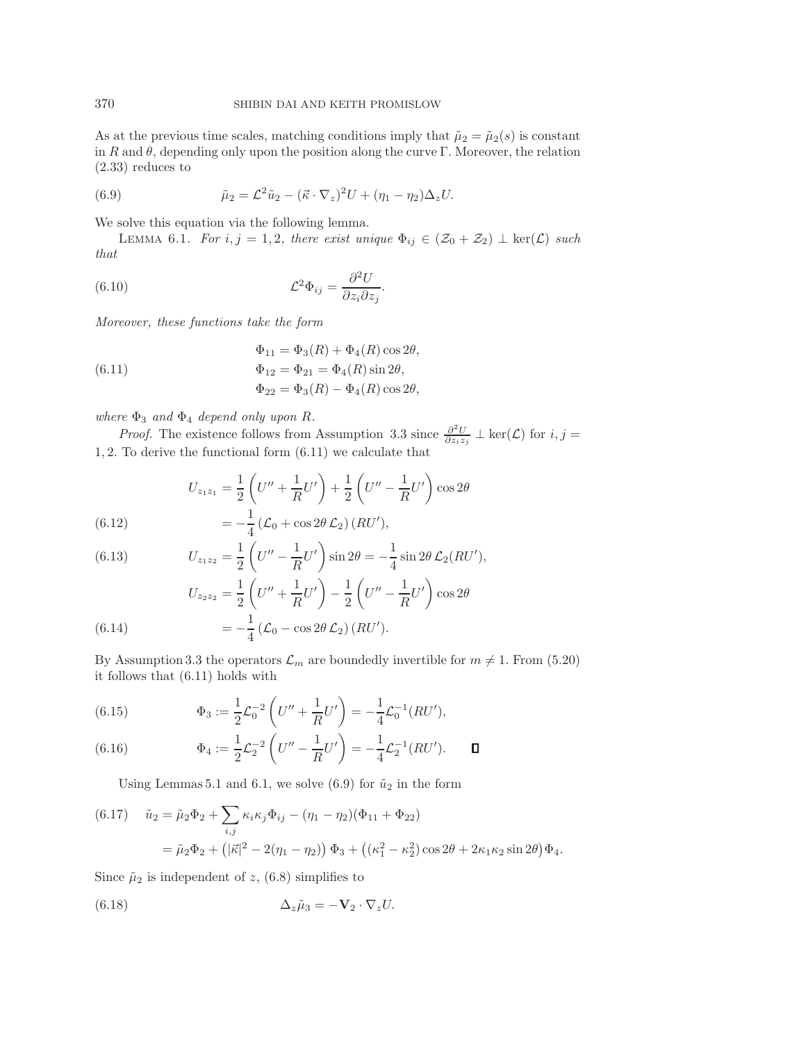As at the previous time scales, matching conditions imply that $\tilde{\mu}_2 = \tilde{\mu}_2(s)$ is constant in $R$ and $\theta$, depending only upon the position along the curve $\Gamma$. Moreover, the relation (2.33) reduces to

$$\tilde{\mu}_2 = \mathcal{L}^2 \tilde{u}_2 - (\vec{\kappa} \cdot \nabla_z)^2 U + (\eta_1 - \eta_2)\Delta_z U. \tag{6.9}$$

We solve this equation via the following lemma.

LEMMA 6.1. *For $i, j = 1, 2$, there exist unique $\Phi_{ij} \in (\mathcal{Z}_0 + \mathcal{Z}_2) \perp \ker(\mathcal{L})$ such that*

$$\mathcal{L}^2 \Phi_{ij} = \frac{\partial^2 U}{\partial z_i \partial z_j}. \tag{6.10}$$

*Moreover, these functions take the form*

$$\begin{aligned} \Phi_{11} &= \Phi_3(R) + \Phi_4(R)\cos 2\theta, \\ \Phi_{12} = \Phi_{21} &= \Phi_4(R)\sin 2\theta, \\ \Phi_{22} &= \Phi_3(R) - \Phi_4(R)\cos 2\theta, \end{aligned} \tag{6.11}$$

*where $\Phi_3$ and $\Phi_4$ depend only upon $R$.*

*Proof.* The existence follows from Assumption 3.3 since $\frac{\partial^2 U}{\partial z_i z_j} \perp \ker(\mathcal{L})$ for $i, j = 1, 2$. To derive the functional form (6.11) we calculate that

$$\begin{aligned} U_{z_1 z_1} &= \frac{1}{2}\left(U'' + \frac{1}{R}U'\right) + \frac{1}{2}\left(U'' - \frac{1}{R}U'\right)\cos 2\theta \\ &= -\frac{1}{4}\left(\mathcal{L}_0 + \cos 2\theta\, \mathcal{L}_2\right)(RU'), \end{aligned} \tag{6.12}$$

$$U_{z_1 z_2} = \frac{1}{2}\left(U'' - \frac{1}{R}U'\right)\sin 2\theta = -\frac{1}{4}\sin 2\theta\, \mathcal{L}_2(RU'), \tag{6.13}$$

$$\begin{aligned} U_{z_2 z_2} &= \frac{1}{2}\left(U'' + \frac{1}{R}U'\right) - \frac{1}{2}\left(U'' - \frac{1}{R}U'\right)\cos 2\theta \\ &= -\frac{1}{4}\left(\mathcal{L}_0 - \cos 2\theta\, \mathcal{L}_2\right)(RU'). \end{aligned} \tag{6.14}$$

By Assumption 3.3 the operators $\mathcal{L}_m$ are boundedly invertible for $m \neq 1$. From (5.20) it follows that (6.11) holds with

$$\Phi_3 := \frac{1}{2}\mathcal{L}_0^{-2}\left(U'' + \frac{1}{R}U'\right) = -\frac{1}{4}\mathcal{L}_0^{-1}(RU'), \tag{6.15}$$

$$\Phi_4 := \frac{1}{2}\mathcal{L}_2^{-2}\left(U'' - \frac{1}{R}U'\right) = -\frac{1}{4}\mathcal{L}_2^{-1}(RU'). \qquad \square \tag{6.16}$$

Using Lemmas 5.1 and 6.1, we solve (6.9) for $\tilde{u}_2$ in the form

$$\begin{aligned} \tilde{u}_2 &= \tilde{\mu}_2 \Phi_2 + \sum_{i,j} \kappa_i \kappa_j \Phi_{ij} - (\eta_1 - \eta_2)(\Phi_{11} + \Phi_{22}) \\ &= \tilde{\mu}_2 \Phi_2 + \left(|\vec{\kappa}|^2 - 2(\eta_1 - \eta_2)\right)\Phi_3 + \left((\kappa_1^2 - \kappa_2^2)\cos 2\theta + 2\kappa_1\kappa_2 \sin 2\theta\right)\Phi_4. \end{aligned} \tag{6.17}$$

Since $\tilde{\mu}_2$ is independent of $z$, (6.8) simplifies to

$$\Delta_z \tilde{\mu}_3 = -\mathbf{V}_2 \cdot \nabla_z U. \tag{6.18}$$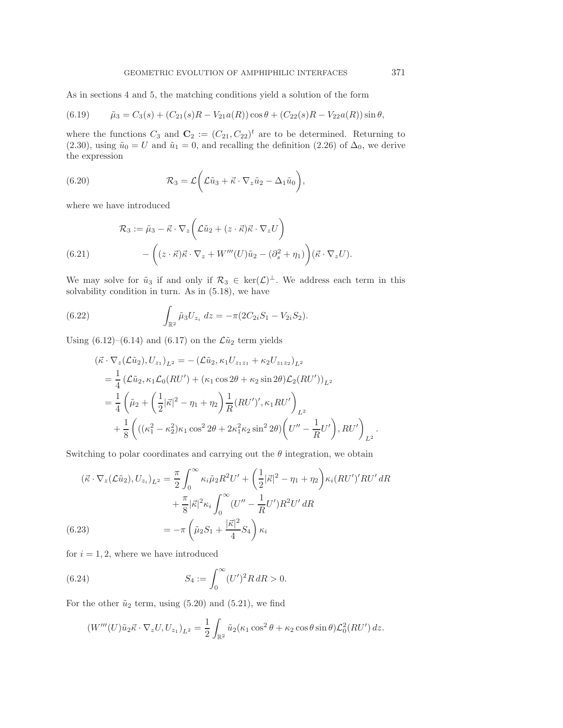As in sections 4 and 5, the matching conditions yield a solution of the form

$$
\tilde{\mu}_3 = C_3(s) + (C_{21}(s)R - V_{21}a(R))\cos\theta + (C_{22}(s)R - V_{22}a(R))\sin\theta, \tag{6.19}
$$

where the functions $C_3$ and $\mathbf{C}_2 := (C_{21}, C_{22})^t$ are to be determined. Returning to (2.30), using $\tilde{u}_0 = U$ and $\tilde{u}_1 = 0$, and recalling the definition (2.26) of $\Delta_0$, we derive the expression

$$
\mathcal{R}_3 = \mathcal{L}\bigg(\mathcal{L}\tilde{u}_3 + \vec{\kappa}\cdot\nabla_z\tilde{u}_2 - \Delta_1\tilde{u}_0\bigg), \tag{6.20}
$$

where we have introduced

$$
\begin{aligned}
\mathcal{R}_3 &:= \tilde{\mu}_3 - \vec{\kappa}\cdot\nabla_z\bigg(\mathcal{L}\tilde{u}_2 + (z\cdot\vec{\kappa})\vec{\kappa}\cdot\nabla_z U\bigg) \\
&\quad - \bigg((z\cdot\vec{\kappa})\vec{\kappa}\cdot\nabla_z + W'''(U)\tilde{u}_2 - (\partial_s^2 + \eta_1)\bigg)(\vec{\kappa}\cdot\nabla_z U).
\end{aligned} \tag{6.21}
$$

We may solve for $\tilde{u}_3$ if and only if $\mathcal{R}_3 \in \ker(\mathcal{L})^\perp$. We address each term in this solvability condition in turn. As in (5.18), we have

$$
\int_{\mathbb{R}^2} \tilde{\mu}_3 U_{z_i}\, dz = -\pi(2C_{2i}S_1 - V_{2i}S_2). \tag{6.22}
$$

Using (6.12)–(6.14) and (6.17) on the $\mathcal{L}\tilde{u}_2$ term yields

$$
\begin{aligned}
(\vec{\kappa}\cdot\nabla_z(\mathcal{L}\tilde{u}_2), U_{z_1})_{L^2} &= -\left(\mathcal{L}\tilde{u}_2, \kappa_1 U_{z_1 z_1} + \kappa_2 U_{z_1 z_2}\right)_{L^2} \\
&= \frac{1}{4}\left(\mathcal{L}\tilde{u}_2, \kappa_1\mathcal{L}_0(RU') + (\kappa_1\cos 2\theta + \kappa_2\sin 2\theta)\mathcal{L}_2(RU')\right)_{L^2} \\
&= \frac{1}{4}\left(\tilde{\mu}_2 + \left(\frac{1}{2}|\vec{\kappa}|^2 - \eta_1 + \eta_2\right)\frac{1}{R}(RU')', \kappa_1 RU'\right)_{L^2} \\
&\quad + \frac{1}{8}\left(((\kappa_1^2 - \kappa_2^2)\kappa_1\cos^2 2\theta + 2\kappa_1^2\kappa_2\sin^2 2\theta)\bigg(U'' - \frac{1}{R}U'\bigg), RU'\right)_{L^2}.
\end{aligned}
$$

Switching to polar coordinates and carrying out the $\theta$ integration, we obtain

$$
\begin{aligned}
(\vec{\kappa}\cdot\nabla_z(\mathcal{L}\tilde{u}_2), U_{z_i})_{L^2} &= \frac{\pi}{2}\int_0^\infty \kappa_i\tilde{\mu}_2 R^2 U' + \left(\frac{1}{2}|\vec{\kappa}|^2 - \eta_1 + \eta_2\right)\kappa_i (RU')'RU'\, dR \\
&\quad + \frac{\pi}{8}|\vec{\kappa}|^2\kappa_i\int_0^\infty \Big(U'' - \frac{1}{R}U'\Big)R^2 U'\, dR \\
&= -\pi\left(\tilde{\mu}_2 S_1 + \frac{|\vec{\kappa}|^2}{4}S_4\right)\kappa_i
\end{aligned} \tag{6.23}
$$

for $i = 1, 2$, where we have introduced

$$
S_4 := \int_0^\infty (U')^2 R\, dR > 0. \tag{6.24}
$$

For the other $\tilde{u}_2$ term, using (5.20) and (5.21), we find

$$
(W'''(U)\tilde{u}_2\vec{\kappa}\cdot\nabla_z U, U_{z_1})_{L^2} = \frac{1}{2}\int_{\mathbb{R}^2}\tilde{u}_2(\kappa_1\cos^2\theta + \kappa_2\cos\theta\sin\theta)\mathcal{L}_0^2(RU')\, dz.
$$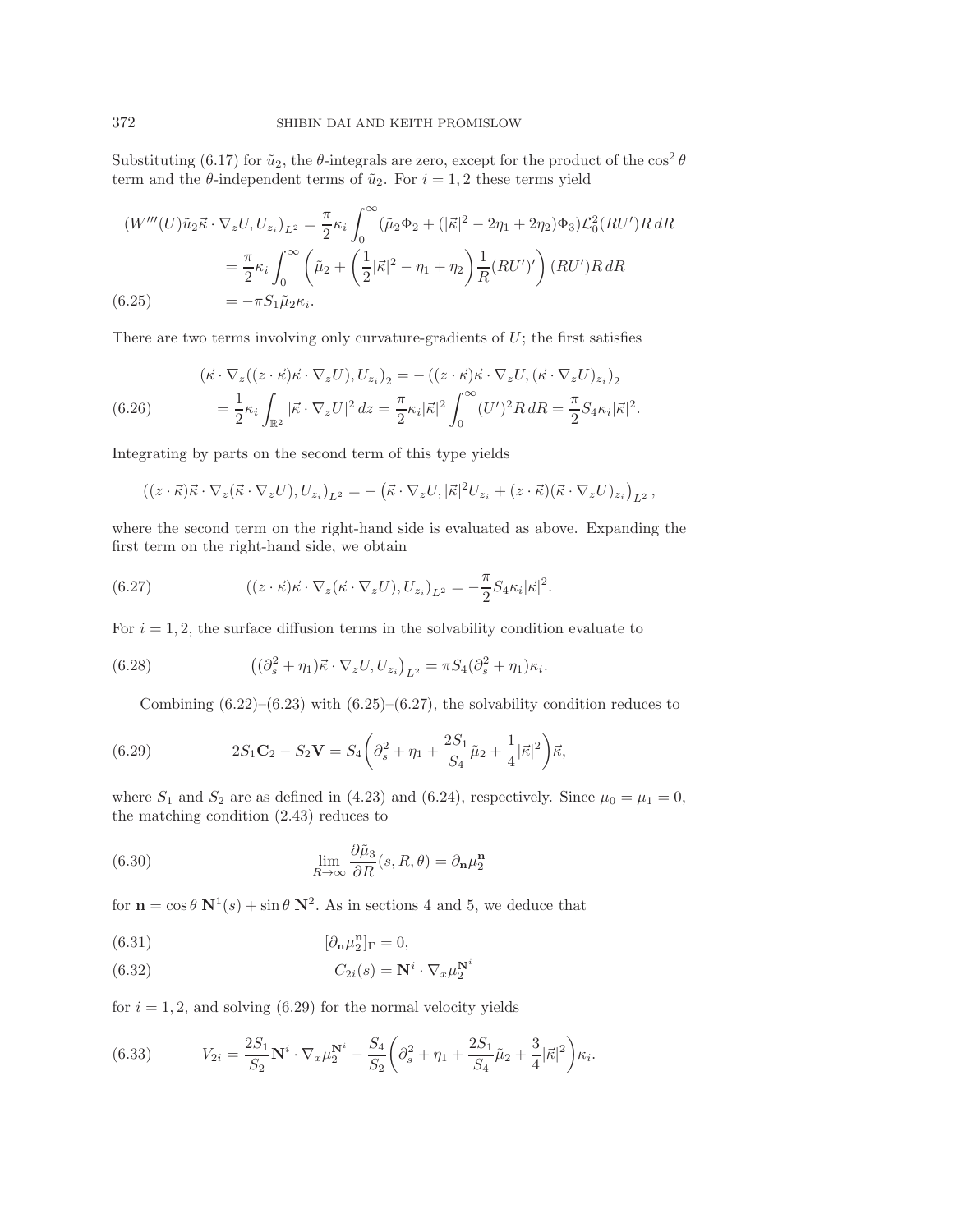Substituting (6.17) for $\tilde{u}_2$, the $\theta$-integrals are zero, except for the product of the $\cos^2\theta$ term and the $\theta$-independent terms of $\tilde{u}_2$. For $i = 1, 2$ these terms yield

$$
\begin{aligned}
(W'''(U)\tilde{u}_2\vec{\kappa}\cdot\nabla_z U, U_{z_i})_{L^2} &= \frac{\pi}{2}\kappa_i \int_0^\infty (\tilde{\mu}_2\Phi_2 + (|\vec{\kappa}|^2 - 2\eta_1 + 2\eta_2)\Phi_3)\mathcal{L}_0^2(RU')R\,dR \\
&= \frac{\pi}{2}\kappa_i \int_0^\infty \left(\tilde{\mu}_2 + \left(\frac{1}{2}|\vec{\kappa}|^2 - \eta_1 + \eta_2\right)\frac{1}{R}(RU')'\right)(RU')R\,dR \\
&= -\pi S_1\tilde{\mu}_2\kappa_i. 
\end{aligned} \tag{6.25}
$$

There are two terms involving only curvature-gradients of $U$; the first satisfies

$$
\begin{aligned}
(\vec{\kappa}\cdot\nabla_z((z\cdot\vec{\kappa})\vec{\kappa}\cdot\nabla_z U), U_{z_i})_2 &= -((z\cdot\vec{\kappa})\vec{\kappa}\cdot\nabla_z U, (\vec{\kappa}\cdot\nabla_z U)_{z_i})_2 \\
&= \frac{1}{2}\kappa_i\int_{\mathbb{R}^2}|\vec{\kappa}\cdot\nabla_z U|^2\,dz = \frac{\pi}{2}\kappa_i|\vec{\kappa}|^2\int_0^\infty (U')^2R\,dR = \frac{\pi}{2}S_4\kappa_i|\vec{\kappa}|^2.
\end{aligned} \tag{6.26}
$$

Integrating by parts on the second term of this type yields

$$
((z\cdot\vec{\kappa})\vec{\kappa}\cdot\nabla_z(\vec{\kappa}\cdot\nabla_z U), U_{z_i})_{L^2} = -\left(\vec{\kappa}\cdot\nabla_z U, |\vec{\kappa}|^2 U_{z_i} + (z\cdot\vec{\kappa})(\vec{\kappa}\cdot\nabla_z U)_{z_i}\right)_{L^2},
$$

where the second term on the right-hand side is evaluated as above. Expanding the first term on the right-hand side, we obtain

$$
((z\cdot\vec{\kappa})\vec{\kappa}\cdot\nabla_z(\vec{\kappa}\cdot\nabla_z U), U_{z_i})_{L^2} = -\frac{\pi}{2}S_4\kappa_i|\vec{\kappa}|^2. \tag{6.27}
$$

For $i = 1, 2$, the surface diffusion terms in the solvability condition evaluate to

$$
\left((\partial_s^2 + \eta_1)\vec{\kappa}\cdot\nabla_z U, U_{z_i}\right)_{L^2} = \pi S_4(\partial_s^2 + \eta_1)\kappa_i. \tag{6.28}
$$

Combining (6.22)–(6.23) with (6.25)–(6.27), the solvability condition reduces to

$$
2S_1\mathbf{C}_2 - S_2\mathbf{V} = S_4\left(\partial_s^2 + \eta_1 + \frac{2S_1}{S_4}\tilde{\mu}_2 + \frac{1}{4}|\vec{\kappa}|^2\right)\vec{\kappa}, \tag{6.29}
$$

where $S_1$ and $S_2$ are as defined in (4.23) and (6.24), respectively. Since $\mu_0 = \mu_1 = 0$, the matching condition (2.43) reduces to

$$
\lim_{R\to\infty}\frac{\partial\tilde{\mu}_3}{\partial R}(s, R, \theta) = \partial_{\mathbf{n}}\mu_2^{\mathbf{n}} \tag{6.30}
$$

for $\mathbf{n} = \cos\theta\,\mathbf{N}^1(s) + \sin\theta\,\mathbf{N}^2$. As in sections 4 and 5, we deduce that

$$
[\partial_{\mathbf{n}}\mu_2^{\mathbf{n}}]_\Gamma = 0, \tag{6.31}
$$

$$
C_{2i}(s) = \mathbf{N}^i\cdot\nabla_x\mu_2^{\mathbf{N}^i} \tag{6.32}
$$

for $i = 1, 2$, and solving (6.29) for the normal velocity yields

$$
V_{2i} = \frac{2S_1}{S_2}\mathbf{N}^i\cdot\nabla_x\mu_2^{\mathbf{N}^i} - \frac{S_4}{S_2}\left(\partial_s^2 + \eta_1 + \frac{2S_1}{S_4}\tilde{\mu}_2 + \frac{3}{4}|\vec{\kappa}|^2\right)\kappa_i. \tag{6.33}
$$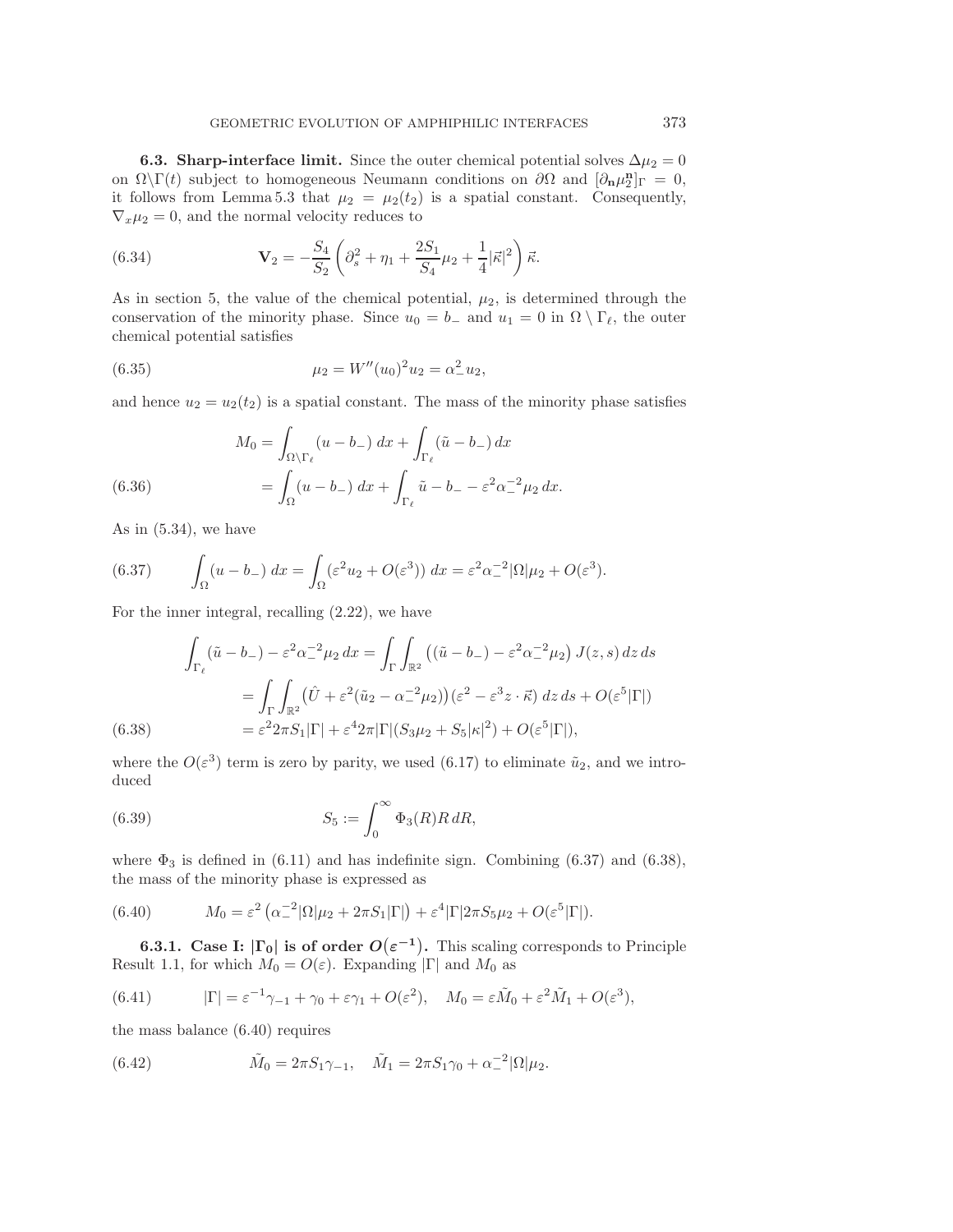**6.3. Sharp-interface limit.** Since the outer chemical potential solves $\Delta\mu_2 = 0$ on $\Omega\backslash\Gamma(t)$ subject to homogeneous Neumann conditions on $\partial\Omega$ and $[\partial_{\mathbf{n}}\mu_2^{\mathbf{n}}]_\Gamma = 0$, it follows from Lemma 5.3 that $\mu_2 = \mu_2(t_2)$ is a spatial constant. Consequently, $\nabla_x\mu_2 = 0$, and the normal velocity reduces to

$$\mathbf{V}_2 = -\frac{S_4}{S_2}\left(\partial_s^2 + \eta_1 + \frac{2S_1}{S_4}\mu_2 + \frac{1}{4}|\vec{\kappa}|^2\right)\vec{\kappa}. \tag{6.34}$$

As in section 5, the value of the chemical potential, $\mu_2$, is determined through the conservation of the minority phase. Since $u_0 = b_-$ and $u_1 = 0$ in $\Omega \setminus \Gamma_\ell$, the outer chemical potential satisfies

$$\mu_2 = W''(u_0)^2 u_2 = \alpha_-^2 u_2, \tag{6.35}$$

and hence $u_2 = u_2(t_2)$ is a spatial constant. The mass of the minority phase satisfies

$$\begin{aligned} M_0 &= \int_{\Omega\backslash\Gamma_\ell} (u - b_-)\, dx + \int_{\Gamma_\ell} (\tilde{u} - b_-)\, dx \\ &= \int_\Omega (u - b_-)\, dx + \int_{\Gamma_\ell} \tilde{u} - b_- - \varepsilon^2\alpha_-^{-2}\mu_2\, dx. \end{aligned} \tag{6.36}$$

As in (5.34), we have

$$\int_\Omega (u - b_-)\, dx = \int_\Omega (\varepsilon^2 u_2 + O(\varepsilon^3))\, dx = \varepsilon^2\alpha_-^{-2}|\Omega|\mu_2 + O(\varepsilon^3). \tag{6.37}$$

For the inner integral, recalling (2.22), we have

$$\begin{aligned} \int_{\Gamma_\ell} (\tilde{u} - b_-) - \varepsilon^2\alpha_-^{-2}\mu_2\, dx &= \int_\Gamma \int_{\mathbb{R}^2} \left((\tilde{u} - b_-) - \varepsilon^2\alpha_-^{-2}\mu_2\right) J(z,s)\, dz\, ds \\ &= \int_\Gamma \int_{\mathbb{R}^2} \left(\hat{U} + \varepsilon^2(\tilde{u}_2 - \alpha_-^{-2}\mu_2)\right)(\varepsilon^2 - \varepsilon^3 z\cdot\vec{\kappa})\, dz\, ds + O(\varepsilon^5|\Gamma|) \\ &= \varepsilon^2 2\pi S_1|\Gamma| + \varepsilon^4 2\pi|\Gamma|(S_3\mu_2 + S_5|\kappa|^2) + O(\varepsilon^5|\Gamma|), \end{aligned} \tag{6.38}$$

where the $O(\varepsilon^3)$ term is zero by parity, we used (6.17) to eliminate $\tilde{u}_2$, and we introduced

$$S_5 := \int_0^\infty \Phi_3(R) R\, dR, \tag{6.39}$$

where $\Phi_3$ is defined in (6.11) and has indefinite sign. Combining (6.37) and (6.38), the mass of the minority phase is expressed as

$$M_0 = \varepsilon^2\left(\alpha_-^{-2}|\Omega|\mu_2 + 2\pi S_1|\Gamma|\right) + \varepsilon^4|\Gamma|2\pi S_5\mu_2 + O(\varepsilon^5|\Gamma|). \tag{6.40}$$

**6.3.1. Case I: $|\Gamma_0|$ is of order $O(\varepsilon^{-1})$.** This scaling corresponds to Principle Result 1.1, for which $M_0 = O(\varepsilon)$. Expanding $|\Gamma|$ and $M_0$ as

$$|\Gamma| = \varepsilon^{-1}\gamma_{-1} + \gamma_0 + \varepsilon\gamma_1 + O(\varepsilon^2), \quad M_0 = \varepsilon\tilde{M}_0 + \varepsilon^2\tilde{M}_1 + O(\varepsilon^3), \tag{6.41}$$

the mass balance (6.40) requires

$$\tilde{M}_0 = 2\pi S_1\gamma_{-1}, \quad \tilde{M}_1 = 2\pi S_1\gamma_0 + \alpha_-^{-2}|\Omega|\mu_2. \tag{6.42}$$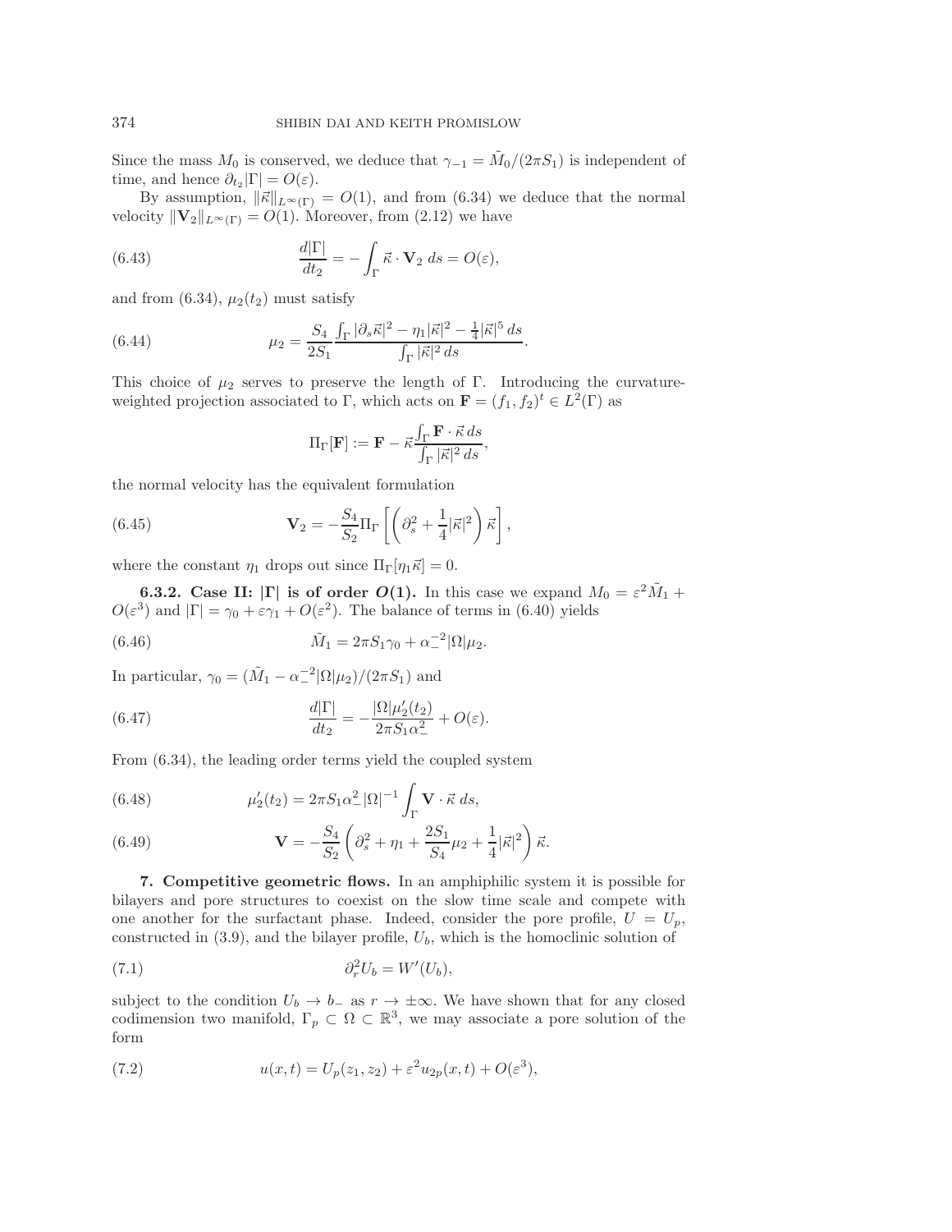Since the mass $M_0$ is conserved, we deduce that $\gamma_{-1} = \tilde{M}_0/(2\pi S_1)$ is independent of time, and hence $\partial_{t_2}|\Gamma| = O(\varepsilon)$.

By assumption, $\|\vec{\kappa}\|_{L^\infty(\Gamma)} = O(1)$, and from (6.34) we deduce that the normal velocity $\|\mathbf{V}_2\|_{L^\infty(\Gamma)} = O(1)$. Moreover, from (2.12) we have

$$\frac{d|\Gamma|}{dt_2} = -\int_\Gamma \vec{\kappa} \cdot \mathbf{V}_2 \, ds = O(\varepsilon), \tag{6.43}$$

and from (6.34), $\mu_2(t_2)$ must satisfy

$$\mu_2 = \frac{S_4}{2S_1} \frac{\int_\Gamma |\partial_s \vec{\kappa}|^2 - \eta_1 |\vec{\kappa}|^2 - \frac{1}{4}|\vec{\kappa}|^5 \, ds}{\int_\Gamma |\vec{\kappa}|^2 \, ds}. \tag{6.44}$$

This choice of $\mu_2$ serves to preserve the length of $\Gamma$. Introducing the curvature-weighted projection associated to $\Gamma$, which acts on $\mathbf{F} = (f_1, f_2)^t \in L^2(\Gamma)$ as

$$\Pi_\Gamma[\mathbf{F}] := \mathbf{F} - \vec{\kappa} \frac{\int_\Gamma \mathbf{F} \cdot \vec{\kappa} \, ds}{\int_\Gamma |\vec{\kappa}|^2 \, ds},$$

the normal velocity has the equivalent formulation

$$\mathbf{V}_2 = -\frac{S_4}{S_2} \Pi_\Gamma \left[ \left( \partial_s^2 + \frac{1}{4}|\vec{\kappa}|^2 \right) \vec{\kappa} \right], \tag{6.45}$$

where the constant $\eta_1$ drops out since $\Pi_\Gamma[\eta_1 \vec{\kappa}] = 0$.

**6.3.2. Case II: $|\Gamma|$ is of order $O(1)$.** In this case we expand $M_0 = \varepsilon^2 \tilde{M}_1 + O(\varepsilon^3)$ and $|\Gamma| = \gamma_0 + \varepsilon \gamma_1 + O(\varepsilon^2)$. The balance of terms in (6.40) yields

$$\tilde{M}_1 = 2\pi S_1 \gamma_0 + \alpha_-^{-2} |\Omega| \mu_2. \tag{6.46}$$

In particular, $\gamma_0 = (\tilde{M}_1 - \alpha_-^{-2}|\Omega|\mu_2)/(2\pi S_1)$ and

$$\frac{d|\Gamma|}{dt_2} = -\frac{|\Omega| \mu_2'(t_2)}{2\pi S_1 \alpha_-^2} + O(\varepsilon). \tag{6.47}$$

From (6.34), the leading order terms yield the coupled system

$$\mu_2'(t_2) = 2\pi S_1 \alpha_-^2 |\Omega|^{-1} \int_\Gamma \mathbf{V} \cdot \vec{\kappa} \, ds, \tag{6.48}$$

$$\mathbf{V} = -\frac{S_4}{S_2} \left( \partial_s^2 + \eta_1 + \frac{2S_1}{S_4}\mu_2 + \frac{1}{4}|\vec{\kappa}|^2 \right) \vec{\kappa}. \tag{6.49}$$

**7. Competitive geometric flows.** In an amphiphilic system it is possible for bilayers and pore structures to coexist on the slow time scale and compete with one another for the surfactant phase. Indeed, consider the pore profile, $U = U_p$, constructed in (3.9), and the bilayer profile, $U_b$, which is the homoclinic solution of

$$\partial_r^2 U_b = W'(U_b), \tag{7.1}$$

subject to the condition $U_b \to b_-$ as $r \to \pm\infty$. We have shown that for any closed codimension two manifold, $\Gamma_p \subset \Omega \subset \mathbb{R}^3$, we may associate a pore solution of the form

$$u(x,t) = U_p(z_1, z_2) + \varepsilon^2 u_{2p}(x,t) + O(\varepsilon^3), \tag{7.2}$$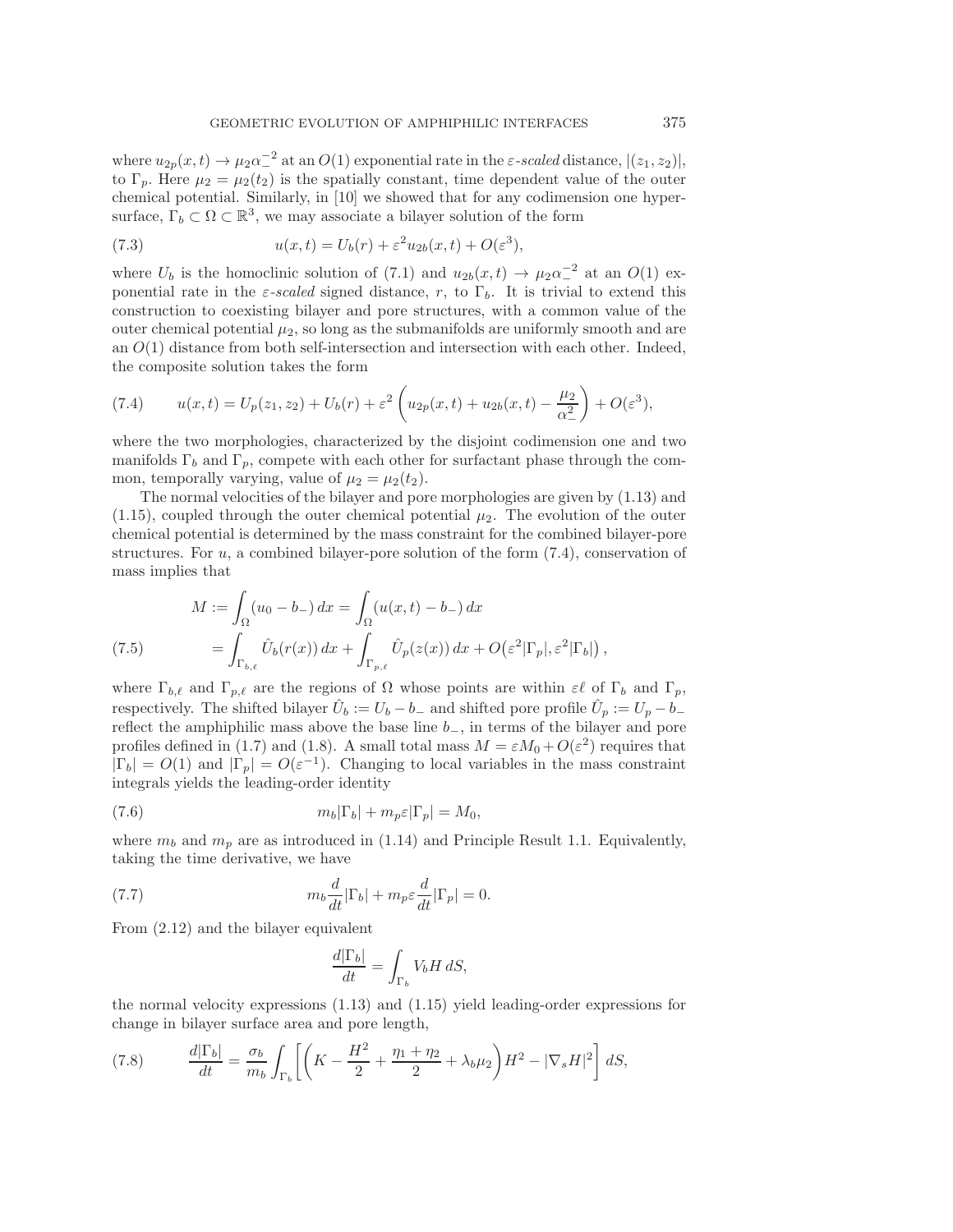where $u_{2p}(x,t) \to \mu_2 \alpha_-^{-2}$ at an $O(1)$ exponential rate in the $\varepsilon$-*scaled* distance, $|(z_1, z_2)|$, to $\Gamma_p$. Here $\mu_2 = \mu_2(t_2)$ is the spatially constant, time dependent value of the outer chemical potential. Similarly, in [10] we showed that for any codimension one hypersurface, $\Gamma_b \subset \Omega \subset \mathbb{R}^3$, we may associate a bilayer solution of the form

$$
u(x,t) = U_b(r) + \varepsilon^2 u_{2b}(x,t) + O(\varepsilon^3), \tag{7.3}
$$

where $U_b$ is the homoclinic solution of (7.1) and $u_{2b}(x,t) \to \mu_2 \alpha_-^{-2}$ at an $O(1)$ exponential rate in the $\varepsilon$-*scaled* signed distance, $r$, to $\Gamma_b$. It is trivial to extend this construction to coexisting bilayer and pore structures, with a common value of the outer chemical potential $\mu_2$, so long as the submanifolds are uniformly smooth and are an $O(1)$ distance from both self-intersection and intersection with each other. Indeed, the composite solution takes the form

$$
u(x,t) = U_p(z_1, z_2) + U_b(r) + \varepsilon^2 \left( u_{2p}(x,t) + u_{2b}(x,t) - \frac{\mu_2}{\alpha_-^2} \right) + O(\varepsilon^3), \tag{7.4}
$$

where the two morphologies, characterized by the disjoint codimension one and two manifolds $\Gamma_b$ and $\Gamma_p$, compete with each other for surfactant phase through the common, temporally varying, value of $\mu_2 = \mu_2(t_2)$.

The normal velocities of the bilayer and pore morphologies are given by (1.13) and (1.15), coupled through the outer chemical potential $\mu_2$. The evolution of the outer chemical potential is determined by the mass constraint for the combined bilayer-pore structures. For $u$, a combined bilayer-pore solution of the form (7.4), conservation of mass implies that

$$
\begin{aligned}
M &:= \int_\Omega (u_0 - b_-)\, dx = \int_\Omega (u(x,t) - b_-)\, dx \\
&= \int_{\Gamma_{b,\ell}} \hat{U}_b(r(x))\, dx + \int_{\Gamma_{p,\ell}} \hat{U}_p(z(x))\, dx + O\big(\varepsilon^2 |\Gamma_p|, \varepsilon^2 |\Gamma_b|\big),
\end{aligned} \tag{7.5}
$$

where $\Gamma_{b,\ell}$ and $\Gamma_{p,\ell}$ are the regions of $\Omega$ whose points are within $\varepsilon \ell$ of $\Gamma_b$ and $\Gamma_p$, respectively. The shifted bilayer $\hat{U}_b := U_b - b_-$ and shifted pore profile $\hat{U}_p := U_p - b_-$ reflect the amphiphilic mass above the base line $b_-$, in terms of the bilayer and pore profiles defined in (1.7) and (1.8). A small total mass $M = \varepsilon M_0 + O(\varepsilon^2)$ requires that $|\Gamma_b| = O(1)$ and $|\Gamma_p| = O(\varepsilon^{-1})$. Changing to local variables in the mass constraint integrals yields the leading-order identity

$$
m_b |\Gamma_b| + m_p \varepsilon |\Gamma_p| = M_0, \tag{7.6}
$$

where $m_b$ and $m_p$ are as introduced in (1.14) and Principle Result 1.1. Equivalently, taking the time derivative, we have

$$
m_b \frac{d}{dt} |\Gamma_b| + m_p \varepsilon \frac{d}{dt} |\Gamma_p| = 0. \tag{7.7}
$$

From (2.12) and the bilayer equivalent

$$
\frac{d|\Gamma_b|}{dt} = \int_{\Gamma_b} V_b H \, dS,
$$

the normal velocity expressions (1.13) and (1.15) yield leading-order expressions for change in bilayer surface area and pore length,

$$
\frac{d|\Gamma_b|}{dt} = \frac{\sigma_b}{m_b} \int_{\Gamma_b} \left[ \left( K - \frac{H^2}{2} + \frac{\eta_1 + \eta_2}{2} + \lambda_b \mu_2 \right) H^2 - |\nabla_s H|^2 \right] dS, \tag{7.8}
$$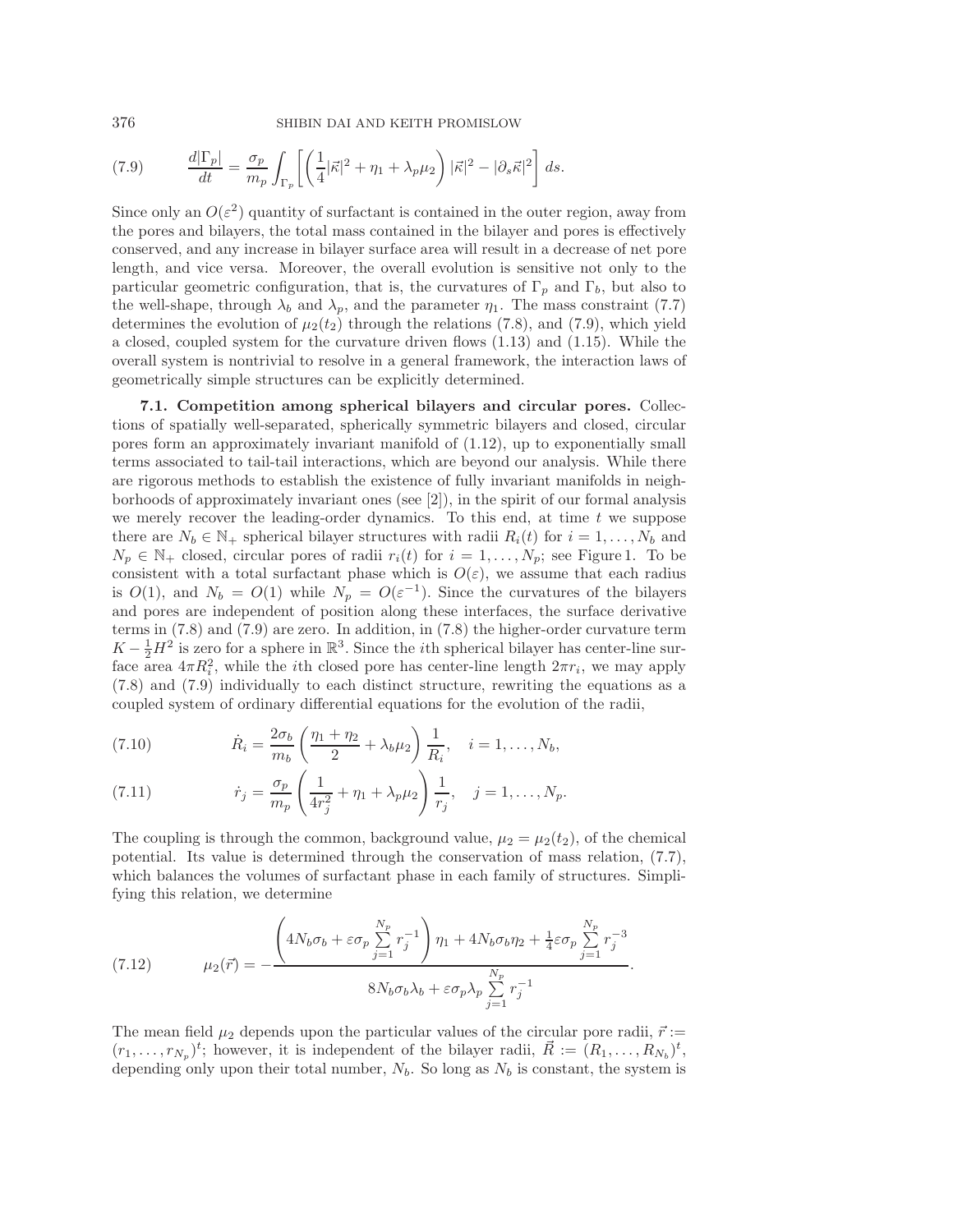$$
\frac{d|\Gamma_p|}{dt} = \frac{\sigma_p}{m_p} \int_{\Gamma_p} \left[ \left( \frac{1}{4}|\vec{\kappa}|^2 + \eta_1 + \lambda_p \mu_2 \right) |\vec{\kappa}|^2 - |\partial_s \vec{\kappa}|^2 \right] ds. \tag{7.9}
$$

Since only an $O(\varepsilon^2)$ quantity of surfactant is contained in the outer region, away from the pores and bilayers, the total mass contained in the bilayer and pores is effectively conserved, and any increase in bilayer surface area will result in a decrease of net pore length, and vice versa. Moreover, the overall evolution is sensitive not only to the particular geometric configuration, that is, the curvatures of $\Gamma_p$ and $\Gamma_b$, but also to the well-shape, through $\lambda_b$ and $\lambda_p$, and the parameter $\eta_1$. The mass constraint (7.7) determines the evolution of $\mu_2(t_2)$ through the relations (7.8), and (7.9), which yield a closed, coupled system for the curvature driven flows (1.13) and (1.15). While the overall system is nontrivial to resolve in a general framework, the interaction laws of geometrically simple structures can be explicitly determined.

**7.1. Competition among spherical bilayers and circular pores.** Collections of spatially well-separated, spherically symmetric bilayers and closed, circular pores form an approximately invariant manifold of (1.12), up to exponentially small terms associated to tail-tail interactions, which are beyond our analysis. While there are rigorous methods to establish the existence of fully invariant manifolds in neighborhoods of approximately invariant ones (see [2]), in the spirit of our formal analysis we merely recover the leading-order dynamics. To this end, at time $t$ we suppose there are $N_b \in \mathbb{N}_+$ spherical bilayer structures with radii $R_i(t)$ for $i = 1, \dots, N_b$ and $N_p \in \mathbb{N}_+$ closed, circular pores of radii $r_i(t)$ for $i = 1, \dots, N_p$; see Figure 1. To be consistent with a total surfactant phase which is $O(\varepsilon)$, we assume that each radius is $O(1)$, and $N_b = O(1)$ while $N_p = O(\varepsilon^{-1})$. Since the curvatures of the bilayers and pores are independent of position along these interfaces, the surface derivative terms in (7.8) and (7.9) are zero. In addition, in (7.8) the higher-order curvature term $K - \frac{1}{2}H^2$ is zero for a sphere in $\mathbb{R}^3$. Since the $i$th spherical bilayer has center-line surface area $4\pi R_i^2$, while the $i$th closed pore has center-line length $2\pi r_i$, we may apply (7.8) and (7.9) individually to each distinct structure, rewriting the equations as a coupled system of ordinary differential equations for the evolution of the radii,

$$
\dot{R}_i = \frac{2\sigma_b}{m_b} \left( \frac{\eta_1 + \eta_2}{2} + \lambda_b \mu_2 \right) \frac{1}{R_i}, \quad i = 1, \dots, N_b, \tag{7.10}
$$

$$
\dot{r}_j = \frac{\sigma_p}{m_p} \left( \frac{1}{4r_j^2} + \eta_1 + \lambda_p \mu_2 \right) \frac{1}{r_j}, \quad j = 1, \dots, N_p. \tag{7.11}
$$

The coupling is through the common, background value, $\mu_2 = \mu_2(t_2)$, of the chemical potential. Its value is determined through the conservation of mass relation, (7.7), which balances the volumes of surfactant phase in each family of structures. Simplifying this relation, we determine

$$
\mu_2(\vec{r}) = -\frac{\left( 4N_b\sigma_b + \varepsilon\sigma_p \sum_{j=1}^{N_p} r_j^{-1} \right) \eta_1 + 4N_b\sigma_b\eta_2 + \frac{1}{4}\varepsilon\sigma_p \sum_{j=1}^{N_p} r_j^{-3}}{8N_b\sigma_b\lambda_b + \varepsilon\sigma_p\lambda_p \sum_{j=1}^{N_p} r_j^{-1}}. \tag{7.12}
$$

The mean field $\mu_2$ depends upon the particular values of the circular pore radii, $\vec{r} := (r_1, \dots, r_{N_p})^t$; however, it is independent of the bilayer radii, $\vec{R} := (R_1, \dots, R_{N_b})^t$, depending only upon their total number, $N_b$. So long as $N_b$ is constant, the system is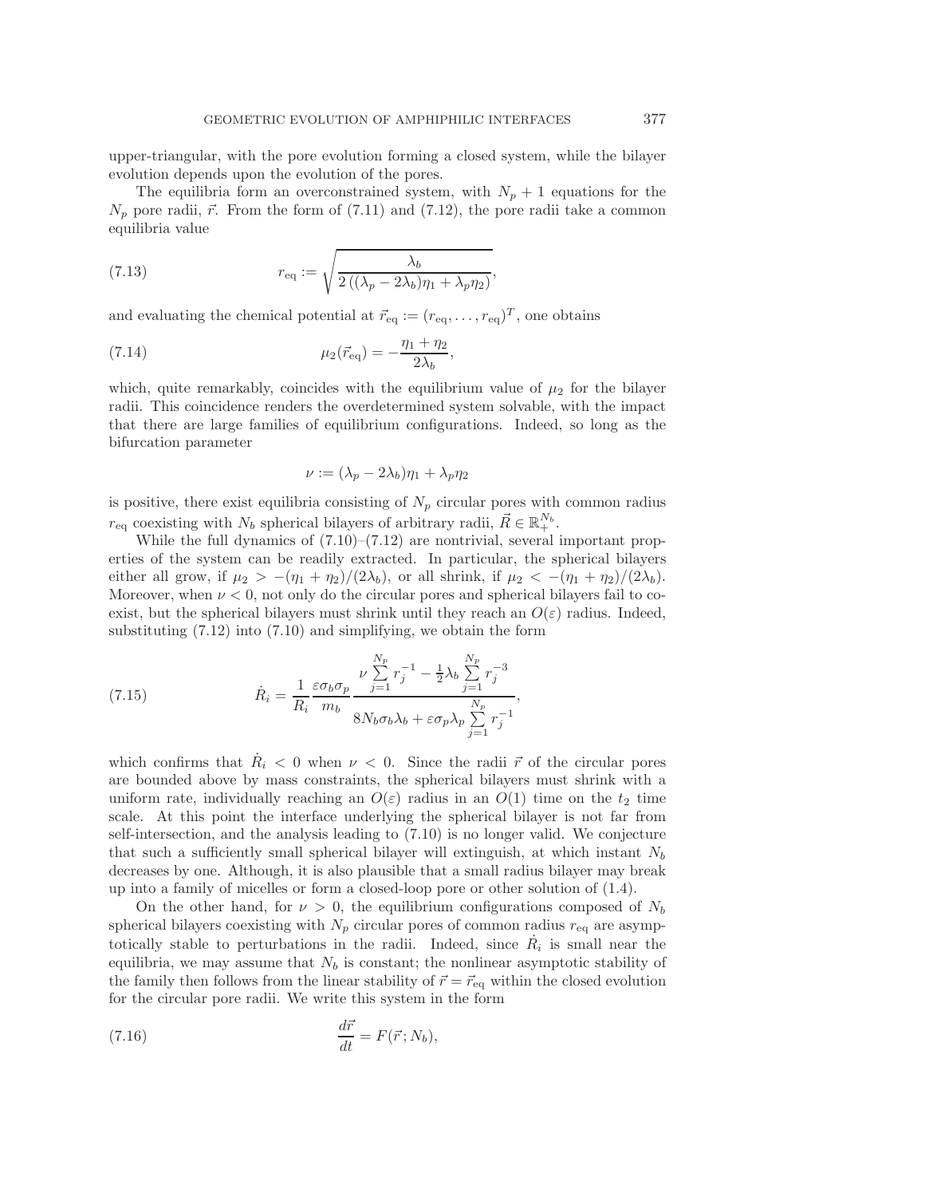upper-triangular, with the pore evolution forming a closed system, while the bilayer evolution depends upon the evolution of the pores.

The equilibria form an overconstrained system, with $N_p + 1$ equations for the $N_p$ pore radii, $\vec{r}$. From the form of (7.11) and (7.12), the pore radii take a common equilibria value

$$r_{\rm eq} := \sqrt{\frac{\lambda_b}{2\left((\lambda_p - 2\lambda_b)\eta_1 + \lambda_p \eta_2\right)}}, \tag{7.13}$$

and evaluating the chemical potential at $\vec{r}_{\rm eq} := (r_{\rm eq}, \dots, r_{\rm eq})^T$, one obtains

$$\mu_2(\vec{r}_{\rm eq}) = -\frac{\eta_1 + \eta_2}{2\lambda_b}, \tag{7.14}$$

which, quite remarkably, coincides with the equilibrium value of $\mu_2$ for the bilayer radii. This coincidence renders the overdetermined system solvable, with the impact that there are large families of equilibrium configurations. Indeed, so long as the bifurcation parameter

$$\nu := (\lambda_p - 2\lambda_b)\eta_1 + \lambda_p \eta_2$$

is positive, there exist equilibria consisting of $N_p$ circular pores with common radius $r_{\rm eq}$ coexisting with $N_b$ spherical bilayers of arbitrary radii, $\vec{R} \in \mathbb{R}_+^{N_b}$.

While the full dynamics of (7.10)–(7.12) are nontrivial, several important properties of the system can be readily extracted. In particular, the spherical bilayers either all grow, if $\mu_2 > -(\eta_1 + \eta_2)/(2\lambda_b)$, or all shrink, if $\mu_2 < -(\eta_1 + \eta_2)/(2\lambda_b)$. Moreover, when $\nu < 0$, not only do the circular pores and spherical bilayers fail to coexist, but the spherical bilayers must shrink until they reach an $O(\varepsilon)$ radius. Indeed, substituting (7.12) into (7.10) and simplifying, we obtain the form

$$\dot{R}_i = \frac{1}{R_i}\frac{\varepsilon \sigma_b \sigma_p}{m_b} \frac{\nu \sum\limits_{j=1}^{N_p} r_j^{-1} - \frac{1}{2}\lambda_b \sum\limits_{j=1}^{N_p} r_j^{-3}}{8 N_b \sigma_b \lambda_b + \varepsilon \sigma_p \lambda_p \sum\limits_{j=1}^{N_p} r_j^{-1}}, \tag{7.15}$$

which confirms that $\dot{R}_i < 0$ when $\nu < 0$. Since the radii $\vec{r}$ of the circular pores are bounded above by mass constraints, the spherical bilayers must shrink with a uniform rate, individually reaching an $O(\varepsilon)$ radius in an $O(1)$ time on the $t_2$ time scale. At this point the interface underlying the spherical bilayer is not far from self-intersection, and the analysis leading to (7.10) is no longer valid. We conjecture that such a sufficiently small spherical bilayer will extinguish, at which instant $N_b$ decreases by one. Although, it is also plausible that a small radius bilayer may break up into a family of micelles or form a closed-loop pore or other solution of (1.4).

On the other hand, for $\nu > 0$, the equilibrium configurations composed of $N_b$ spherical bilayers coexisting with $N_p$ circular pores of common radius $r_{\rm eq}$ are asymptotically stable to perturbations in the radii. Indeed, since $\dot{R}_i$ is small near the equilibria, we may assume that $N_b$ is constant; the nonlinear asymptotic stability of the family then follows from the linear stability of $\vec{r} = \vec{r}_{\rm eq}$ within the closed evolution for the circular pore radii. We write this system in the form

$$\frac{d\vec{r}}{dt} = F(\vec{r}; N_b), \tag{7.16}$$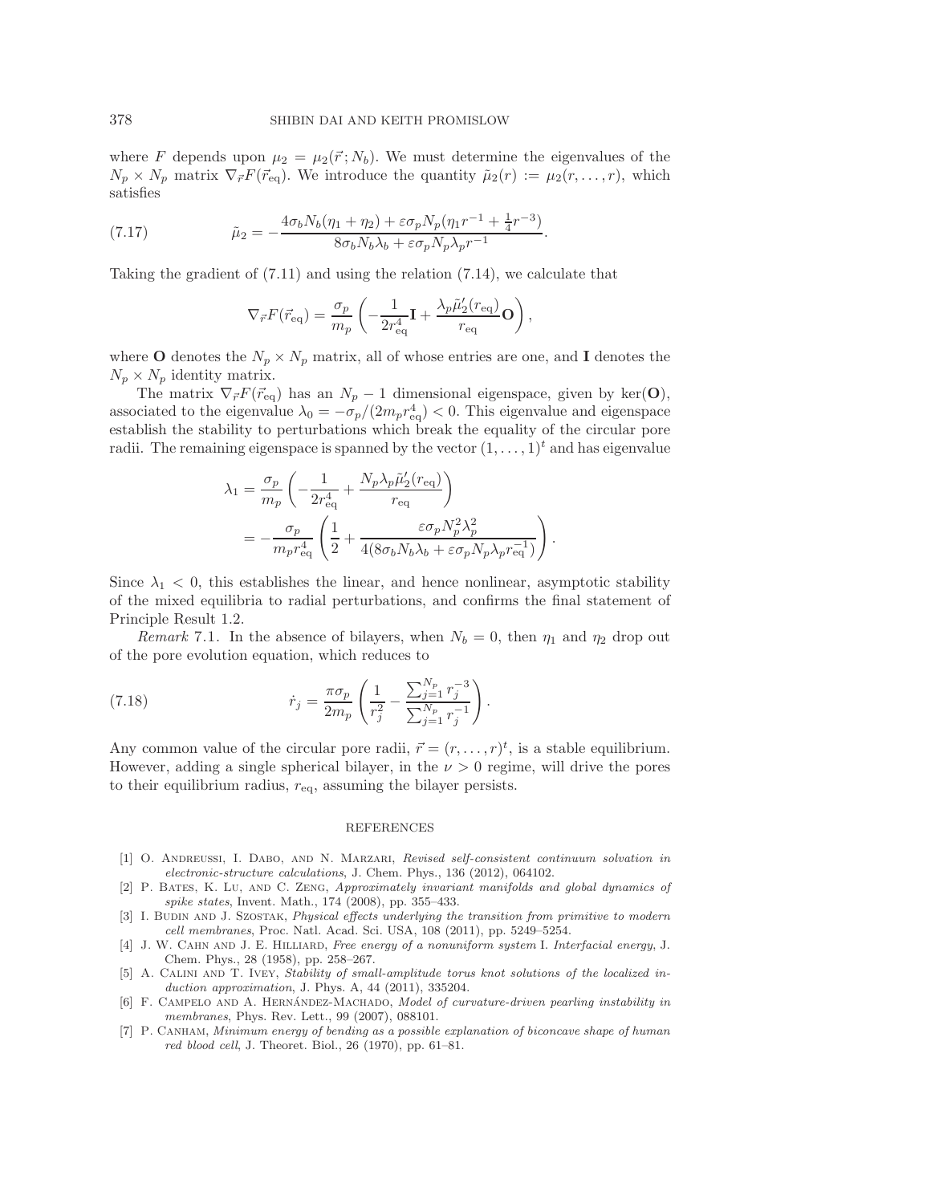where $F$ depends upon $\mu_2 = \mu_2(\vec{r}; N_b)$. We must determine the eigenvalues of the $N_p \times N_p$ matrix $\nabla_{\vec{r}} F(\vec{r}_{\rm eq})$. We introduce the quantity $\tilde{\mu}_2(r) := \mu_2(r, \ldots, r)$, which satisfies

$$\tilde{\mu}_2 = -\frac{4\sigma_b N_b(\eta_1 + \eta_2) + \varepsilon \sigma_p N_p(\eta_1 r^{-1} + \frac{1}{4} r^{-3})}{8\sigma_b N_b \lambda_b + \varepsilon \sigma_p N_p \lambda_p r^{-1}}. \tag{7.17}$$

Taking the gradient of (7.11) and using the relation (7.14), we calculate that

$$\nabla_{\vec{r}} F(\vec{r}_{\rm eq}) = \frac{\sigma_p}{m_p}\left(-\frac{1}{2r_{\rm eq}^4}\mathbf{I} + \frac{\lambda_p \tilde{\mu}_2'(r_{\rm eq})}{r_{\rm eq}}\mathbf{O}\right),$$

where $\mathbf{O}$ denotes the $N_p \times N_p$ matrix, all of whose entries are one, and $\mathbf{I}$ denotes the $N_p \times N_p$ identity matrix.

The matrix $\nabla_{\vec{r}} F(\vec{r}_{\rm eq})$ has an $N_p - 1$ dimensional eigenspace, given by $\ker(\mathbf{O})$, associated to the eigenvalue $\lambda_0 = -\sigma_p/(2m_p r_{\rm eq}^4) < 0$. This eigenvalue and eigenspace establish the stability to perturbations which break the equality of the circular pore radii. The remaining eigenspace is spanned by the vector $(1, \ldots, 1)^t$ and has eigenvalue

$$\begin{aligned}
\lambda_1 &= \frac{\sigma_p}{m_p}\left(-\frac{1}{2r_{\rm eq}^4} + \frac{N_p \lambda_p \tilde{\mu}_2'(r_{\rm eq})}{r_{\rm eq}}\right) \\
&= -\frac{\sigma_p}{m_p r_{\rm eq}^4}\left(\frac{1}{2} + \frac{\varepsilon \sigma_p N_p^2 \lambda_p^2}{4(8\sigma_b N_b \lambda_b + \varepsilon \sigma_p N_p \lambda_p r_{\rm eq}^{-1})}\right).
\end{aligned}$$

Since $\lambda_1 < 0$, this establishes the linear, and hence nonlinear, asymptotic stability of the mixed equilibria to radial perturbations, and confirms the final statement of Principle Result 1.2.

*Remark* 7.1. In the absence of bilayers, when $N_b = 0$, then $\eta_1$ and $\eta_2$ drop out of the pore evolution equation, which reduces to

$$\dot{r}_j = \frac{\pi \sigma_p}{2m_p}\left(\frac{1}{r_j^2} - \frac{\sum_{j=1}^{N_p} r_j^{-3}}{\sum_{j=1}^{N_p} r_j^{-1}}\right). \tag{7.18}$$

Any common value of the circular pore radii, $\vec{r} = (r, \ldots, r)^t$, is a stable equilibrium. However, adding a single spherical bilayer, in the $\nu > 0$ regime, will drive the pores to their equilibrium radius, $r_{\rm eq}$, assuming the bilayer persists.

## REFERENCES

[1] O. Andreussi, I. Dabo, and N. Marzari, *Revised self-consistent continuum solvation in electronic-structure calculations*, J. Chem. Phys., 136 (2012), 064102.

[2] P. Bates, K. Lu, and C. Zeng, *Approximately invariant manifolds and global dynamics of spike states*, Invent. Math., 174 (2008), pp. 355–433.

[3] I. Budin and J. Szostak, *Physical effects underlying the transition from primitive to modern cell membranes*, Proc. Natl. Acad. Sci. USA, 108 (2011), pp. 5249–5254.

[4] J. W. Cahn and J. E. Hilliard, *Free energy of a nonuniform system* I. *Interfacial energy*, J. Chem. Phys., 28 (1958), pp. 258–267.

[5] A. Calini and T. Ivey, *Stability of small-amplitude torus knot solutions of the localized induction approximation*, J. Phys. A, 44 (2011), 335204.

[6] F. Campelo and A. Hernández-Machado, *Model of curvature-driven pearling instability in membranes*, Phys. Rev. Lett., 99 (2007), 088101.

[7] P. Canham, *Minimum energy of bending as a possible explanation of biconcave shape of human red blood cell*, J. Theoret. Biol., 26 (1970), pp. 61–81.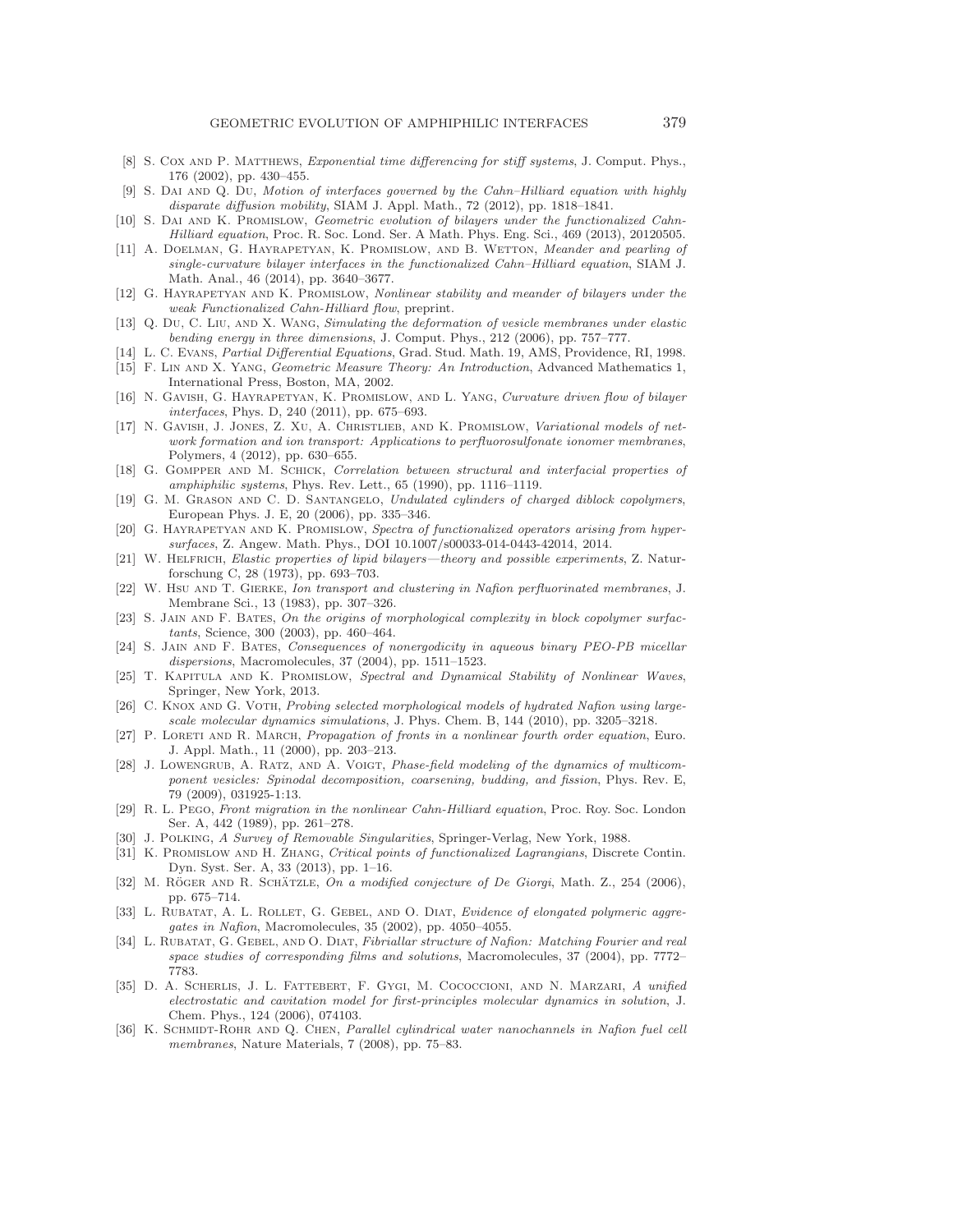[8] S. Cox and P. Matthews, *Exponential time differencing for stiff systems*, J. Comput. Phys., 176 (2002), pp. 430–455.

[9] S. Dai and Q. Du, *Motion of interfaces governed by the Cahn–Hilliard equation with highly disparate diffusion mobility*, SIAM J. Appl. Math., 72 (2012), pp. 1818–1841.

[10] S. Dai and K. Promislow, *Geometric evolution of bilayers under the functionalized Cahn-Hilliard equation*, Proc. R. Soc. Lond. Ser. A Math. Phys. Eng. Sci., 469 (2013), 20120505.

[11] A. Doelman, G. Hayrapetyan, K. Promislow, and B. Wetton, *Meander and pearling of single-curvature bilayer interfaces in the functionalized Cahn–Hilliard equation*, SIAM J. Math. Anal., 46 (2014), pp. 3640–3677.

[12] G. Hayrapetyan and K. Promislow, *Nonlinear stability and meander of bilayers under the weak Functionalized Cahn-Hilliard flow*, preprint.

[13] Q. Du, C. Liu, and X. Wang, *Simulating the deformation of vesicle membranes under elastic bending energy in three dimensions*, J. Comput. Phys., 212 (2006), pp. 757–777.

[14] L. C. Evans, *Partial Differential Equations*, Grad. Stud. Math. 19, AMS, Providence, RI, 1998.

[15] F. Lin and X. Yang, *Geometric Measure Theory: An Introduction*, Advanced Mathematics 1, International Press, Boston, MA, 2002.

[16] N. Gavish, G. Hayrapetyan, K. Promislow, and L. Yang, *Curvature driven flow of bilayer interfaces*, Phys. D, 240 (2011), pp. 675–693.

[17] N. Gavish, J. Jones, Z. Xu, A. Christlieb, and K. Promislow, *Variational models of network formation and ion transport: Applications to perfluorosulfonate ionomer membranes*, Polymers, 4 (2012), pp. 630–655.

[18] G. Gompper and M. Schick, *Correlation between structural and interfacial properties of amphiphilic systems*, Phys. Rev. Lett., 65 (1990), pp. 1116–1119.

[19] G. M. Grason and C. D. Santangelo, *Undulated cylinders of charged diblock copolymers*, European Phys. J. E, 20 (2006), pp. 335–346.

[20] G. Hayrapetyan and K. Promislow, *Spectra of functionalized operators arising from hypersurfaces*, Z. Angew. Math. Phys., DOI 10.1007/s00033-014-0443-42014, 2014.

[21] W. Helfrich, *Elastic properties of lipid bilayers—theory and possible experiments*, Z. Naturforschung C, 28 (1973), pp. 693–703.

[22] W. Hsu and T. Gierke, *Ion transport and clustering in Nafion perfluorinated membranes*, J. Membrane Sci., 13 (1983), pp. 307–326.

[23] S. Jain and F. Bates, *On the origins of morphological complexity in block copolymer surfactants*, Science, 300 (2003), pp. 460–464.

[24] S. Jain and F. Bates, *Consequences of nonergodicity in aqueous binary PEO-PB micellar dispersions*, Macromolecules, 37 (2004), pp. 1511–1523.

[25] T. Kapitula and K. Promislow, *Spectral and Dynamical Stability of Nonlinear Waves*, Springer, New York, 2013.

[26] C. Knox and G. Voth, *Probing selected morphological models of hydrated Nafion using large-scale molecular dynamics simulations*, J. Phys. Chem. B, 144 (2010), pp. 3205–3218.

[27] P. Loreti and R. March, *Propagation of fronts in a nonlinear fourth order equation*, Euro. J. Appl. Math., 11 (2000), pp. 203–213.

[28] J. Lowengrub, A. Ratz, and A. Voigt, *Phase-field modeling of the dynamics of multicomponent vesicles: Spinodal decomposition, coarsening, budding, and fission*, Phys. Rev. E, 79 (2009), 031925-1:13.

[29] R. L. Pego, *Front migration in the nonlinear Cahn-Hilliard equation*, Proc. Roy. Soc. London Ser. A, 442 (1989), pp. 261–278.

[30] J. Polking, *A Survey of Removable Singularities*, Springer-Verlag, New York, 1988.

[31] K. Promislow and H. Zhang, *Critical points of functionalized Lagrangians*, Discrete Contin. Dyn. Syst. Ser. A, 33 (2013), pp. 1–16.

[32] M. Röger and R. Schätzle, *On a modified conjecture of De Giorgi*, Math. Z., 254 (2006), pp. 675–714.

[33] L. Rubatat, A. L. Rollet, G. Gebel, and O. Diat, *Evidence of elongated polymeric aggregates in Nafion*, Macromolecules, 35 (2002), pp. 4050–4055.

[34] L. Rubatat, G. Gebel, and O. Diat, *Fibriallar structure of Nafion: Matching Fourier and real space studies of corresponding films and solutions*, Macromolecules, 37 (2004), pp. 7772–7783.

[35] D. A. Scherlis, J. L. Fattebert, F. Gygi, M. Cococcioni, and N. Marzari, *A unified electrostatic and cavitation model for first-principles molecular dynamics in solution*, J. Chem. Phys., 124 (2006), 074103.

[36] K. Schmidt-Rohr and Q. Chen, *Parallel cylindrical water nanochannels in Nafion fuel cell membranes*, Nature Materials, 7 (2008), pp. 75–83.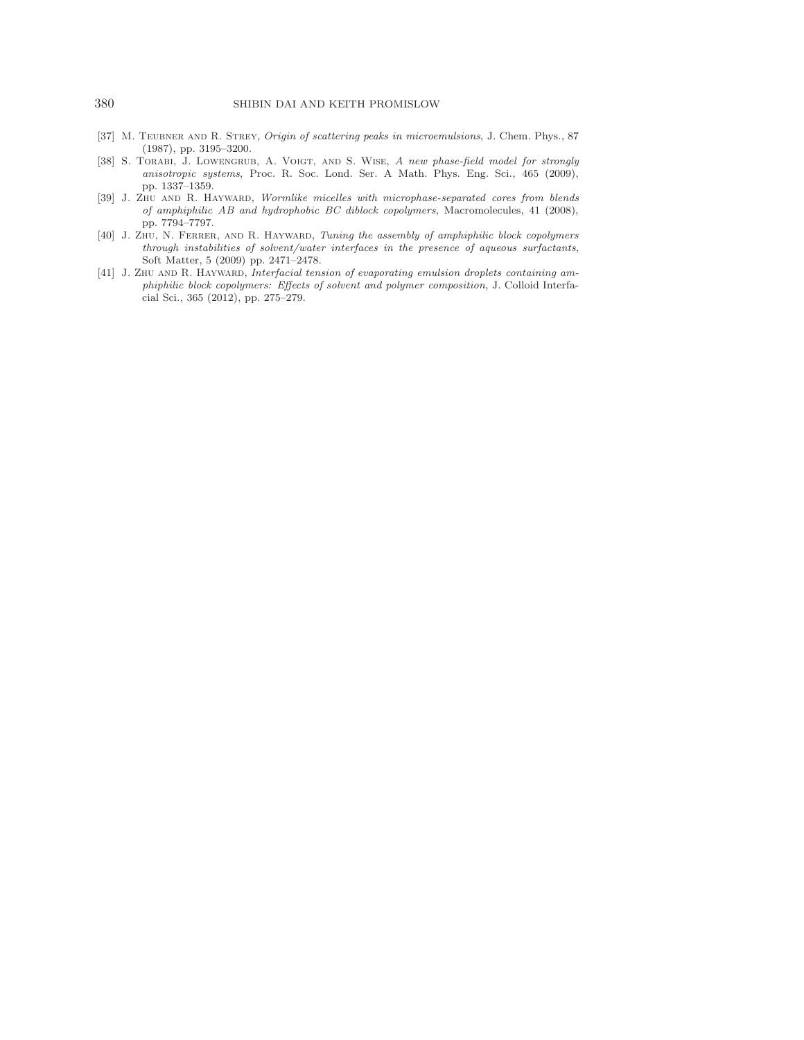[37] M. Teubner and R. Strey, *Origin of scattering peaks in microemulsions*, J. Chem. Phys., 87 (1987), pp. 3195–3200.

[38] S. Torabi, J. Lowengrub, A. Voigt, and S. Wise, *A new phase-field model for strongly anisotropic systems*, Proc. R. Soc. Lond. Ser. A Math. Phys. Eng. Sci., 465 (2009), pp. 1337–1359.

[39] J. Zhu and R. Hayward, *Wormlike micelles with microphase-separated cores from blends of amphiphilic AB and hydrophobic BC diblock copolymers*, Macromolecules, 41 (2008), pp. 7794–7797.

[40] J. Zhu, N. Ferrer, and R. Hayward, *Tuning the assembly of amphiphilic block copolymers through instabilities of solvent/water interfaces in the presence of aqueous surfactants*, Soft Matter, 5 (2009) pp. 2471–2478.

[41] J. Zhu and R. Hayward, *Interfacial tension of evaporating emulsion droplets containing amphiphilic block copolymers: Effects of solvent and polymer composition*, J. Colloid Interfacial Sci., 365 (2012), pp. 275–279.